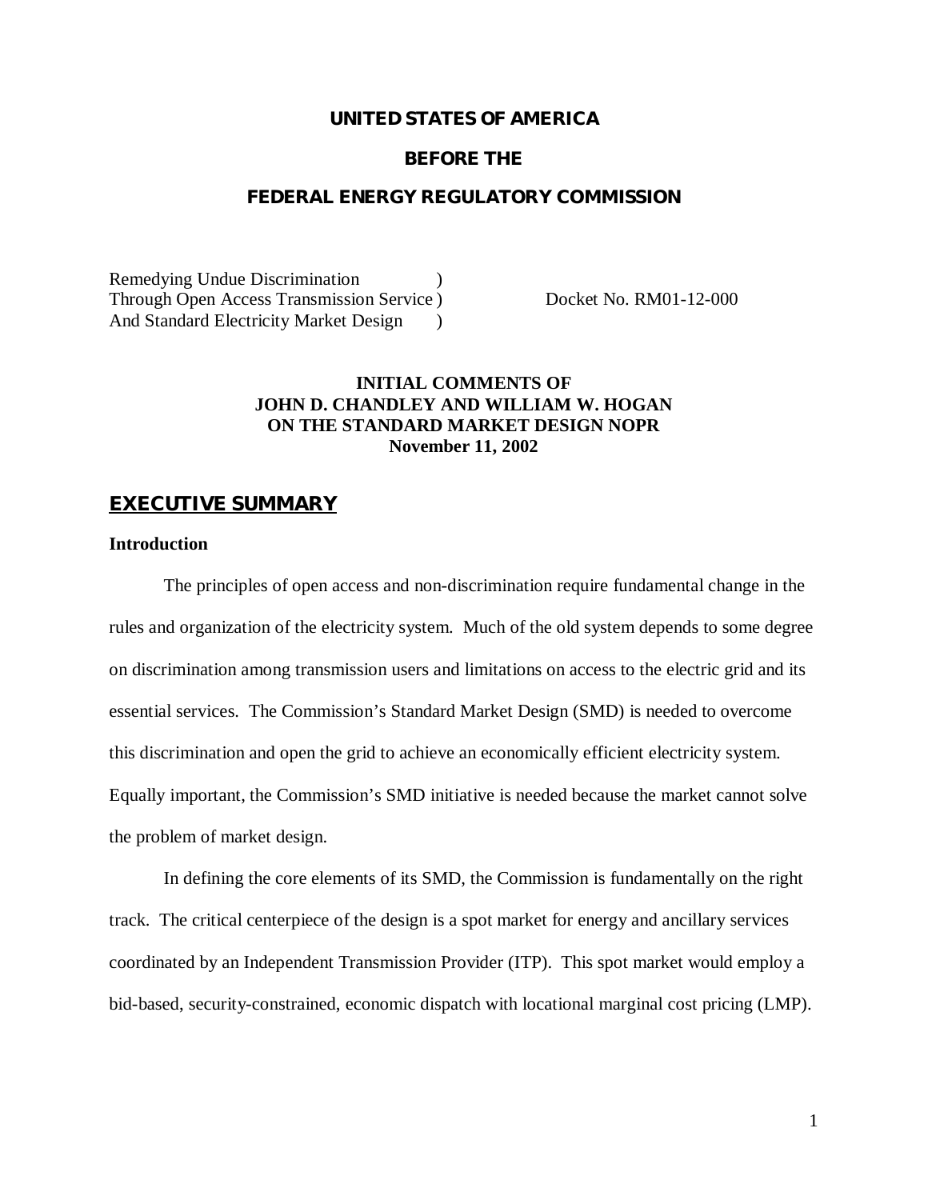**UNITED STATES OF AMERICA**

**BEFORE THE**

**FEDERAL ENERGY REGULATORY COMMISSION**

Remedying Undue Discrimination )
Through Open Access Transmission Service ) Docket No. RM01-12-000
And Standard Electricity Market Design )

**INITIAL COMMENTS OF**
**JOHN D. CHANDLEY AND WILLIAM W. HOGAN**
**ON THE STANDARD MARKET DESIGN NOPR**
**November 11, 2002**

## EXECUTIVE SUMMARY

### Introduction

The principles of open access and non-discrimination require fundamental change in the rules and organization of the electricity system. Much of the old system depends to some degree on discrimination among transmission users and limitations on access to the electric grid and its essential services. The Commission's Standard Market Design (SMD) is needed to overcome this discrimination and open the grid to achieve an economically efficient electricity system. Equally important, the Commission's SMD initiative is needed because the market cannot solve the problem of market design.

In defining the core elements of its SMD, the Commission is fundamentally on the right track. The critical centerpiece of the design is a spot market for energy and ancillary services coordinated by an Independent Transmission Provider (ITP). This spot market would employ a bid-based, security-constrained, economic dispatch with locational marginal cost pricing (LMP).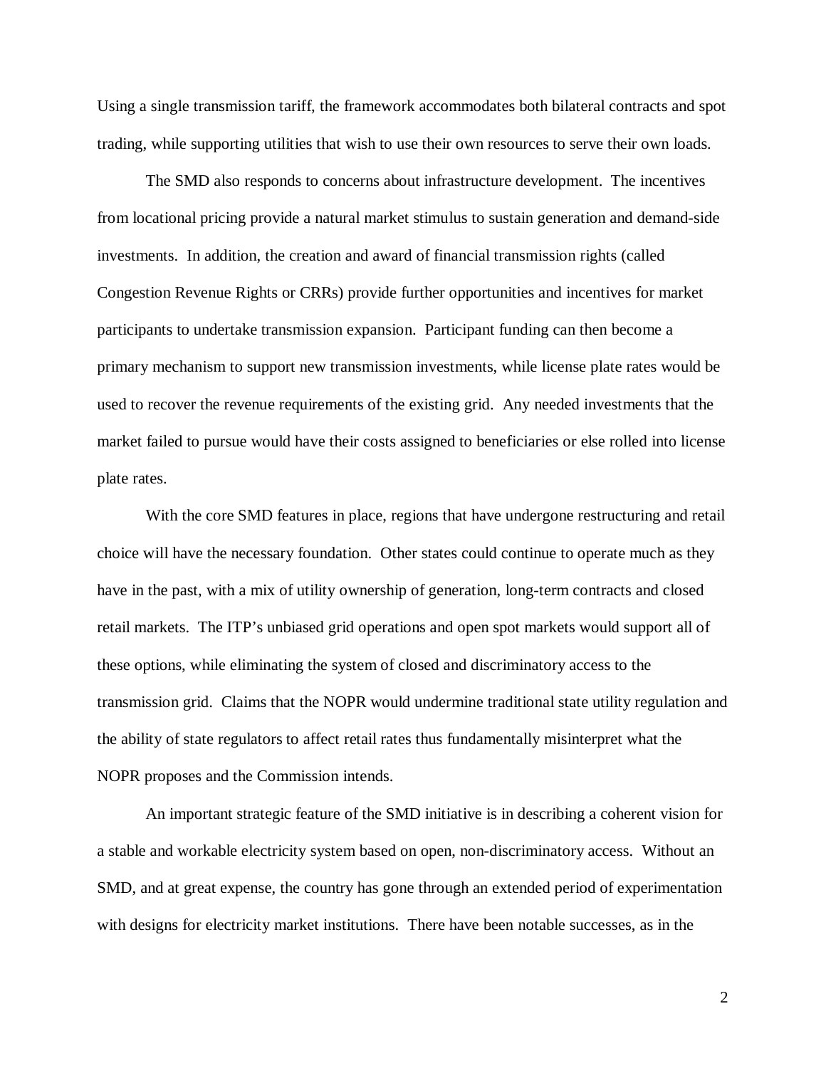Using a single transmission tariff, the framework accommodates both bilateral contracts and spot trading, while supporting utilities that wish to use their own resources to serve their own loads.

The SMD also responds to concerns about infrastructure development. The incentives from locational pricing provide a natural market stimulus to sustain generation and demand-side investments. In addition, the creation and award of financial transmission rights (called Congestion Revenue Rights or CRRs) provide further opportunities and incentives for market participants to undertake transmission expansion. Participant funding can then become a primary mechanism to support new transmission investments, while license plate rates would be used to recover the revenue requirements of the existing grid. Any needed investments that the market failed to pursue would have their costs assigned to beneficiaries or else rolled into license plate rates.

With the core SMD features in place, regions that have undergone restructuring and retail choice will have the necessary foundation. Other states could continue to operate much as they have in the past, with a mix of utility ownership of generation, long-term contracts and closed retail markets. The ITP's unbiased grid operations and open spot markets would support all of these options, while eliminating the system of closed and discriminatory access to the transmission grid. Claims that the NOPR would undermine traditional state utility regulation and the ability of state regulators to affect retail rates thus fundamentally misinterpret what the NOPR proposes and the Commission intends.

An important strategic feature of the SMD initiative is in describing a coherent vision for a stable and workable electricity system based on open, non-discriminatory access. Without an SMD, and at great expense, the country has gone through an extended period of experimentation with designs for electricity market institutions. There have been notable successes, as in the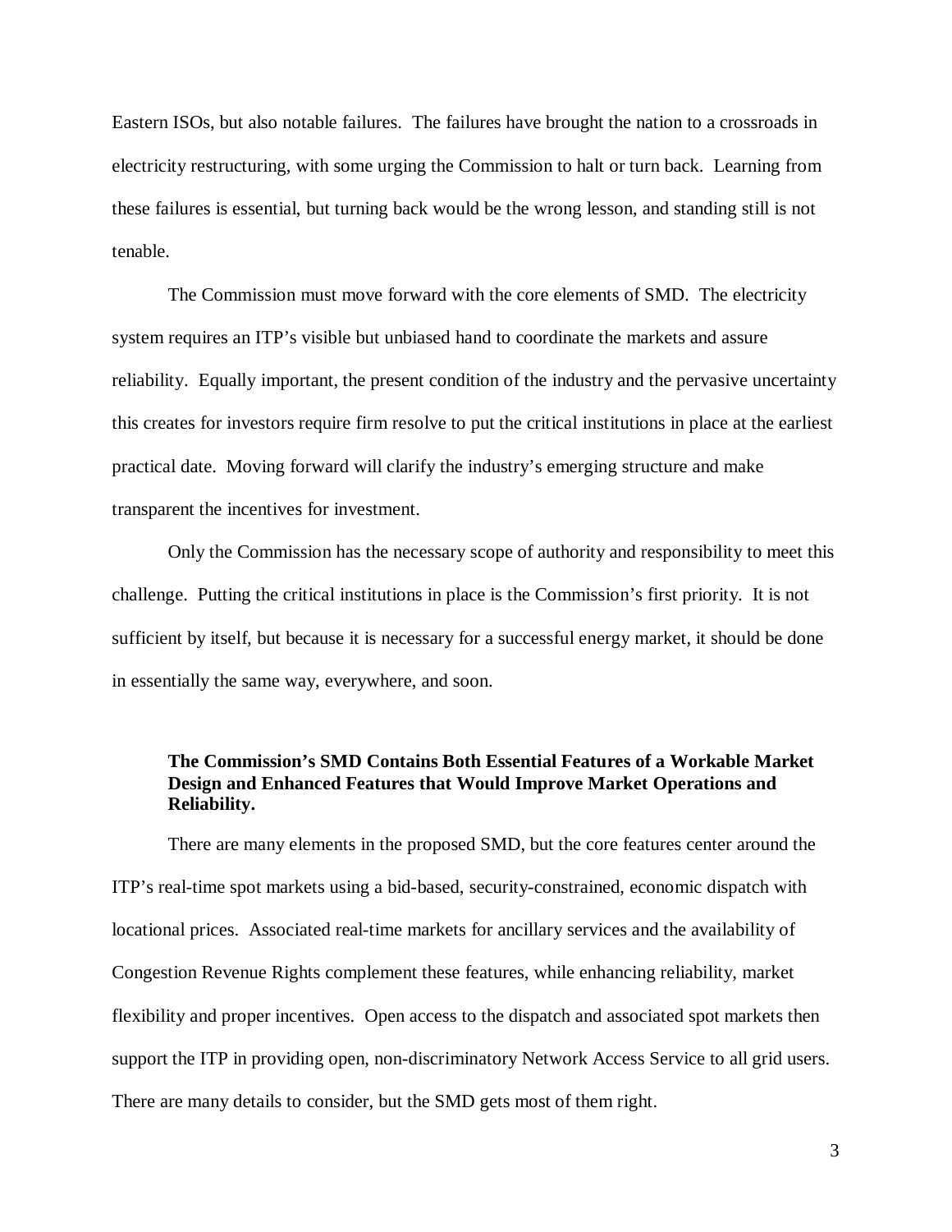Eastern ISOs, but also notable failures. The failures have brought the nation to a crossroads in electricity restructuring, with some urging the Commission to halt or turn back. Learning from these failures is essential, but turning back would be the wrong lesson, and standing still is not tenable.

The Commission must move forward with the core elements of SMD. The electricity system requires an ITP's visible but unbiased hand to coordinate the markets and assure reliability. Equally important, the present condition of the industry and the pervasive uncertainty this creates for investors require firm resolve to put the critical institutions in place at the earliest practical date. Moving forward will clarify the industry's emerging structure and make transparent the incentives for investment.

Only the Commission has the necessary scope of authority and responsibility to meet this challenge. Putting the critical institutions in place is the Commission's first priority. It is not sufficient by itself, but because it is necessary for a successful energy market, it should be done in essentially the same way, everywhere, and soon.

**The Commission's SMD Contains Both Essential Features of a Workable Market Design and Enhanced Features that Would Improve Market Operations and Reliability.**

There are many elements in the proposed SMD, but the core features center around the ITP's real-time spot markets using a bid-based, security-constrained, economic dispatch with locational prices. Associated real-time markets for ancillary services and the availability of Congestion Revenue Rights complement these features, while enhancing reliability, market flexibility and proper incentives. Open access to the dispatch and associated spot markets then support the ITP in providing open, non-discriminatory Network Access Service to all grid users. There are many details to consider, but the SMD gets most of them right.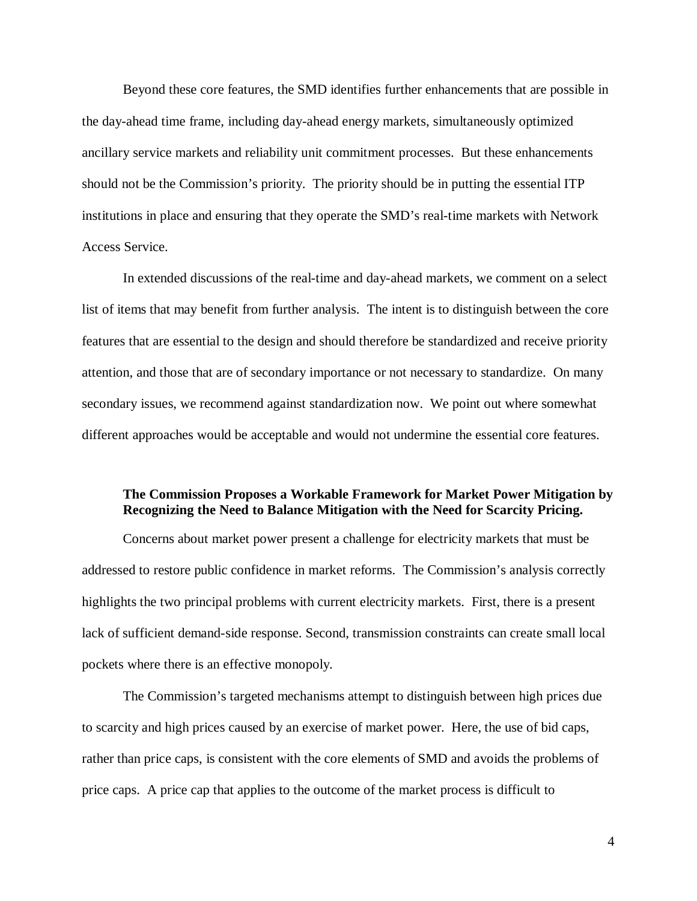Beyond these core features, the SMD identifies further enhancements that are possible in the day-ahead time frame, including day-ahead energy markets, simultaneously optimized ancillary service markets and reliability unit commitment processes. But these enhancements should not be the Commission's priority. The priority should be in putting the essential ITP institutions in place and ensuring that they operate the SMD's real-time markets with Network Access Service.

In extended discussions of the real-time and day-ahead markets, we comment on a select list of items that may benefit from further analysis. The intent is to distinguish between the core features that are essential to the design and should therefore be standardized and receive priority attention, and those that are of secondary importance or not necessary to standardize. On many secondary issues, we recommend against standardization now. We point out where somewhat different approaches would be acceptable and would not undermine the essential core features.

**The Commission Proposes a Workable Framework for Market Power Mitigation by Recognizing the Need to Balance Mitigation with the Need for Scarcity Pricing.**

Concerns about market power present a challenge for electricity markets that must be addressed to restore public confidence in market reforms. The Commission's analysis correctly highlights the two principal problems with current electricity markets. First, there is a present lack of sufficient demand-side response. Second, transmission constraints can create small local pockets where there is an effective monopoly.

The Commission's targeted mechanisms attempt to distinguish between high prices due to scarcity and high prices caused by an exercise of market power. Here, the use of bid caps, rather than price caps, is consistent with the core elements of SMD and avoids the problems of price caps. A price cap that applies to the outcome of the market process is difficult to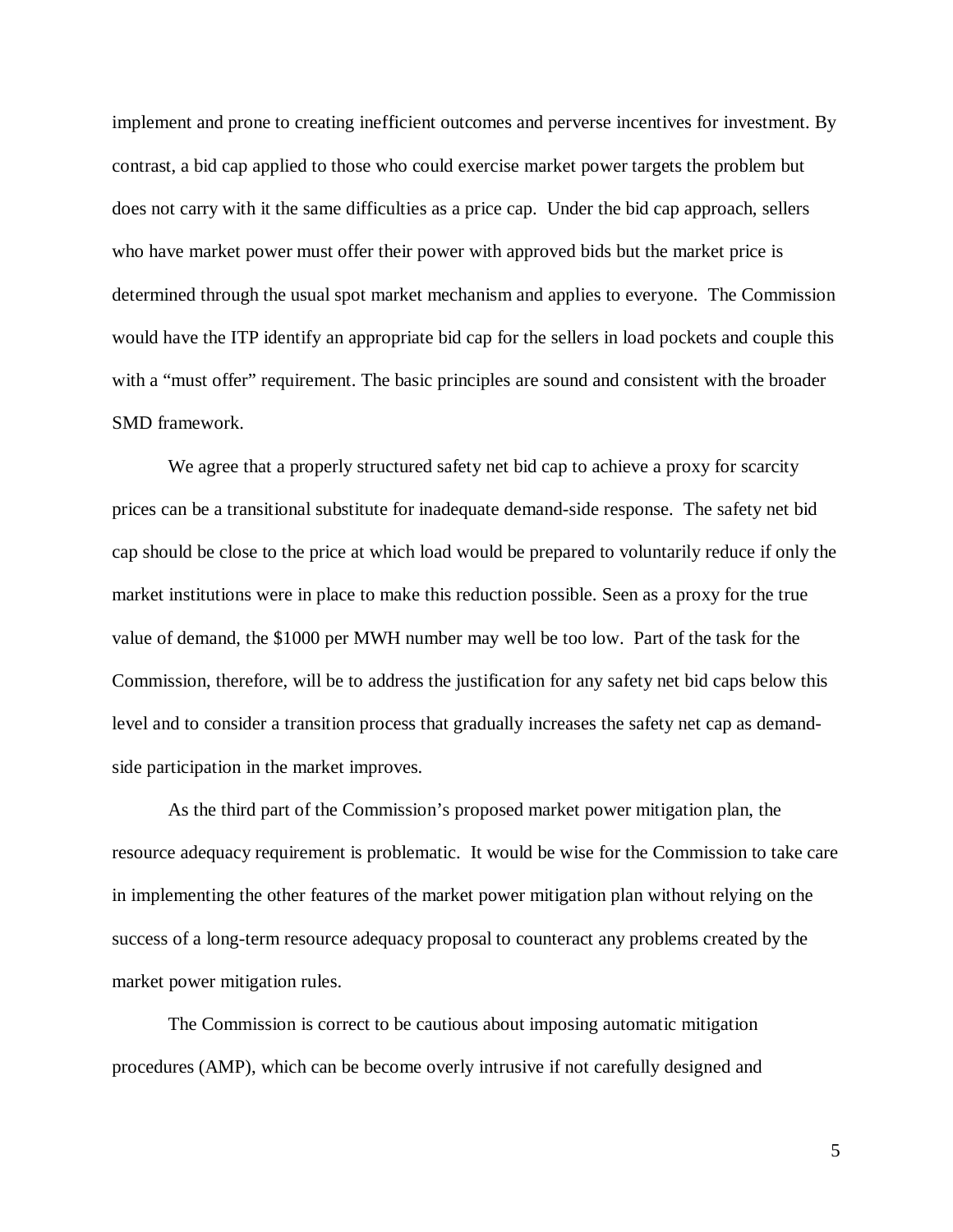implement and prone to creating inefficient outcomes and perverse incentives for investment. By contrast, a bid cap applied to those who could exercise market power targets the problem but does not carry with it the same difficulties as a price cap. Under the bid cap approach, sellers who have market power must offer their power with approved bids but the market price is determined through the usual spot market mechanism and applies to everyone. The Commission would have the ITP identify an appropriate bid cap for the sellers in load pockets and couple this with a "must offer" requirement. The basic principles are sound and consistent with the broader SMD framework.

We agree that a properly structured safety net bid cap to achieve a proxy for scarcity prices can be a transitional substitute for inadequate demand-side response. The safety net bid cap should be close to the price at which load would be prepared to voluntarily reduce if only the market institutions were in place to make this reduction possible. Seen as a proxy for the true value of demand, the $1000 per MWH number may well be too low. Part of the task for the Commission, therefore, will be to address the justification for any safety net bid caps below this level and to consider a transition process that gradually increases the safety net cap as demand-side participation in the market improves.

As the third part of the Commission's proposed market power mitigation plan, the resource adequacy requirement is problematic. It would be wise for the Commission to take care in implementing the other features of the market power mitigation plan without relying on the success of a long-term resource adequacy proposal to counteract any problems created by the market power mitigation rules.

The Commission is correct to be cautious about imposing automatic mitigation procedures (AMP), which can be become overly intrusive if not carefully designed and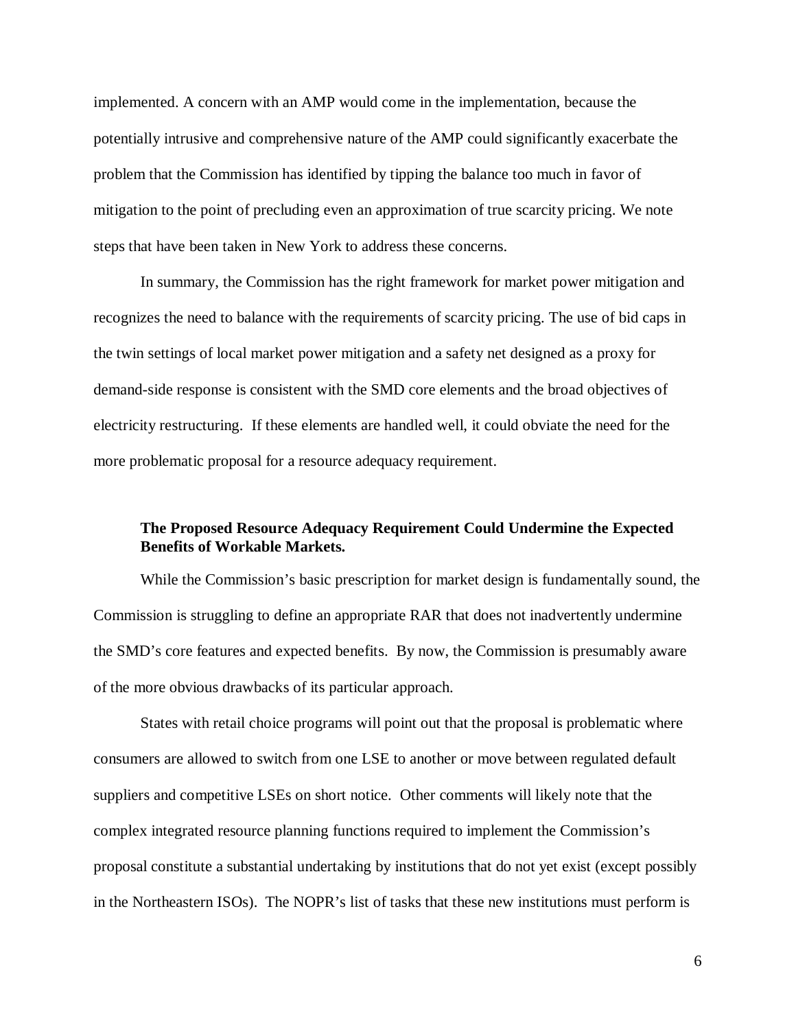implemented. A concern with an AMP would come in the implementation, because the potentially intrusive and comprehensive nature of the AMP could significantly exacerbate the problem that the Commission has identified by tipping the balance too much in favor of mitigation to the point of precluding even an approximation of true scarcity pricing. We note steps that have been taken in New York to address these concerns.

In summary, the Commission has the right framework for market power mitigation and recognizes the need to balance with the requirements of scarcity pricing. The use of bid caps in the twin settings of local market power mitigation and a safety net designed as a proxy for demand-side response is consistent with the SMD core elements and the broad objectives of electricity restructuring. If these elements are handled well, it could obviate the need for the more problematic proposal for a resource adequacy requirement.

**The Proposed Resource Adequacy Requirement Could Undermine the Expected Benefits of Workable Markets.**

While the Commission's basic prescription for market design is fundamentally sound, the Commission is struggling to define an appropriate RAR that does not inadvertently undermine the SMD's core features and expected benefits. By now, the Commission is presumably aware of the more obvious drawbacks of its particular approach.

States with retail choice programs will point out that the proposal is problematic where consumers are allowed to switch from one LSE to another or move between regulated default suppliers and competitive LSEs on short notice. Other comments will likely note that the complex integrated resource planning functions required to implement the Commission's proposal constitute a substantial undertaking by institutions that do not yet exist (except possibly in the Northeastern ISOs). The NOPR's list of tasks that these new institutions must perform is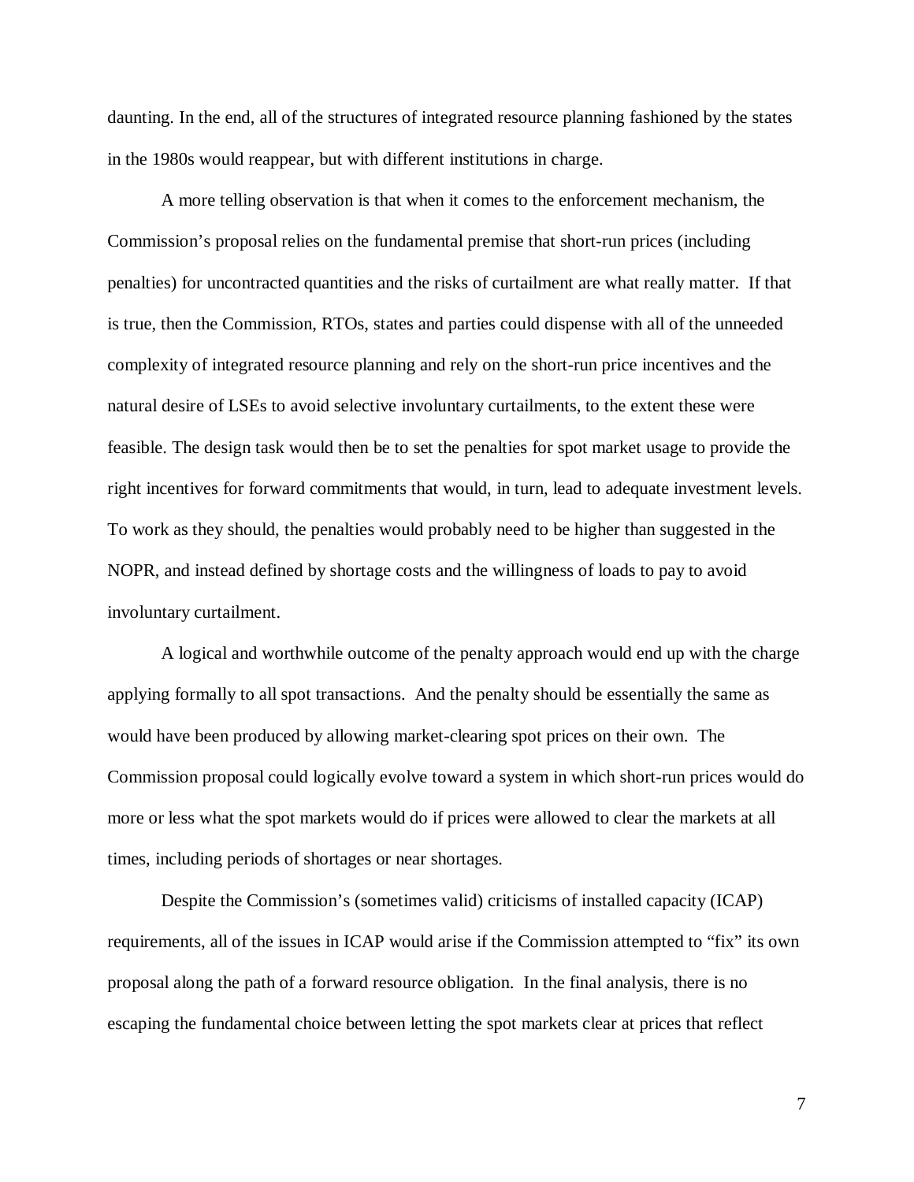daunting. In the end, all of the structures of integrated resource planning fashioned by the states in the 1980s would reappear, but with different institutions in charge.

A more telling observation is that when it comes to the enforcement mechanism, the Commission's proposal relies on the fundamental premise that short-run prices (including penalties) for uncontracted quantities and the risks of curtailment are what really matter. If that is true, then the Commission, RTOs, states and parties could dispense with all of the unneeded complexity of integrated resource planning and rely on the short-run price incentives and the natural desire of LSEs to avoid selective involuntary curtailments, to the extent these were feasible. The design task would then be to set the penalties for spot market usage to provide the right incentives for forward commitments that would, in turn, lead to adequate investment levels. To work as they should, the penalties would probably need to be higher than suggested in the NOPR, and instead defined by shortage costs and the willingness of loads to pay to avoid involuntary curtailment.

A logical and worthwhile outcome of the penalty approach would end up with the charge applying formally to all spot transactions. And the penalty should be essentially the same as would have been produced by allowing market-clearing spot prices on their own. The Commission proposal could logically evolve toward a system in which short-run prices would do more or less what the spot markets would do if prices were allowed to clear the markets at all times, including periods of shortages or near shortages.

Despite the Commission's (sometimes valid) criticisms of installed capacity (ICAP) requirements, all of the issues in ICAP would arise if the Commission attempted to "fix" its own proposal along the path of a forward resource obligation. In the final analysis, there is no escaping the fundamental choice between letting the spot markets clear at prices that reflect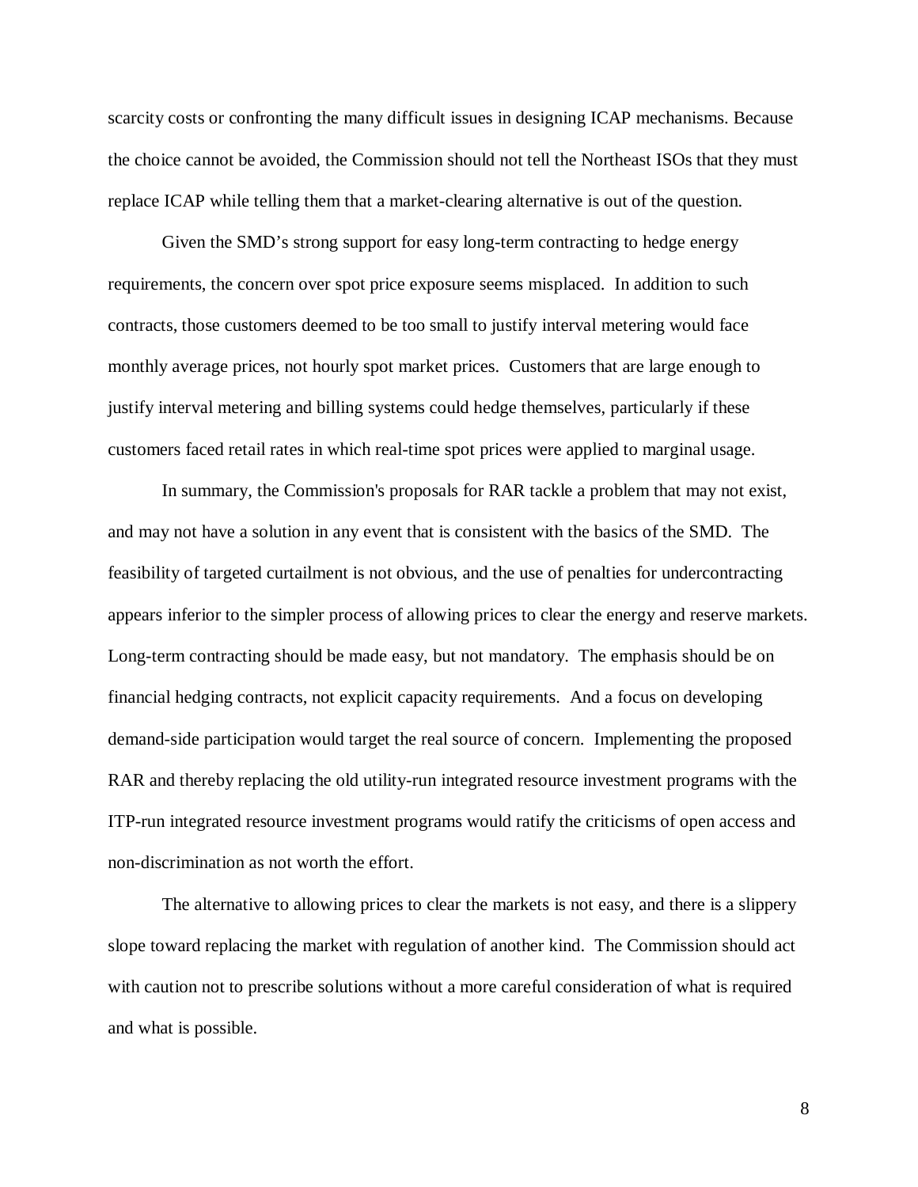scarcity costs or confronting the many difficult issues in designing ICAP mechanisms. Because the choice cannot be avoided, the Commission should not tell the Northeast ISOs that they must replace ICAP while telling them that a market-clearing alternative is out of the question.

Given the SMD's strong support for easy long-term contracting to hedge energy requirements, the concern over spot price exposure seems misplaced. In addition to such contracts, those customers deemed to be too small to justify interval metering would face monthly average prices, not hourly spot market prices. Customers that are large enough to justify interval metering and billing systems could hedge themselves, particularly if these customers faced retail rates in which real-time spot prices were applied to marginal usage.

In summary, the Commission's proposals for RAR tackle a problem that may not exist, and may not have a solution in any event that is consistent with the basics of the SMD. The feasibility of targeted curtailment is not obvious, and the use of penalties for undercontracting appears inferior to the simpler process of allowing prices to clear the energy and reserve markets. Long-term contracting should be made easy, but not mandatory. The emphasis should be on financial hedging contracts, not explicit capacity requirements. And a focus on developing demand-side participation would target the real source of concern. Implementing the proposed RAR and thereby replacing the old utility-run integrated resource investment programs with the ITP-run integrated resource investment programs would ratify the criticisms of open access and non-discrimination as not worth the effort.

The alternative to allowing prices to clear the markets is not easy, and there is a slippery slope toward replacing the market with regulation of another kind. The Commission should act with caution not to prescribe solutions without a more careful consideration of what is required and what is possible.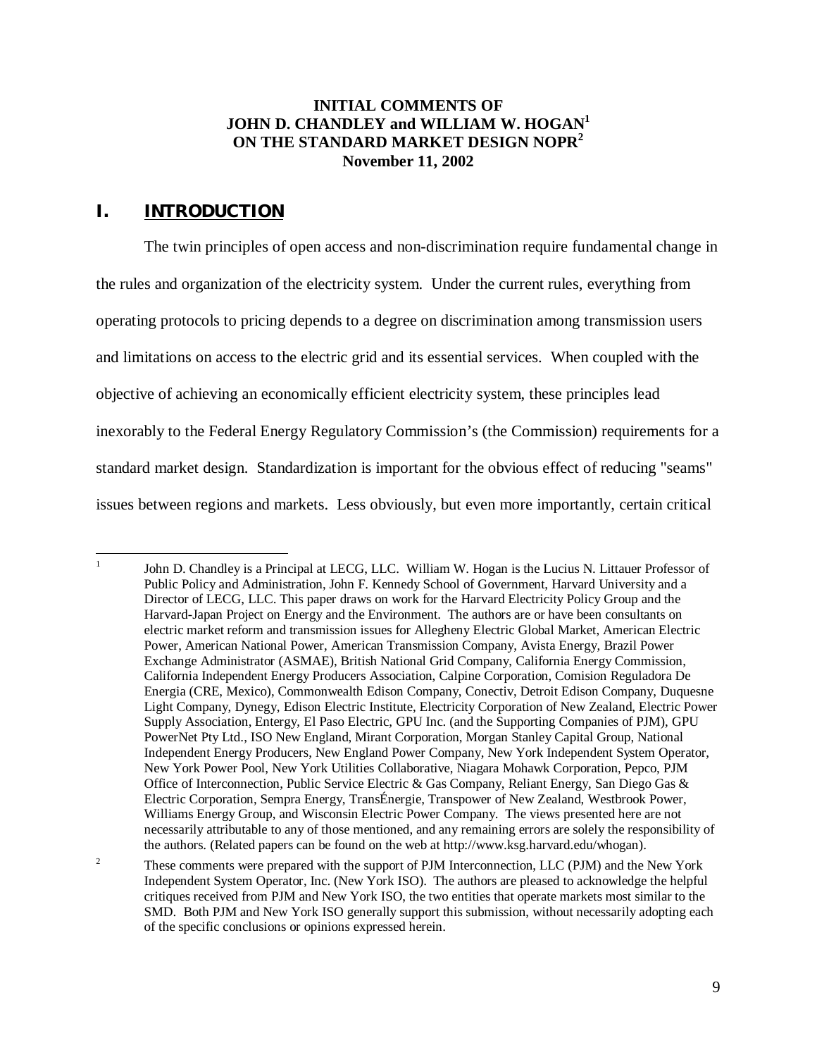**INITIAL COMMENTS OF**
**JOHN D. CHANDLEY and WILLIAM W. HOGAN[1]**
**ON THE STANDARD MARKET DESIGN NOPR[2]**
**November 11, 2002**

# I. INTRODUCTION

The twin principles of open access and non-discrimination require fundamental change in the rules and organization of the electricity system. Under the current rules, everything from operating protocols to pricing depends to a degree on discrimination among transmission users and limitations on access to the electric grid and its essential services. When coupled with the objective of achieving an economically efficient electricity system, these principles lead inexorably to the Federal Energy Regulatory Commission's (the Commission) requirements for a standard market design. Standardization is important for the obvious effect of reducing "seams" issues between regions and markets. Less obviously, but even more importantly, certain critical

---

[1] John D. Chandley is a Principal at LECG, LLC. William W. Hogan is the Lucius N. Littauer Professor of Public Policy and Administration, John F. Kennedy School of Government, Harvard University and a Director of LECG, LLC. This paper draws on work for the Harvard Electricity Policy Group and the Harvard-Japan Project on Energy and the Environment. The authors are or have been consultants on electric market reform and transmission issues for Allegheny Electric Global Market, American Electric Power, American National Power, American Transmission Company, Avista Energy, Brazil Power Exchange Administrator (ASMAE), British National Grid Company, California Energy Commission, California Independent Energy Producers Association, Calpine Corporation, Comision Reguladora De Energia (CRE, Mexico), Commonwealth Edison Company, Conectiv, Detroit Edison Company, Duquesne Light Company, Dynegy, Edison Electric Institute, Electricity Corporation of New Zealand, Electric Power Supply Association, Entergy, El Paso Electric, GPU Inc. (and the Supporting Companies of PJM), GPU PowerNet Pty Ltd., ISO New England, Mirant Corporation, Morgan Stanley Capital Group, National Independent Energy Producers, New England Power Company, New York Independent System Operator, New York Power Pool, New York Utilities Collaborative, Niagara Mohawk Corporation, Pepco, PJM Office of Interconnection, Public Service Electric & Gas Company, Reliant Energy, San Diego Gas & Electric Corporation, Sempra Energy, TransÉnergie, Transpower of New Zealand, Westbrook Power, Williams Energy Group, and Wisconsin Electric Power Company. The views presented here are not necessarily attributable to any of those mentioned, and any remaining errors are solely the responsibility of the authors. (Related papers can be found on the web at http://www.ksg.harvard.edu/whogan).

[2] These comments were prepared with the support of PJM Interconnection, LLC (PJM) and the New York Independent System Operator, Inc. (New York ISO). The authors are pleased to acknowledge the helpful critiques received from PJM and New York ISO, the two entities that operate markets most similar to the SMD. Both PJM and New York ISO generally support this submission, without necessarily adopting each of the specific conclusions or opinions expressed herein.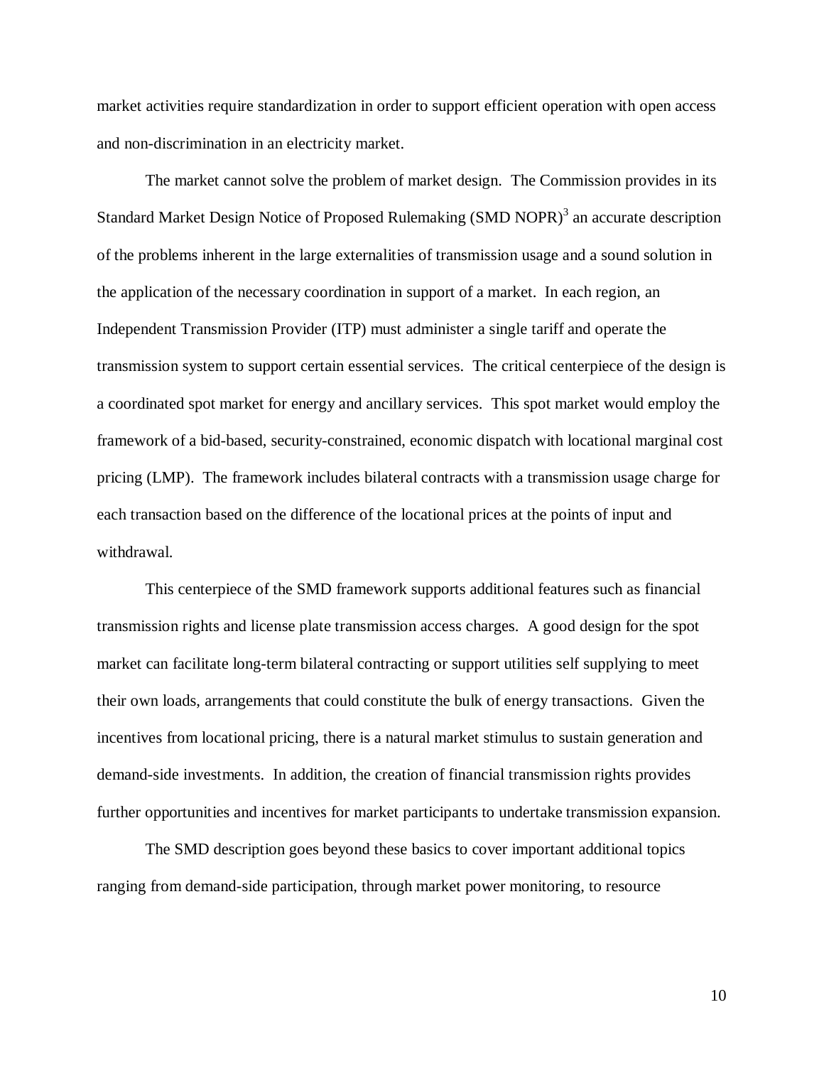market activities require standardization in order to support efficient operation with open access and non-discrimination in an electricity market.

The market cannot solve the problem of market design. The Commission provides in its Standard Market Design Notice of Proposed Rulemaking (SMD NOPR)[3] an accurate description of the problems inherent in the large externalities of transmission usage and a sound solution in the application of the necessary coordination in support of a market. In each region, an Independent Transmission Provider (ITP) must administer a single tariff and operate the transmission system to support certain essential services. The critical centerpiece of the design is a coordinated spot market for energy and ancillary services. This spot market would employ the framework of a bid-based, security-constrained, economic dispatch with locational marginal cost pricing (LMP). The framework includes bilateral contracts with a transmission usage charge for each transaction based on the difference of the locational prices at the points of input and withdrawal.

This centerpiece of the SMD framework supports additional features such as financial transmission rights and license plate transmission access charges. A good design for the spot market can facilitate long-term bilateral contracting or support utilities self supplying to meet their own loads, arrangements that could constitute the bulk of energy transactions. Given the incentives from locational pricing, there is a natural market stimulus to sustain generation and demand-side investments. In addition, the creation of financial transmission rights provides further opportunities and incentives for market participants to undertake transmission expansion.

The SMD description goes beyond these basics to cover important additional topics ranging from demand-side participation, through market power monitoring, to resource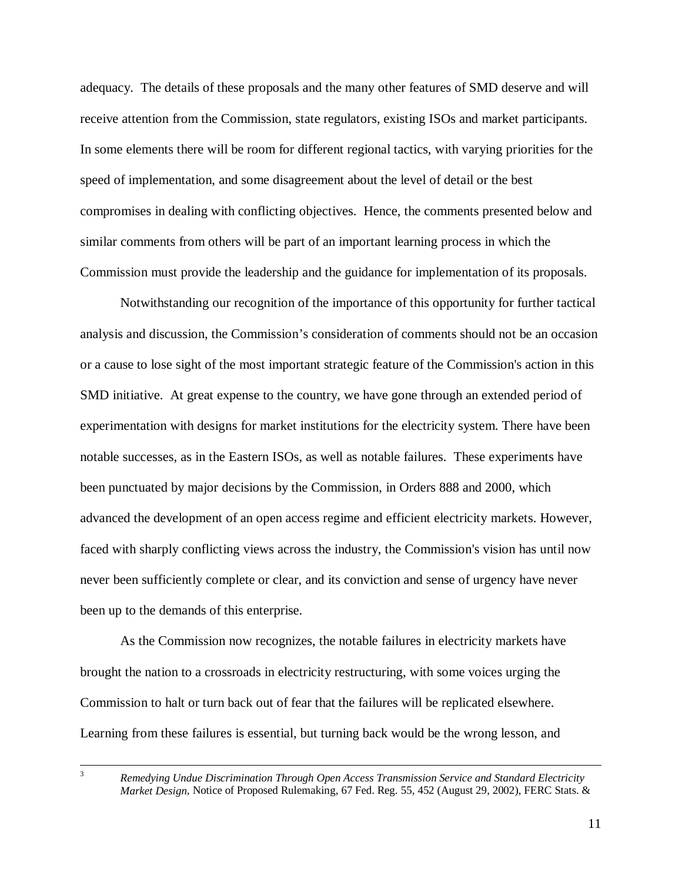adequacy. The details of these proposals and the many other features of SMD deserve and will receive attention from the Commission, state regulators, existing ISOs and market participants. In some elements there will be room for different regional tactics, with varying priorities for the speed of implementation, and some disagreement about the level of detail or the best compromises in dealing with conflicting objectives. Hence, the comments presented below and similar comments from others will be part of an important learning process in which the Commission must provide the leadership and the guidance for implementation of its proposals.

Notwithstanding our recognition of the importance of this opportunity for further tactical analysis and discussion, the Commission's consideration of comments should not be an occasion or a cause to lose sight of the most important strategic feature of the Commission's action in this SMD initiative. At great expense to the country, we have gone through an extended period of experimentation with designs for market institutions for the electricity system. There have been notable successes, as in the Eastern ISOs, as well as notable failures. These experiments have been punctuated by major decisions by the Commission, in Orders 888 and 2000, which advanced the development of an open access regime and efficient electricity markets. However, faced with sharply conflicting views across the industry, the Commission's vision has until now never been sufficiently complete or clear, and its conviction and sense of urgency have never been up to the demands of this enterprise.

As the Commission now recognizes, the notable failures in electricity markets have brought the nation to a crossroads in electricity restructuring, with some voices urging the Commission to halt or turn back out of fear that the failures will be replicated elsewhere. Learning from these failures is essential, but turning back would be the wrong lesson, and

---

[3] *Remedying Undue Discrimination Through Open Access Transmission Service and Standard Electricity Market Design*, Notice of Proposed Rulemaking, 67 Fed. Reg. 55, 452 (August 29, 2002), FERC Stats. &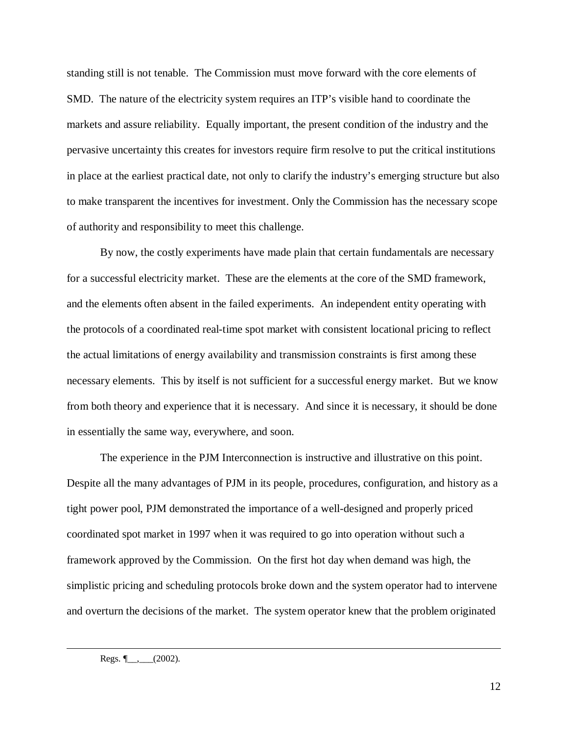standing still is not tenable. The Commission must move forward with the core elements of SMD. The nature of the electricity system requires an ITP's visible hand to coordinate the markets and assure reliability. Equally important, the present condition of the industry and the pervasive uncertainty this creates for investors require firm resolve to put the critical institutions in place at the earliest practical date, not only to clarify the industry's emerging structure but also to make transparent the incentives for investment. Only the Commission has the necessary scope of authority and responsibility to meet this challenge.

By now, the costly experiments have made plain that certain fundamentals are necessary for a successful electricity market. These are the elements at the core of the SMD framework, and the elements often absent in the failed experiments. An independent entity operating with the protocols of a coordinated real-time spot market with consistent locational pricing to reflect the actual limitations of energy availability and transmission constraints is first among these necessary elements. This by itself is not sufficient for a successful energy market. But we know from both theory and experience that it is necessary. And since it is necessary, it should be done in essentially the same way, everywhere, and soon.

The experience in the PJM Interconnection is instructive and illustrative on this point. Despite all the many advantages of PJM in its people, procedures, configuration, and history as a tight power pool, PJM demonstrated the importance of a well-designed and properly priced coordinated spot market in 1997 when it was required to go into operation without such a framework approved by the Commission. On the first hot day when demand was high, the simplistic pricing and scheduling protocols broke down and the system operator had to intervene and overturn the decisions of the market. The system operator knew that the problem originated

---

Regs. ¶__,___(2002).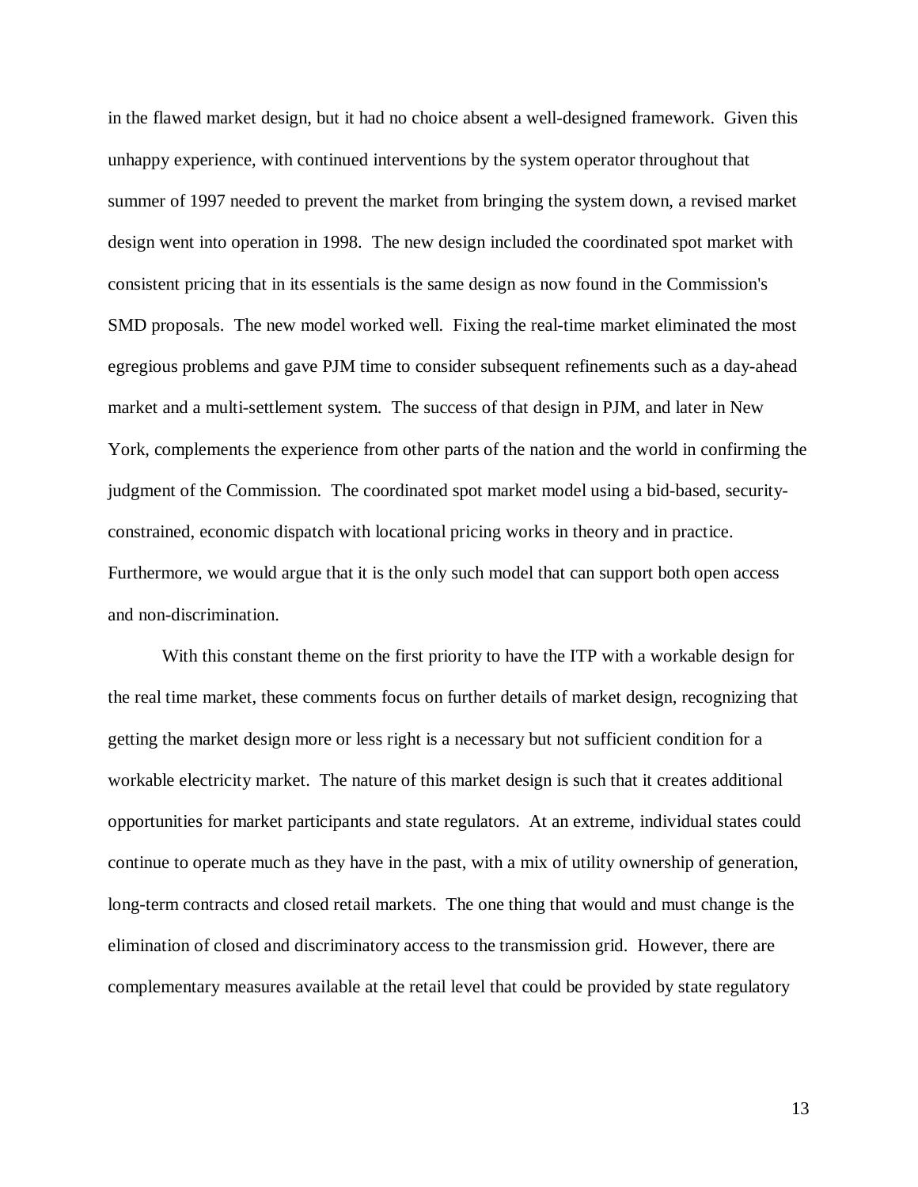in the flawed market design, but it had no choice absent a well-designed framework. Given this unhappy experience, with continued interventions by the system operator throughout that summer of 1997 needed to prevent the market from bringing the system down, a revised market design went into operation in 1998. The new design included the coordinated spot market with consistent pricing that in its essentials is the same design as now found in the Commission's SMD proposals. The new model worked well. Fixing the real-time market eliminated the most egregious problems and gave PJM time to consider subsequent refinements such as a day-ahead market and a multi-settlement system. The success of that design in PJM, and later in New York, complements the experience from other parts of the nation and the world in confirming the judgment of the Commission. The coordinated spot market model using a bid-based, security-constrained, economic dispatch with locational pricing works in theory and in practice. Furthermore, we would argue that it is the only such model that can support both open access and non-discrimination.

With this constant theme on the first priority to have the ITP with a workable design for the real time market, these comments focus on further details of market design, recognizing that getting the market design more or less right is a necessary but not sufficient condition for a workable electricity market. The nature of this market design is such that it creates additional opportunities for market participants and state regulators. At an extreme, individual states could continue to operate much as they have in the past, with a mix of utility ownership of generation, long-term contracts and closed retail markets. The one thing that would and must change is the elimination of closed and discriminatory access to the transmission grid. However, there are complementary measures available at the retail level that could be provided by state regulatory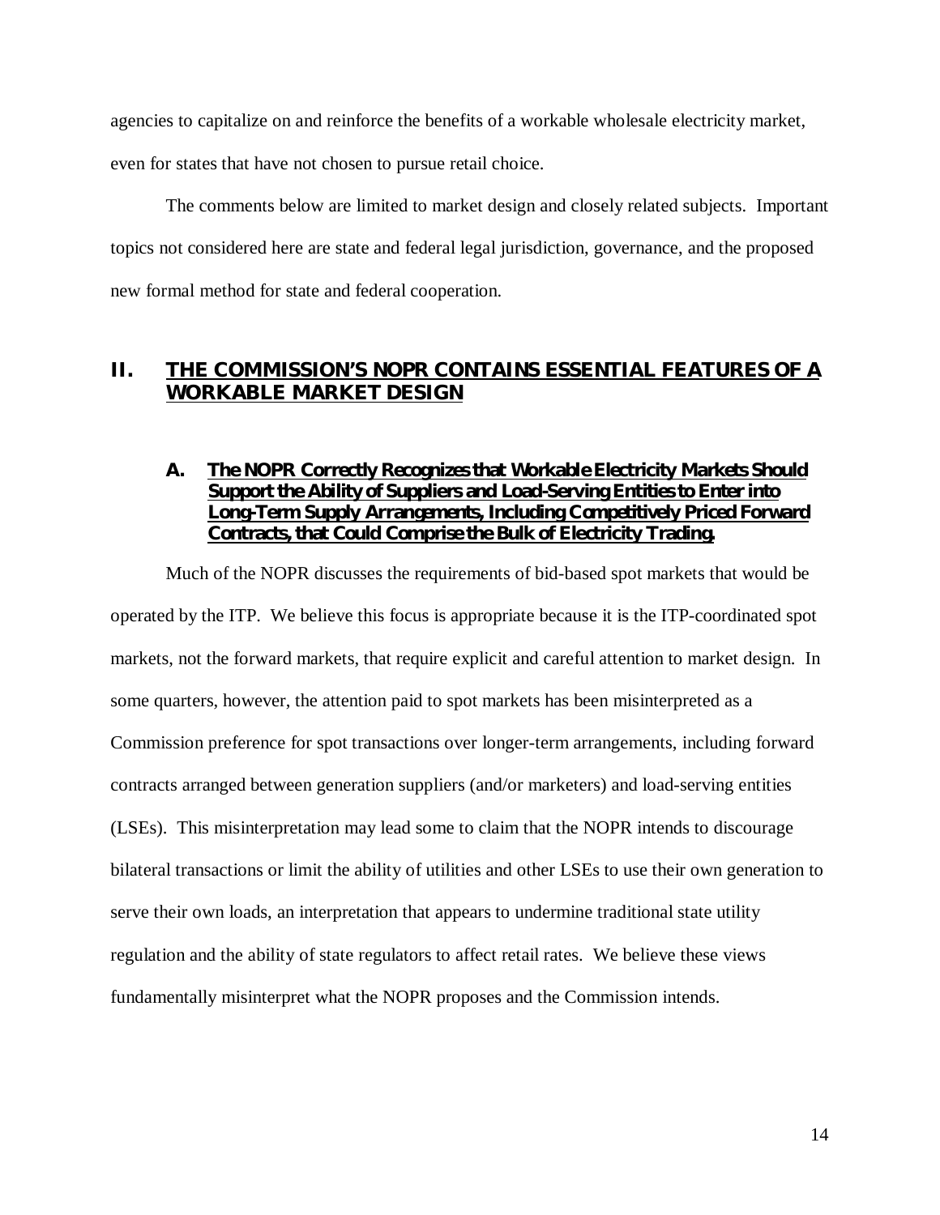agencies to capitalize on and reinforce the benefits of a workable wholesale electricity market, even for states that have not chosen to pursue retail choice.

The comments below are limited to market design and closely related subjects. Important topics not considered here are state and federal legal jurisdiction, governance, and the proposed new formal method for state and federal cooperation.

## II. THE COMMISSION'S NOPR CONTAINS ESSENTIAL FEATURES OF A WORKABLE MARKET DESIGN

### A. The NOPR Correctly Recognizes that Workable Electricity Markets Should Support the Ability of Suppliers and Load-Serving Entities to Enter into Long-Term Supply Arrangements, Including Competitively Priced Forward Contracts, that Could Comprise the Bulk of Electricity Trading.

Much of the NOPR discusses the requirements of bid-based spot markets that would be operated by the ITP. We believe this focus is appropriate because it is the ITP-coordinated spot markets, not the forward markets, that require explicit and careful attention to market design. In some quarters, however, the attention paid to spot markets has been misinterpreted as a Commission preference for spot transactions over longer-term arrangements, including forward contracts arranged between generation suppliers (and/or marketers) and load-serving entities (LSEs). This misinterpretation may lead some to claim that the NOPR intends to discourage bilateral transactions or limit the ability of utilities and other LSEs to use their own generation to serve their own loads, an interpretation that appears to undermine traditional state utility regulation and the ability of state regulators to affect retail rates. We believe these views fundamentally misinterpret what the NOPR proposes and the Commission intends.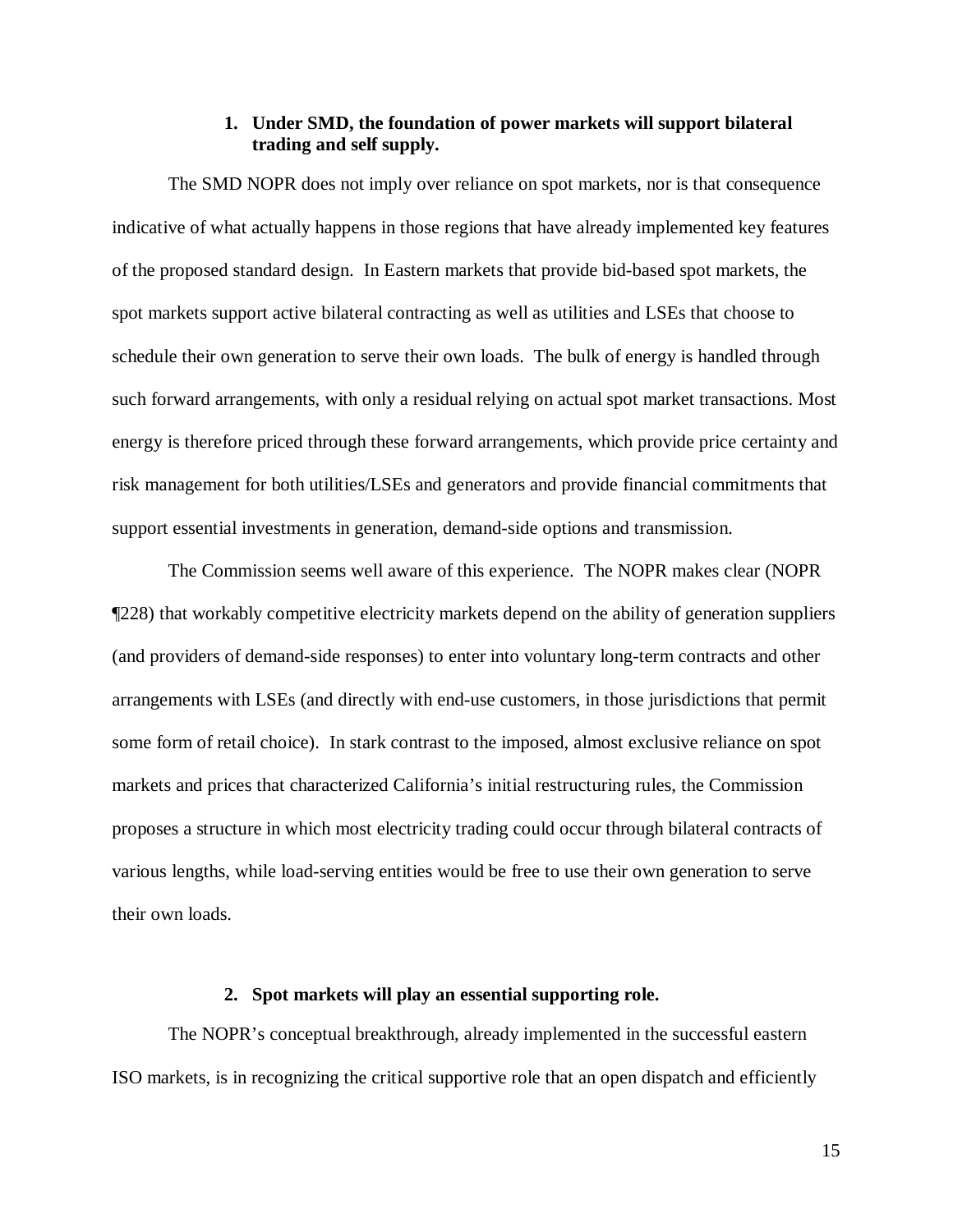### 1. Under SMD, the foundation of power markets will support bilateral trading and self supply.

The SMD NOPR does not imply over reliance on spot markets, nor is that consequence indicative of what actually happens in those regions that have already implemented key features of the proposed standard design. In Eastern markets that provide bid-based spot markets, the spot markets support active bilateral contracting as well as utilities and LSEs that choose to schedule their own generation to serve their own loads. The bulk of energy is handled through such forward arrangements, with only a residual relying on actual spot market transactions. Most energy is therefore priced through these forward arrangements, which provide price certainty and risk management for both utilities/LSEs and generators and provide financial commitments that support essential investments in generation, demand-side options and transmission.

The Commission seems well aware of this experience. The NOPR makes clear (NOPR ¶228) that workably competitive electricity markets depend on the ability of generation suppliers (and providers of demand-side responses) to enter into voluntary long-term contracts and other arrangements with LSEs (and directly with end-use customers, in those jurisdictions that permit some form of retail choice). In stark contrast to the imposed, almost exclusive reliance on spot markets and prices that characterized California's initial restructuring rules, the Commission proposes a structure in which most electricity trading could occur through bilateral contracts of various lengths, while load-serving entities would be free to use their own generation to serve their own loads.

### 2. Spot markets will play an essential supporting role.

The NOPR's conceptual breakthrough, already implemented in the successful eastern ISO markets, is in recognizing the critical supportive role that an open dispatch and efficiently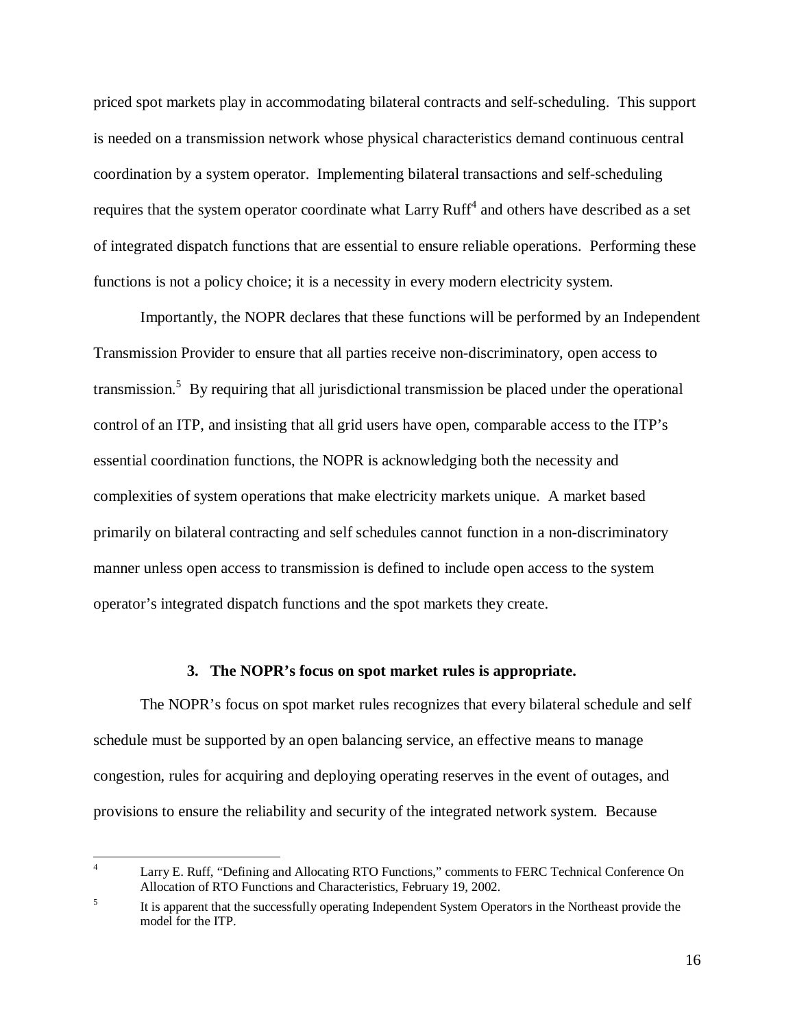priced spot markets play in accommodating bilateral contracts and self-scheduling. This support is needed on a transmission network whose physical characteristics demand continuous central coordination by a system operator. Implementing bilateral transactions and self-scheduling requires that the system operator coordinate what Larry Ruff[4] and others have described as a set of integrated dispatch functions that are essential to ensure reliable operations. Performing these functions is not a policy choice; it is a necessity in every modern electricity system.

Importantly, the NOPR declares that these functions will be performed by an Independent Transmission Provider to ensure that all parties receive non-discriminatory, open access to transmission.[5] By requiring that all jurisdictional transmission be placed under the operational control of an ITP, and insisting that all grid users have open, comparable access to the ITP's essential coordination functions, the NOPR is acknowledging both the necessity and complexities of system operations that make electricity markets unique. A market based primarily on bilateral contracting and self schedules cannot function in a non-discriminatory manner unless open access to transmission is defined to include open access to the system operator's integrated dispatch functions and the spot markets they create.

### 3. The NOPR's focus on spot market rules is appropriate.

The NOPR's focus on spot market rules recognizes that every bilateral schedule and self schedule must be supported by an open balancing service, an effective means to manage congestion, rules for acquiring and deploying operating reserves in the event of outages, and provisions to ensure the reliability and security of the integrated network system. Because

---

[4] Larry E. Ruff, "Defining and Allocating RTO Functions," comments to FERC Technical Conference On Allocation of RTO Functions and Characteristics, February 19, 2002.

[5] It is apparent that the successfully operating Independent System Operators in the Northeast provide the model for the ITP.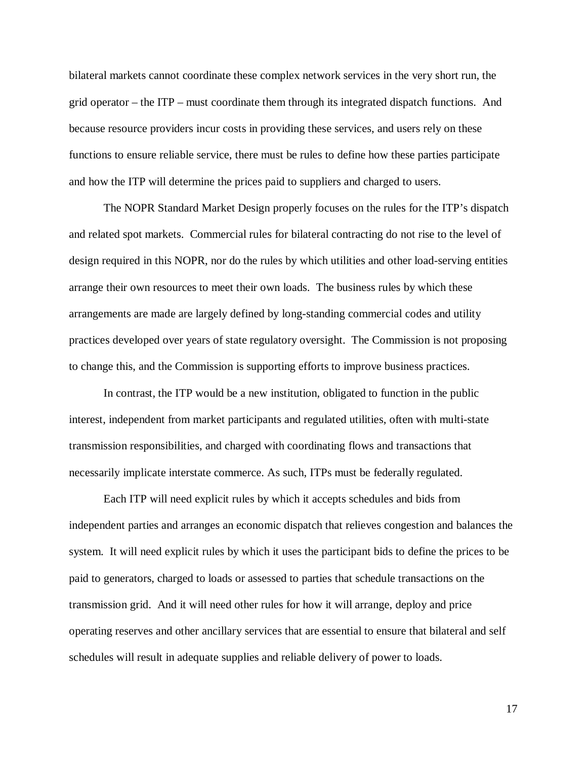bilateral markets cannot coordinate these complex network services in the very short run, the grid operator – the ITP – must coordinate them through its integrated dispatch functions. And because resource providers incur costs in providing these services, and users rely on these functions to ensure reliable service, there must be rules to define how these parties participate and how the ITP will determine the prices paid to suppliers and charged to users.

The NOPR Standard Market Design properly focuses on the rules for the ITP's dispatch and related spot markets. Commercial rules for bilateral contracting do not rise to the level of design required in this NOPR, nor do the rules by which utilities and other load-serving entities arrange their own resources to meet their own loads. The business rules by which these arrangements are made are largely defined by long-standing commercial codes and utility practices developed over years of state regulatory oversight. The Commission is not proposing to change this, and the Commission is supporting efforts to improve business practices.

In contrast, the ITP would be a new institution, obligated to function in the public interest, independent from market participants and regulated utilities, often with multi-state transmission responsibilities, and charged with coordinating flows and transactions that necessarily implicate interstate commerce. As such, ITPs must be federally regulated.

Each ITP will need explicit rules by which it accepts schedules and bids from independent parties and arranges an economic dispatch that relieves congestion and balances the system. It will need explicit rules by which it uses the participant bids to define the prices to be paid to generators, charged to loads or assessed to parties that schedule transactions on the transmission grid. And it will need other rules for how it will arrange, deploy and price operating reserves and other ancillary services that are essential to ensure that bilateral and self schedules will result in adequate supplies and reliable delivery of power to loads.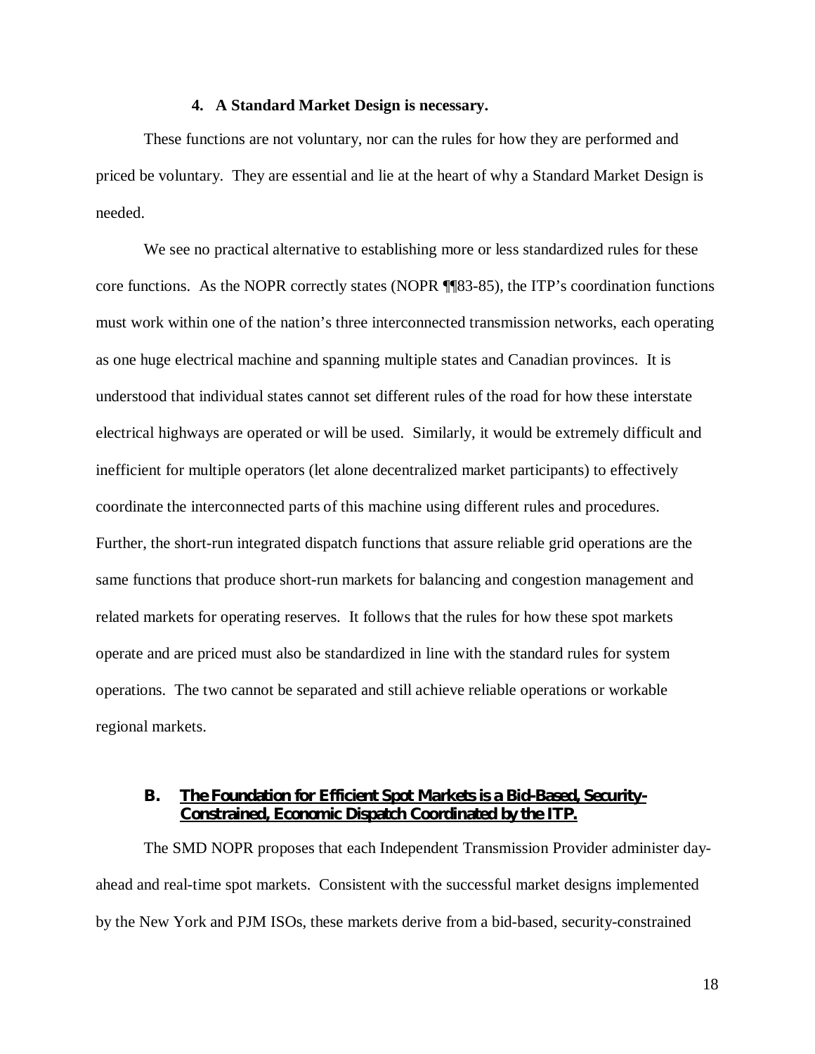#### 4. A Standard Market Design is necessary.

These functions are not voluntary, nor can the rules for how they are performed and priced be voluntary. They are essential and lie at the heart of why a Standard Market Design is needed.

We see no practical alternative to establishing more or less standardized rules for these core functions. As the NOPR correctly states (NOPR ¶¶83-85), the ITP's coordination functions must work within one of the nation's three interconnected transmission networks, each operating as one huge electrical machine and spanning multiple states and Canadian provinces. It is understood that individual states cannot set different rules of the road for how these interstate electrical highways are operated or will be used. Similarly, it would be extremely difficult and inefficient for multiple operators (let alone decentralized market participants) to effectively coordinate the interconnected parts of this machine using different rules and procedures. Further, the short-run integrated dispatch functions that assure reliable grid operations are the same functions that produce short-run markets for balancing and congestion management and related markets for operating reserves. It follows that the rules for how these spot markets operate and are priced must also be standardized in line with the standard rules for system operations. The two cannot be separated and still achieve reliable operations or workable regional markets.

### B. The Foundation for Efficient Spot Markets is a Bid-Based, Security-Constrained, Economic Dispatch Coordinated by the ITP.

The SMD NOPR proposes that each Independent Transmission Provider administer day-ahead and real-time spot markets. Consistent with the successful market designs implemented by the New York and PJM ISOs, these markets derive from a bid-based, security-constrained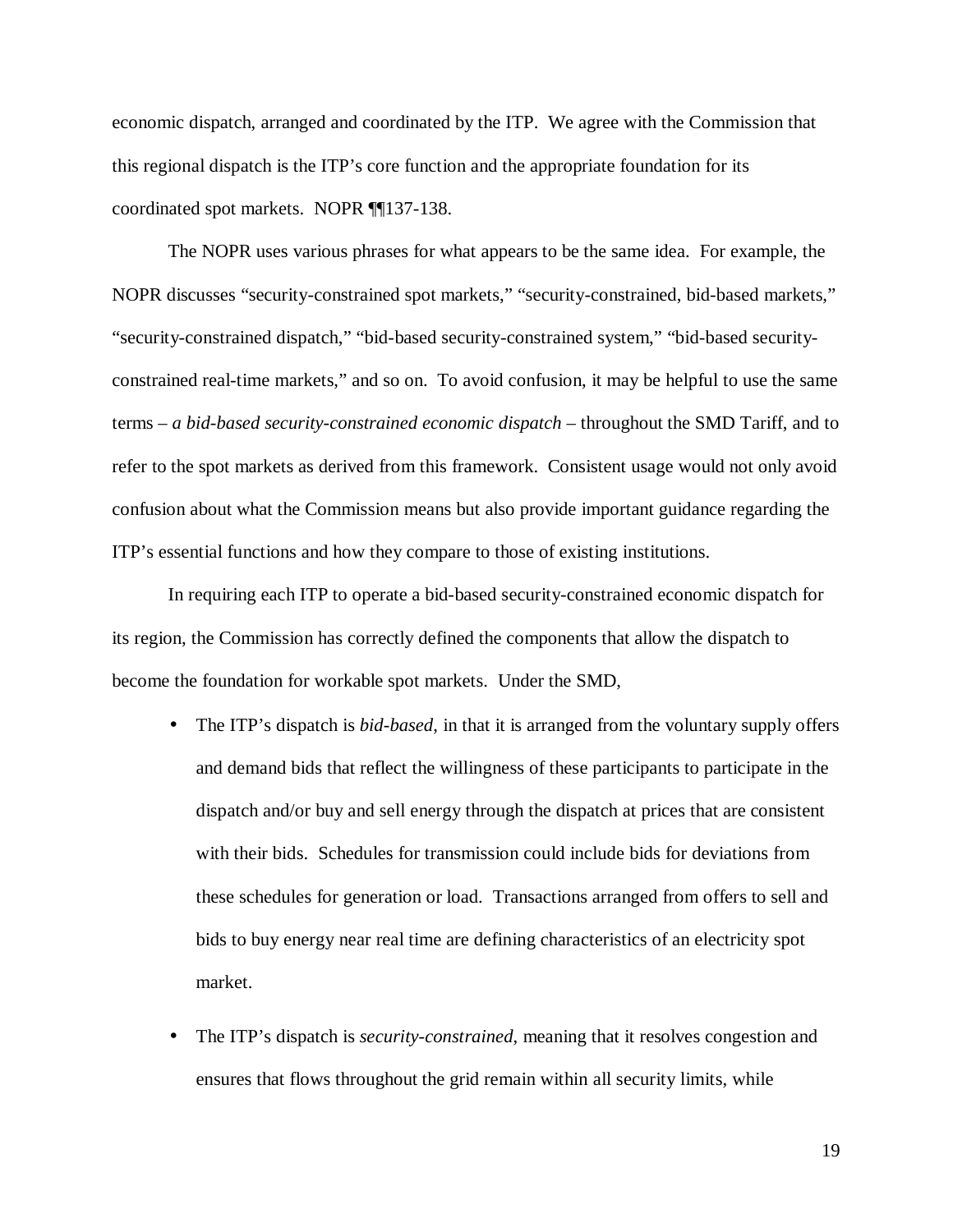economic dispatch, arranged and coordinated by the ITP. We agree with the Commission that this regional dispatch is the ITP's core function and the appropriate foundation for its coordinated spot markets. NOPR ¶¶137-138.

The NOPR uses various phrases for what appears to be the same idea. For example, the NOPR discusses "security-constrained spot markets," "security-constrained, bid-based markets," "security-constrained dispatch," "bid-based security-constrained system," "bid-based security-constrained real-time markets," and so on. To avoid confusion, it may be helpful to use the same terms – *a bid-based security-constrained economic dispatch* – throughout the SMD Tariff, and to refer to the spot markets as derived from this framework. Consistent usage would not only avoid confusion about what the Commission means but also provide important guidance regarding the ITP's essential functions and how they compare to those of existing institutions.

In requiring each ITP to operate a bid-based security-constrained economic dispatch for its region, the Commission has correctly defined the components that allow the dispatch to become the foundation for workable spot markets. Under the SMD,

- The ITP's dispatch is *bid-based*, in that it is arranged from the voluntary supply offers and demand bids that reflect the willingness of these participants to participate in the dispatch and/or buy and sell energy through the dispatch at prices that are consistent with their bids. Schedules for transmission could include bids for deviations from these schedules for generation or load. Transactions arranged from offers to sell and bids to buy energy near real time are defining characteristics of an electricity spot market.

- The ITP's dispatch is *security-constrained*, meaning that it resolves congestion and ensures that flows throughout the grid remain within all security limits, while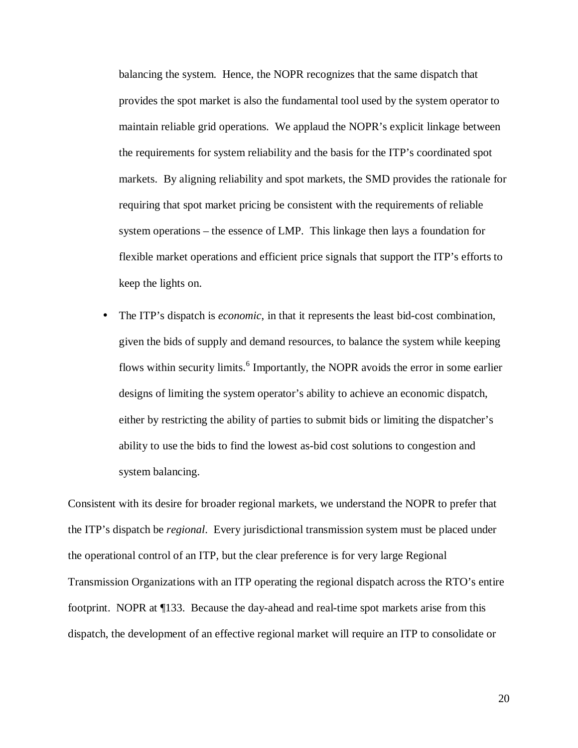balancing the system. Hence, the NOPR recognizes that the same dispatch that provides the spot market is also the fundamental tool used by the system operator to maintain reliable grid operations. We applaud the NOPR's explicit linkage between the requirements for system reliability and the basis for the ITP's coordinated spot markets. By aligning reliability and spot markets, the SMD provides the rationale for requiring that spot market pricing be consistent with the requirements of reliable system operations – the essence of LMP. This linkage then lays a foundation for flexible market operations and efficient price signals that support the ITP's efforts to keep the lights on.

- The ITP's dispatch is *economic*, in that it represents the least bid-cost combination, given the bids of supply and demand resources, to balance the system while keeping flows within security limits.[6] Importantly, the NOPR avoids the error in some earlier designs of limiting the system operator's ability to achieve an economic dispatch, either by restricting the ability of parties to submit bids or limiting the dispatcher's ability to use the bids to find the lowest as-bid cost solutions to congestion and system balancing.

Consistent with its desire for broader regional markets, we understand the NOPR to prefer that the ITP's dispatch be *regional*. Every jurisdictional transmission system must be placed under the operational control of an ITP, but the clear preference is for very large Regional Transmission Organizations with an ITP operating the regional dispatch across the RTO's entire footprint. NOPR at ¶133. Because the day-ahead and real-time spot markets arise from this dispatch, the development of an effective regional market will require an ITP to consolidate or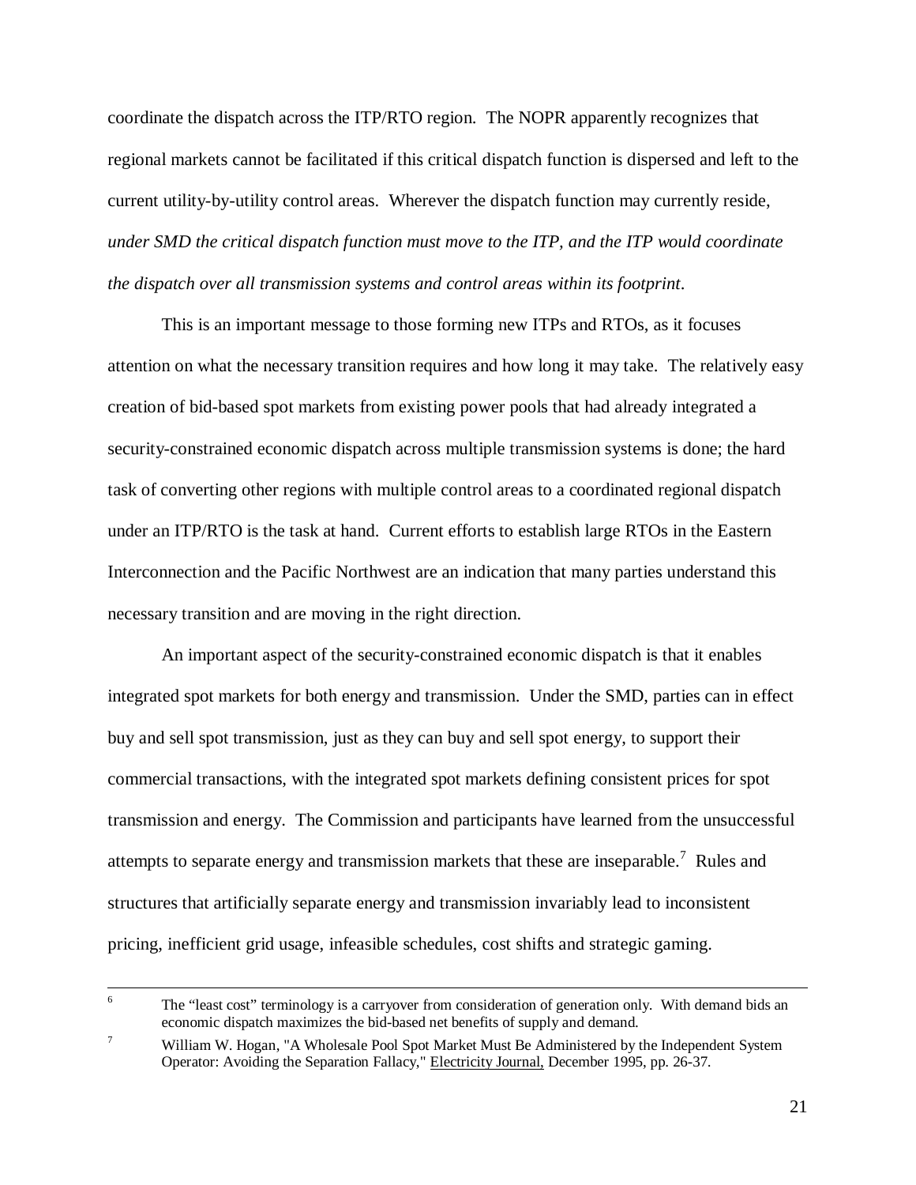coordinate the dispatch across the ITP/RTO region. The NOPR apparently recognizes that regional markets cannot be facilitated if this critical dispatch function is dispersed and left to the current utility-by-utility control areas. Wherever the dispatch function may currently reside, *under SMD the critical dispatch function must move to the ITP, and the ITP would coordinate the dispatch over all transmission systems and control areas within its footprint*.

This is an important message to those forming new ITPs and RTOs, as it focuses attention on what the necessary transition requires and how long it may take. The relatively easy creation of bid-based spot markets from existing power pools that had already integrated a security-constrained economic dispatch across multiple transmission systems is done; the hard task of converting other regions with multiple control areas to a coordinated regional dispatch under an ITP/RTO is the task at hand. Current efforts to establish large RTOs in the Eastern Interconnection and the Pacific Northwest are an indication that many parties understand this necessary transition and are moving in the right direction.

An important aspect of the security-constrained economic dispatch is that it enables integrated spot markets for both energy and transmission. Under the SMD, parties can in effect buy and sell spot transmission, just as they can buy and sell spot energy, to support their commercial transactions, with the integrated spot markets defining consistent prices for spot transmission and energy. The Commission and participants have learned from the unsuccessful attempts to separate energy and transmission markets that these are inseparable.[7] Rules and structures that artificially separate energy and transmission invariably lead to inconsistent pricing, inefficient grid usage, infeasible schedules, cost shifts and strategic gaming.

---

[6] The "least cost" terminology is a carryover from consideration of generation only. With demand bids an economic dispatch maximizes the bid-based net benefits of supply and demand.

[7] William W. Hogan, "A Wholesale Pool Spot Market Must Be Administered by the Independent System Operator: Avoiding the Separation Fallacy," Electricity Journal, December 1995, pp. 26-37.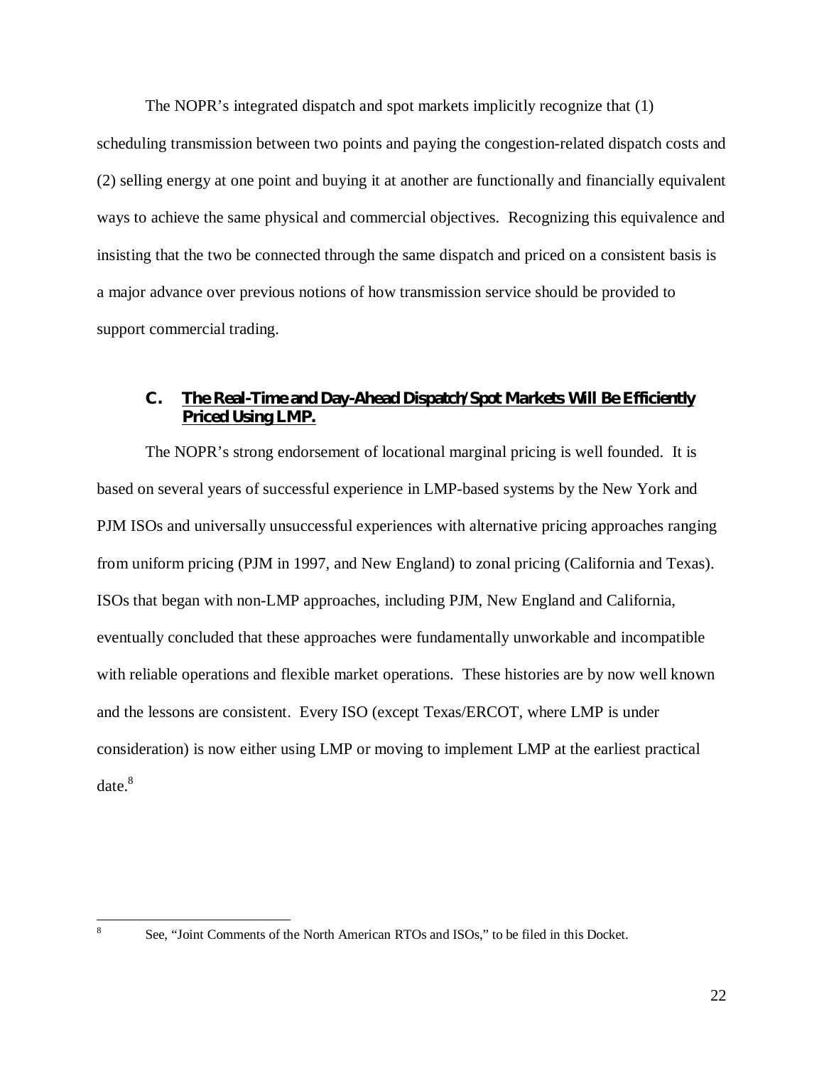The NOPR's integrated dispatch and spot markets implicitly recognize that (1) scheduling transmission between two points and paying the congestion-related dispatch costs and (2) selling energy at one point and buying it at another are functionally and financially equivalent ways to achieve the same physical and commercial objectives. Recognizing this equivalence and insisting that the two be connected through the same dispatch and priced on a consistent basis is a major advance over previous notions of how transmission service should be provided to support commercial trading.

### C. **The Real-Time and Day-Ahead Dispatch/Spot Markets Will Be Efficiently Priced Using LMP.**

The NOPR's strong endorsement of locational marginal pricing is well founded. It is based on several years of successful experience in LMP-based systems by the New York and PJM ISOs and universally unsuccessful experiences with alternative pricing approaches ranging from uniform pricing (PJM in 1997, and New England) to zonal pricing (California and Texas). ISOs that began with non-LMP approaches, including PJM, New England and California, eventually concluded that these approaches were fundamentally unworkable and incompatible with reliable operations and flexible market operations. These histories are by now well known and the lessons are consistent. Every ISO (except Texas/ERCOT, where LMP is under consideration) is now either using LMP or moving to implement LMP at the earliest practical date.[8]

[8] See, "Joint Comments of the North American RTOs and ISOs," to be filed in this Docket.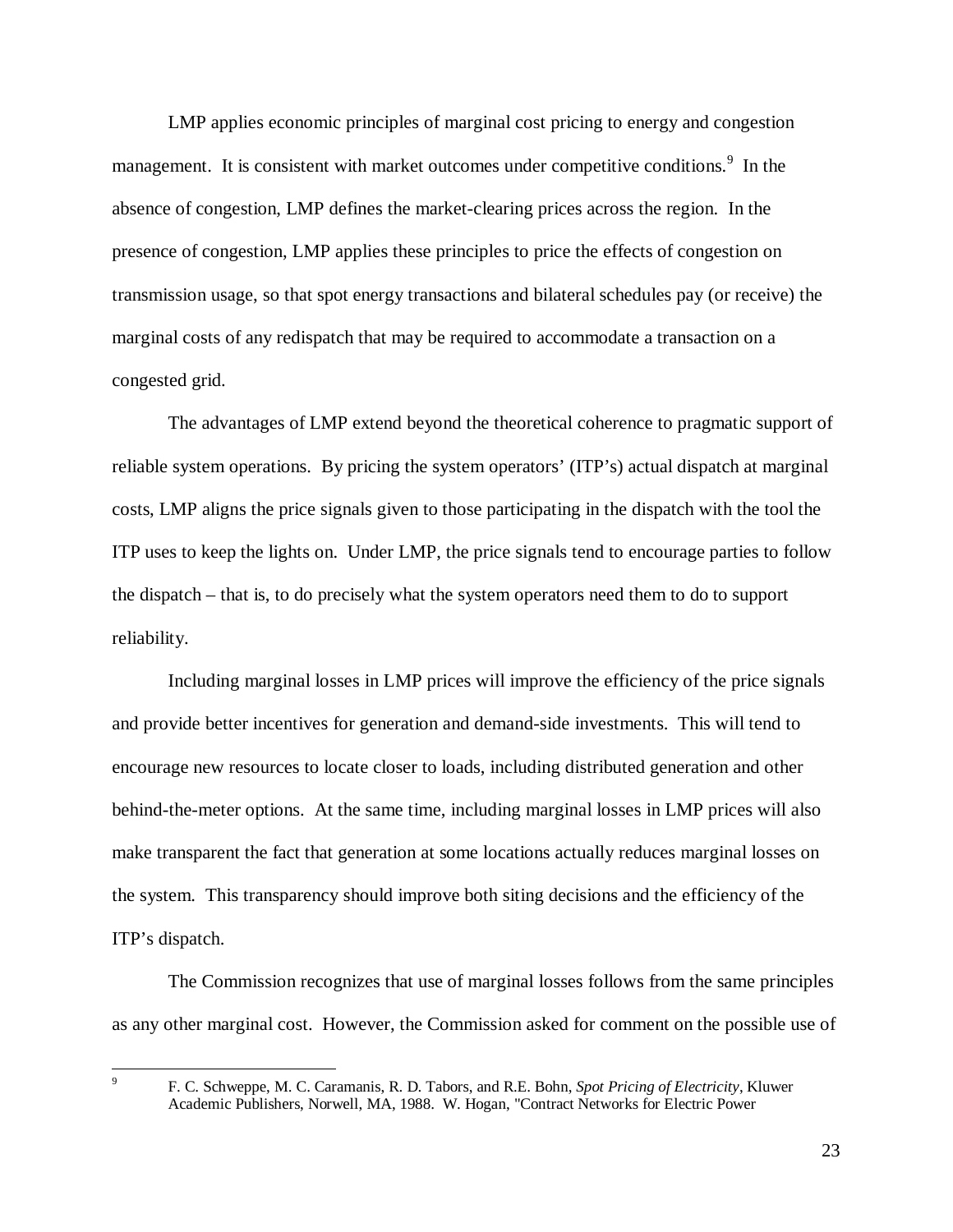LMP applies economic principles of marginal cost pricing to energy and congestion management. It is consistent with market outcomes under competitive conditions.[9] In the absence of congestion, LMP defines the market-clearing prices across the region. In the presence of congestion, LMP applies these principles to price the effects of congestion on transmission usage, so that spot energy transactions and bilateral schedules pay (or receive) the marginal costs of any redispatch that may be required to accommodate a transaction on a congested grid.

The advantages of LMP extend beyond the theoretical coherence to pragmatic support of reliable system operations. By pricing the system operators' (ITP's) actual dispatch at marginal costs, LMP aligns the price signals given to those participating in the dispatch with the tool the ITP uses to keep the lights on. Under LMP, the price signals tend to encourage parties to follow the dispatch – that is, to do precisely what the system operators need them to do to support reliability.

Including marginal losses in LMP prices will improve the efficiency of the price signals and provide better incentives for generation and demand-side investments. This will tend to encourage new resources to locate closer to loads, including distributed generation and other behind-the-meter options. At the same time, including marginal losses in LMP prices will also make transparent the fact that generation at some locations actually reduces marginal losses on the system. This transparency should improve both siting decisions and the efficiency of the ITP's dispatch.

The Commission recognizes that use of marginal losses follows from the same principles as any other marginal cost. However, the Commission asked for comment on the possible use of

---

[9] F. C. Schweppe, M. C. Caramanis, R. D. Tabors, and R.E. Bohn, *Spot Pricing of Electricity*, Kluwer Academic Publishers, Norwell, MA, 1988. W. Hogan, "Contract Networks for Electric Power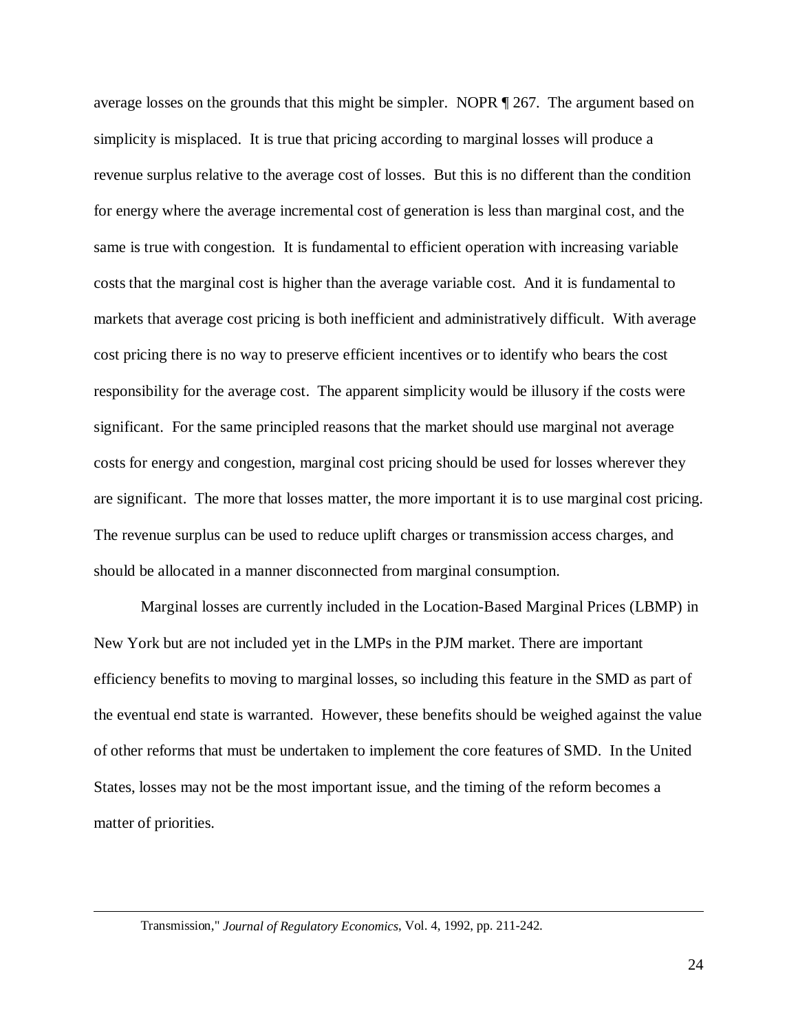average losses on the grounds that this might be simpler. NOPR ¶ 267. The argument based on simplicity is misplaced. It is true that pricing according to marginal losses will produce a revenue surplus relative to the average cost of losses. But this is no different than the condition for energy where the average incremental cost of generation is less than marginal cost, and the same is true with congestion. It is fundamental to efficient operation with increasing variable costs that the marginal cost is higher than the average variable cost. And it is fundamental to markets that average cost pricing is both inefficient and administratively difficult. With average cost pricing there is no way to preserve efficient incentives or to identify who bears the cost responsibility for the average cost. The apparent simplicity would be illusory if the costs were significant. For the same principled reasons that the market should use marginal not average costs for energy and congestion, marginal cost pricing should be used for losses wherever they are significant. The more that losses matter, the more important it is to use marginal cost pricing. The revenue surplus can be used to reduce uplift charges or transmission access charges, and should be allocated in a manner disconnected from marginal consumption.

Marginal losses are currently included in the Location-Based Marginal Prices (LBMP) in New York but are not included yet in the LMPs in the PJM market. There are important efficiency benefits to moving to marginal losses, so including this feature in the SMD as part of the eventual end state is warranted. However, these benefits should be weighed against the value of other reforms that must be undertaken to implement the core features of SMD. In the United States, losses may not be the most important issue, and the timing of the reform becomes a matter of priorities.

Transmission," *Journal of Regulatory Economics*, Vol. 4, 1992, pp. 211-242.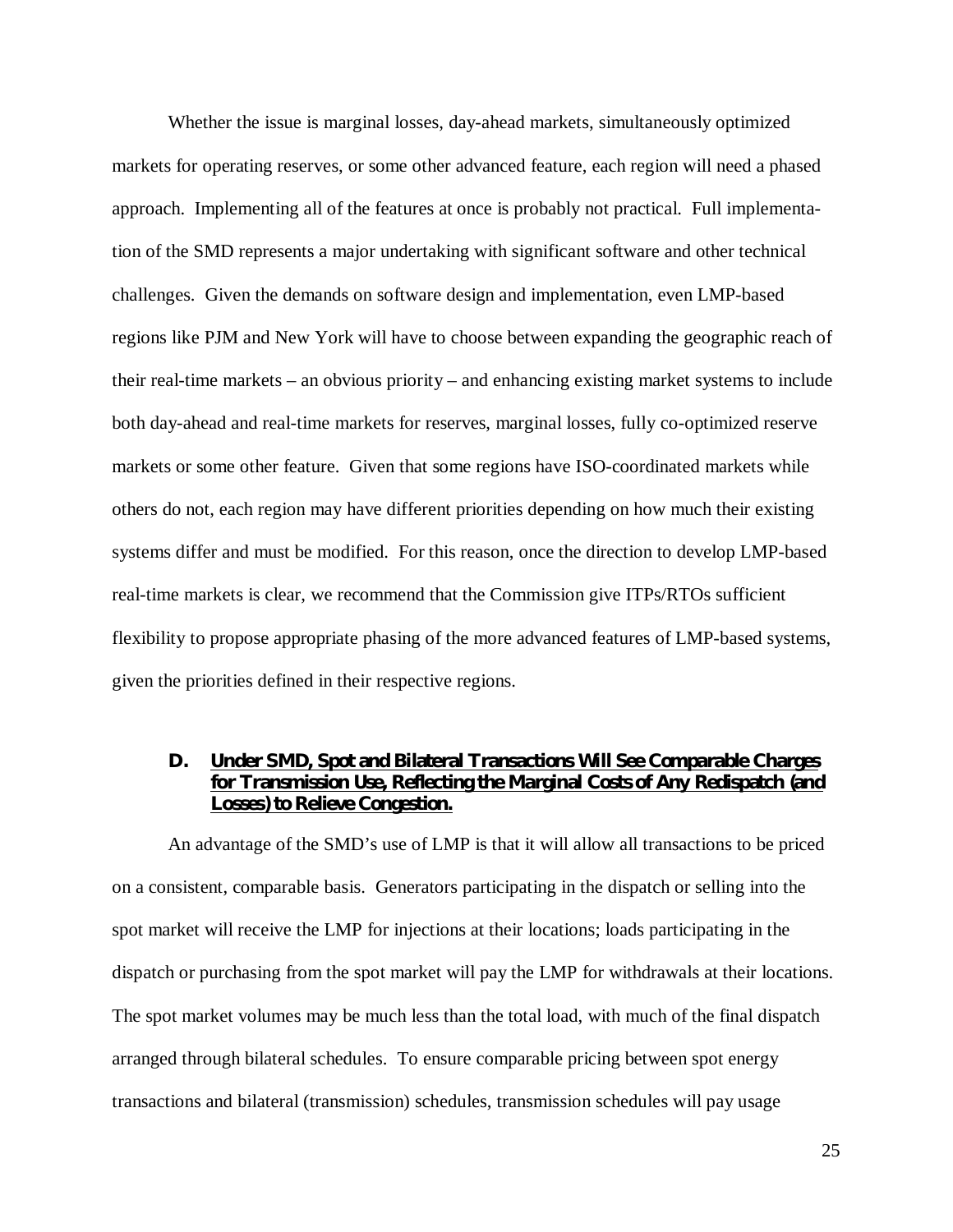Whether the issue is marginal losses, day-ahead markets, simultaneously optimized markets for operating reserves, or some other advanced feature, each region will need a phased approach. Implementing all of the features at once is probably not practical. Full implementation of the SMD represents a major undertaking with significant software and other technical challenges. Given the demands on software design and implementation, even LMP-based regions like PJM and New York will have to choose between expanding the geographic reach of their real-time markets – an obvious priority – and enhancing existing market systems to include both day-ahead and real-time markets for reserves, marginal losses, fully co-optimized reserve markets or some other feature. Given that some regions have ISO-coordinated markets while others do not, each region may have different priorities depending on how much their existing systems differ and must be modified. For this reason, once the direction to develop LMP-based real-time markets is clear, we recommend that the Commission give ITPs/RTOs sufficient flexibility to propose appropriate phasing of the more advanced features of LMP-based systems, given the priorities defined in their respective regions.

### D. Under SMD, Spot and Bilateral Transactions Will See Comparable Charges for Transmission Use, Reflecting the Marginal Costs of Any Redispatch (and Losses) to Relieve Congestion.

An advantage of the SMD's use of LMP is that it will allow all transactions to be priced on a consistent, comparable basis. Generators participating in the dispatch or selling into the spot market will receive the LMP for injections at their locations; loads participating in the dispatch or purchasing from the spot market will pay the LMP for withdrawals at their locations. The spot market volumes may be much less than the total load, with much of the final dispatch arranged through bilateral schedules. To ensure comparable pricing between spot energy transactions and bilateral (transmission) schedules, transmission schedules will pay usage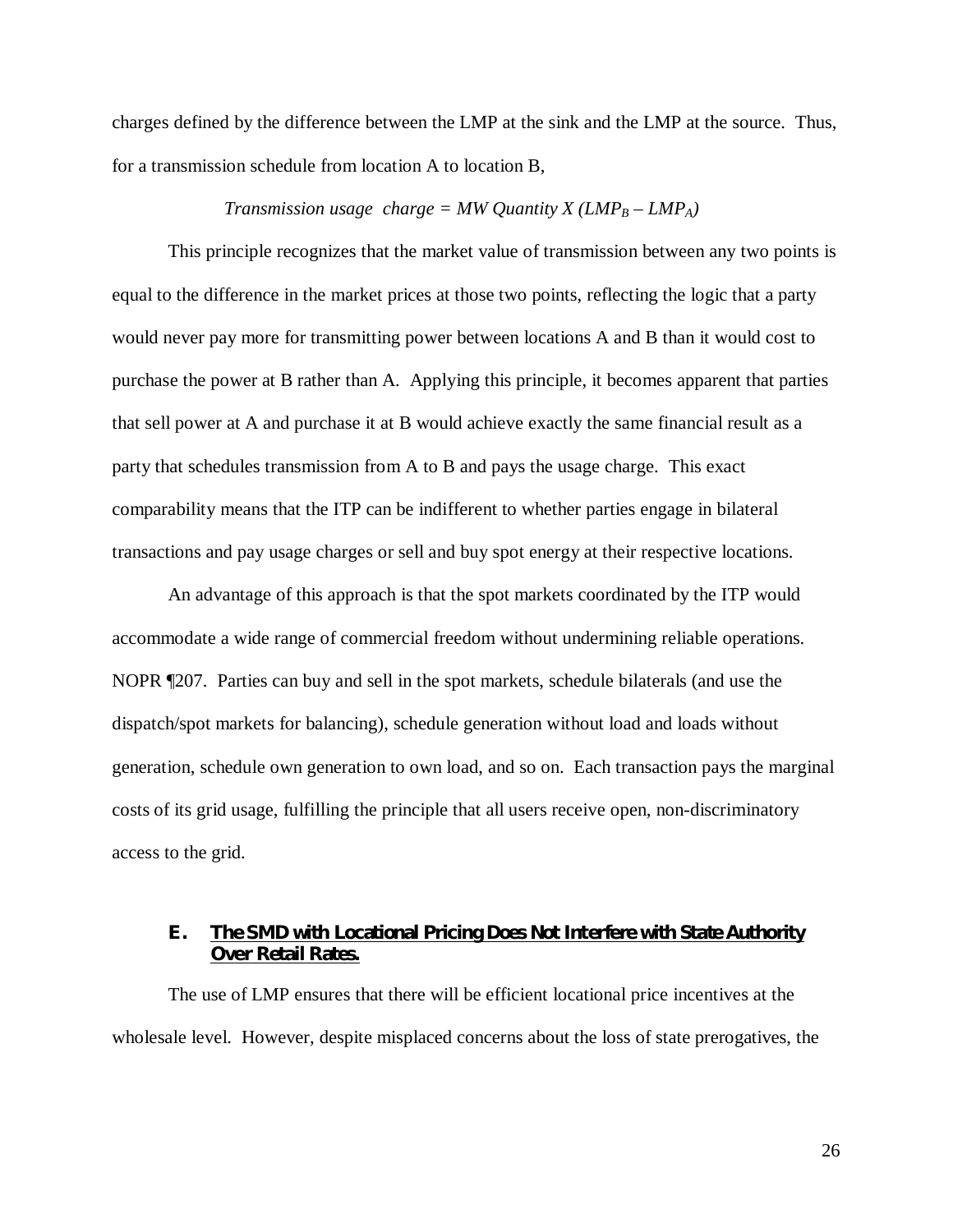charges defined by the difference between the LMP at the sink and the LMP at the source. Thus, for a transmission schedule from location A to location B,

$$Transmission\ usage\ \ charge = MW\ Quantity\ X\ (LMP_B - LMP_A)$$

This principle recognizes that the market value of transmission between any two points is equal to the difference in the market prices at those two points, reflecting the logic that a party would never pay more for transmitting power between locations A and B than it would cost to purchase the power at B rather than A. Applying this principle, it becomes apparent that parties that sell power at A and purchase it at B would achieve exactly the same financial result as a party that schedules transmission from A to B and pays the usage charge. This exact comparability means that the ITP can be indifferent to whether parties engage in bilateral transactions and pay usage charges or sell and buy spot energy at their respective locations.

An advantage of this approach is that the spot markets coordinated by the ITP would accommodate a wide range of commercial freedom without undermining reliable operations. NOPR ¶207. Parties can buy and sell in the spot markets, schedule bilaterals (and use the dispatch/spot markets for balancing), schedule generation without load and loads without generation, schedule own generation to own load, and so on. Each transaction pays the marginal costs of its grid usage, fulfilling the principle that all users receive open, non-discriminatory access to the grid.

### E. <u>The SMD with Locational Pricing Does Not Interfere with State Authority Over Retail Rates.</u>

The use of LMP ensures that there will be efficient locational price incentives at the wholesale level. However, despite misplaced concerns about the loss of state prerogatives, the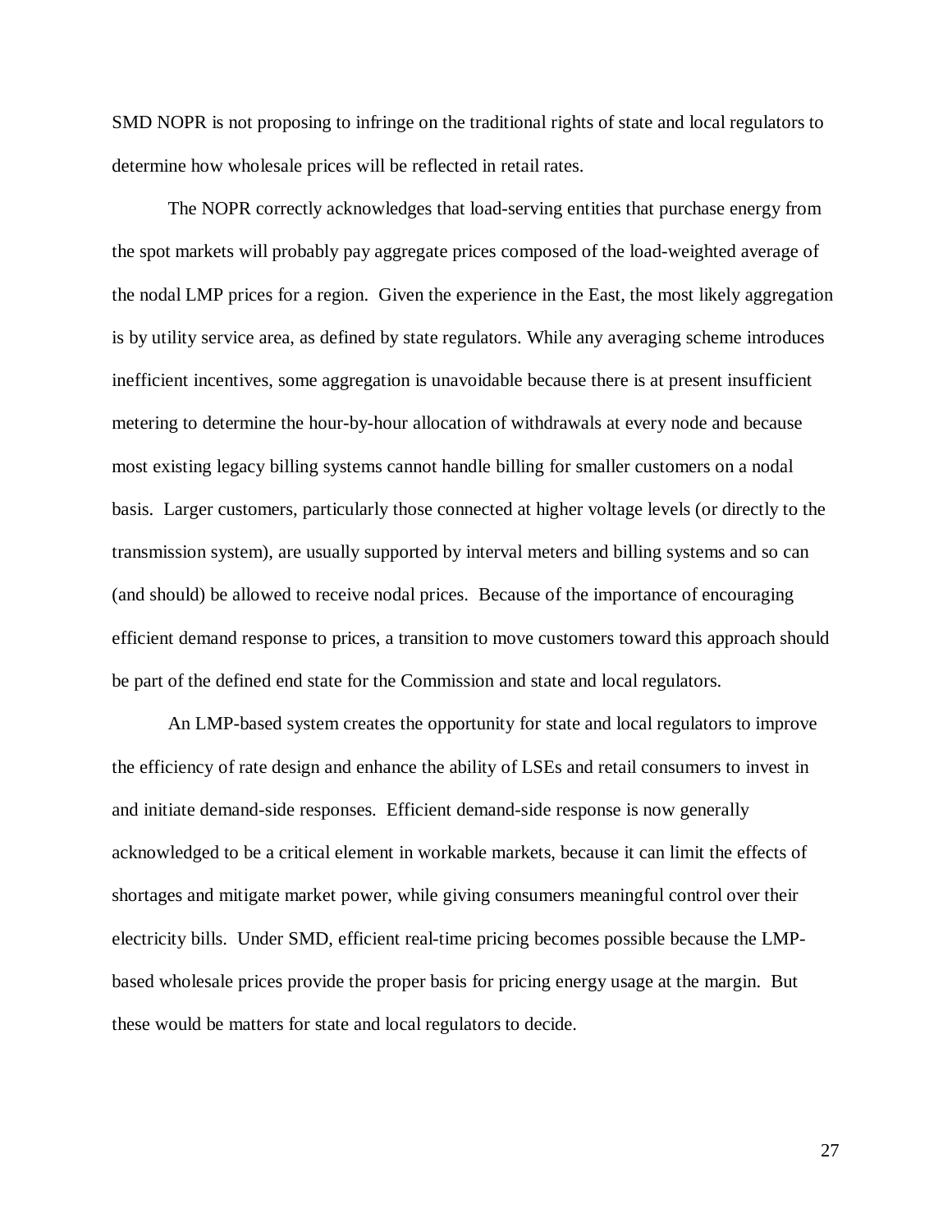SMD NOPR is not proposing to infringe on the traditional rights of state and local regulators to determine how wholesale prices will be reflected in retail rates.

The NOPR correctly acknowledges that load-serving entities that purchase energy from the spot markets will probably pay aggregate prices composed of the load-weighted average of the nodal LMP prices for a region. Given the experience in the East, the most likely aggregation is by utility service area, as defined by state regulators. While any averaging scheme introduces inefficient incentives, some aggregation is unavoidable because there is at present insufficient metering to determine the hour-by-hour allocation of withdrawals at every node and because most existing legacy billing systems cannot handle billing for smaller customers on a nodal basis. Larger customers, particularly those connected at higher voltage levels (or directly to the transmission system), are usually supported by interval meters and billing systems and so can (and should) be allowed to receive nodal prices. Because of the importance of encouraging efficient demand response to prices, a transition to move customers toward this approach should be part of the defined end state for the Commission and state and local regulators.

An LMP-based system creates the opportunity for state and local regulators to improve the efficiency of rate design and enhance the ability of LSEs and retail consumers to invest in and initiate demand-side responses. Efficient demand-side response is now generally acknowledged to be a critical element in workable markets, because it can limit the effects of shortages and mitigate market power, while giving consumers meaningful control over their electricity bills. Under SMD, efficient real-time pricing becomes possible because the LMP-based wholesale prices provide the proper basis for pricing energy usage at the margin. But these would be matters for state and local regulators to decide.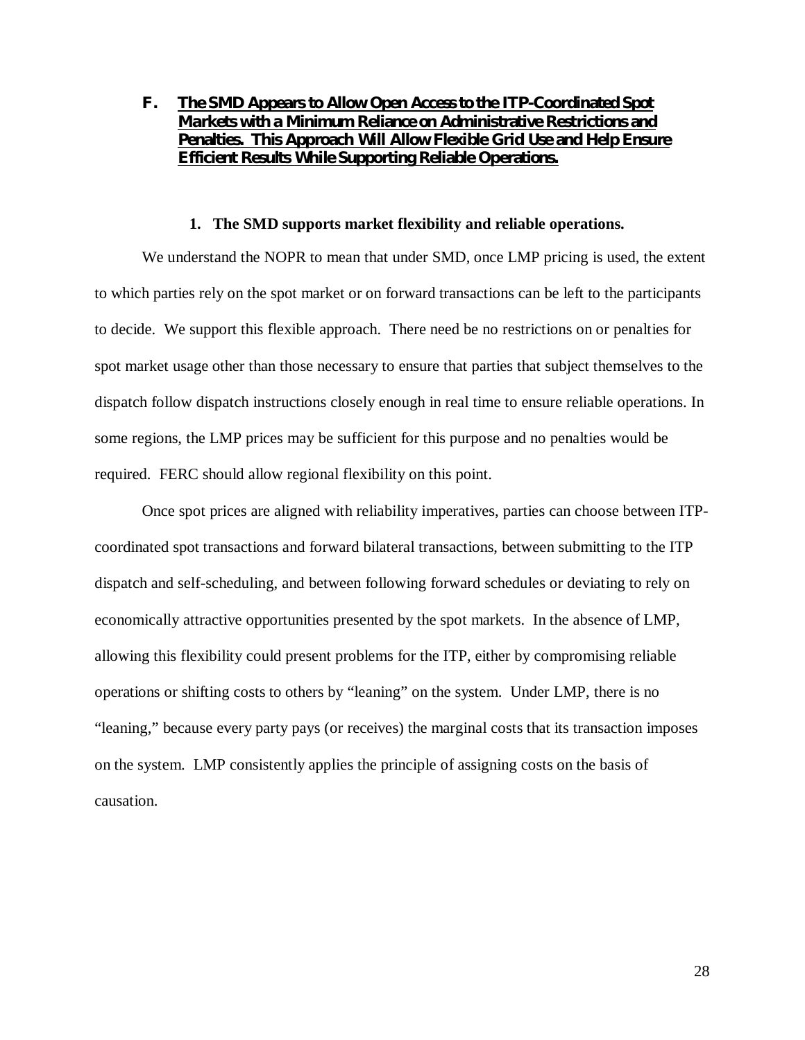## F. The SMD Appears to Allow Open Access to the ITP-Coordinated Spot Markets with a Minimum Reliance on Administrative Restrictions and Penalties. This Approach Will Allow Flexible Grid Use and Help Ensure Efficient Results While Supporting Reliable Operations.

### 1. The SMD supports market flexibility and reliable operations.

We understand the NOPR to mean that under SMD, once LMP pricing is used, the extent to which parties rely on the spot market or on forward transactions can be left to the participants to decide. We support this flexible approach. There need be no restrictions on or penalties for spot market usage other than those necessary to ensure that parties that subject themselves to the dispatch follow dispatch instructions closely enough in real time to ensure reliable operations. In some regions, the LMP prices may be sufficient for this purpose and no penalties would be required. FERC should allow regional flexibility on this point.

Once spot prices are aligned with reliability imperatives, parties can choose between ITP-coordinated spot transactions and forward bilateral transactions, between submitting to the ITP dispatch and self-scheduling, and between following forward schedules or deviating to rely on economically attractive opportunities presented by the spot markets. In the absence of LMP, allowing this flexibility could present problems for the ITP, either by compromising reliable operations or shifting costs to others by "leaning" on the system. Under LMP, there is no "leaning," because every party pays (or receives) the marginal costs that its transaction imposes on the system. LMP consistently applies the principle of assigning costs on the basis of causation.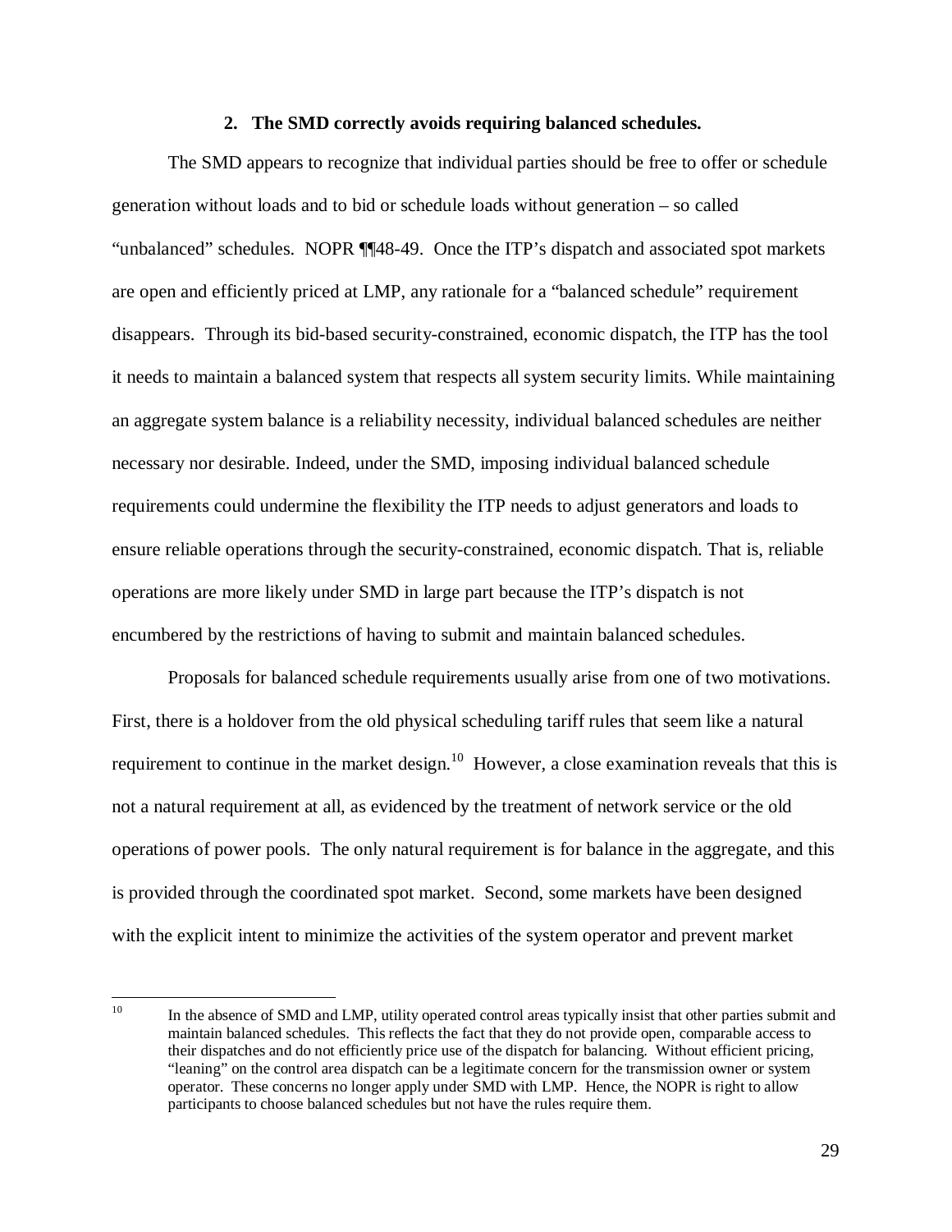### 2. The SMD correctly avoids requiring balanced schedules.

The SMD appears to recognize that individual parties should be free to offer or schedule generation without loads and to bid or schedule loads without generation – so called "unbalanced" schedules. NOPR ¶¶48-49. Once the ITP's dispatch and associated spot markets are open and efficiently priced at LMP, any rationale for a "balanced schedule" requirement disappears. Through its bid-based security-constrained, economic dispatch, the ITP has the tool it needs to maintain a balanced system that respects all system security limits. While maintaining an aggregate system balance is a reliability necessity, individual balanced schedules are neither necessary nor desirable. Indeed, under the SMD, imposing individual balanced schedule requirements could undermine the flexibility the ITP needs to adjust generators and loads to ensure reliable operations through the security-constrained, economic dispatch. That is, reliable operations are more likely under SMD in large part because the ITP's dispatch is not encumbered by the restrictions of having to submit and maintain balanced schedules.

Proposals for balanced schedule requirements usually arise from one of two motivations. First, there is a holdover from the old physical scheduling tariff rules that seem like a natural requirement to continue in the market design.[10] However, a close examination reveals that this is not a natural requirement at all, as evidenced by the treatment of network service or the old operations of power pools. The only natural requirement is for balance in the aggregate, and this is provided through the coordinated spot market. Second, some markets have been designed with the explicit intent to minimize the activities of the system operator and prevent market

---

[10] In the absence of SMD and LMP, utility operated control areas typically insist that other parties submit and maintain balanced schedules. This reflects the fact that they do not provide open, comparable access to their dispatches and do not efficiently price use of the dispatch for balancing. Without efficient pricing, "leaning" on the control area dispatch can be a legitimate concern for the transmission owner or system operator. These concerns no longer apply under SMD with LMP. Hence, the NOPR is right to allow participants to choose balanced schedules but not have the rules require them.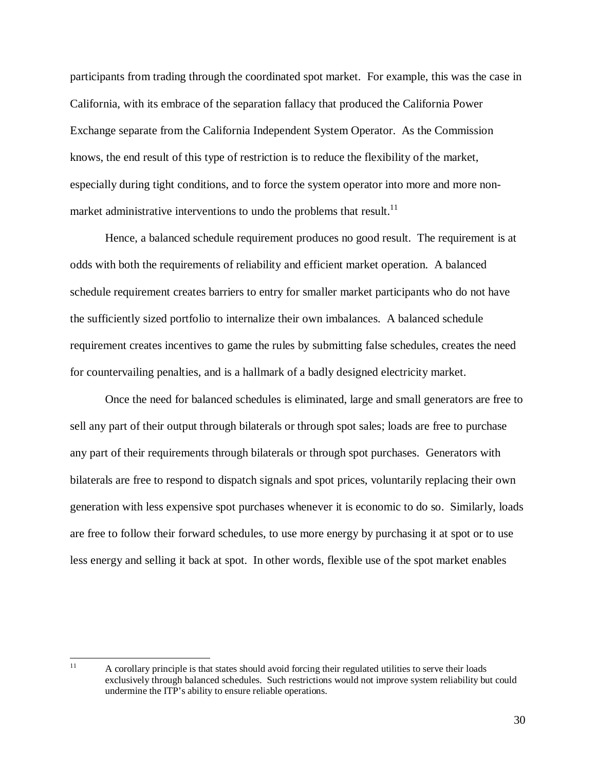participants from trading through the coordinated spot market. For example, this was the case in California, with its embrace of the separation fallacy that produced the California Power Exchange separate from the California Independent System Operator. As the Commission knows, the end result of this type of restriction is to reduce the flexibility of the market, especially during tight conditions, and to force the system operator into more and more non-market administrative interventions to undo the problems that result.[11]

Hence, a balanced schedule requirement produces no good result. The requirement is at odds with both the requirements of reliability and efficient market operation. A balanced schedule requirement creates barriers to entry for smaller market participants who do not have the sufficiently sized portfolio to internalize their own imbalances. A balanced schedule requirement creates incentives to game the rules by submitting false schedules, creates the need for countervailing penalties, and is a hallmark of a badly designed electricity market.

Once the need for balanced schedules is eliminated, large and small generators are free to sell any part of their output through bilaterals or through spot sales; loads are free to purchase any part of their requirements through bilaterals or through spot purchases. Generators with bilaterals are free to respond to dispatch signals and spot prices, voluntarily replacing their own generation with less expensive spot purchases whenever it is economic to do so. Similarly, loads are free to follow their forward schedules, to use more energy by purchasing it at spot or to use less energy and selling it back at spot. In other words, flexible use of the spot market enables

---

[11] A corollary principle is that states should avoid forcing their regulated utilities to serve their loads exclusively through balanced schedules. Such restrictions would not improve system reliability but could undermine the ITP's ability to ensure reliable operations.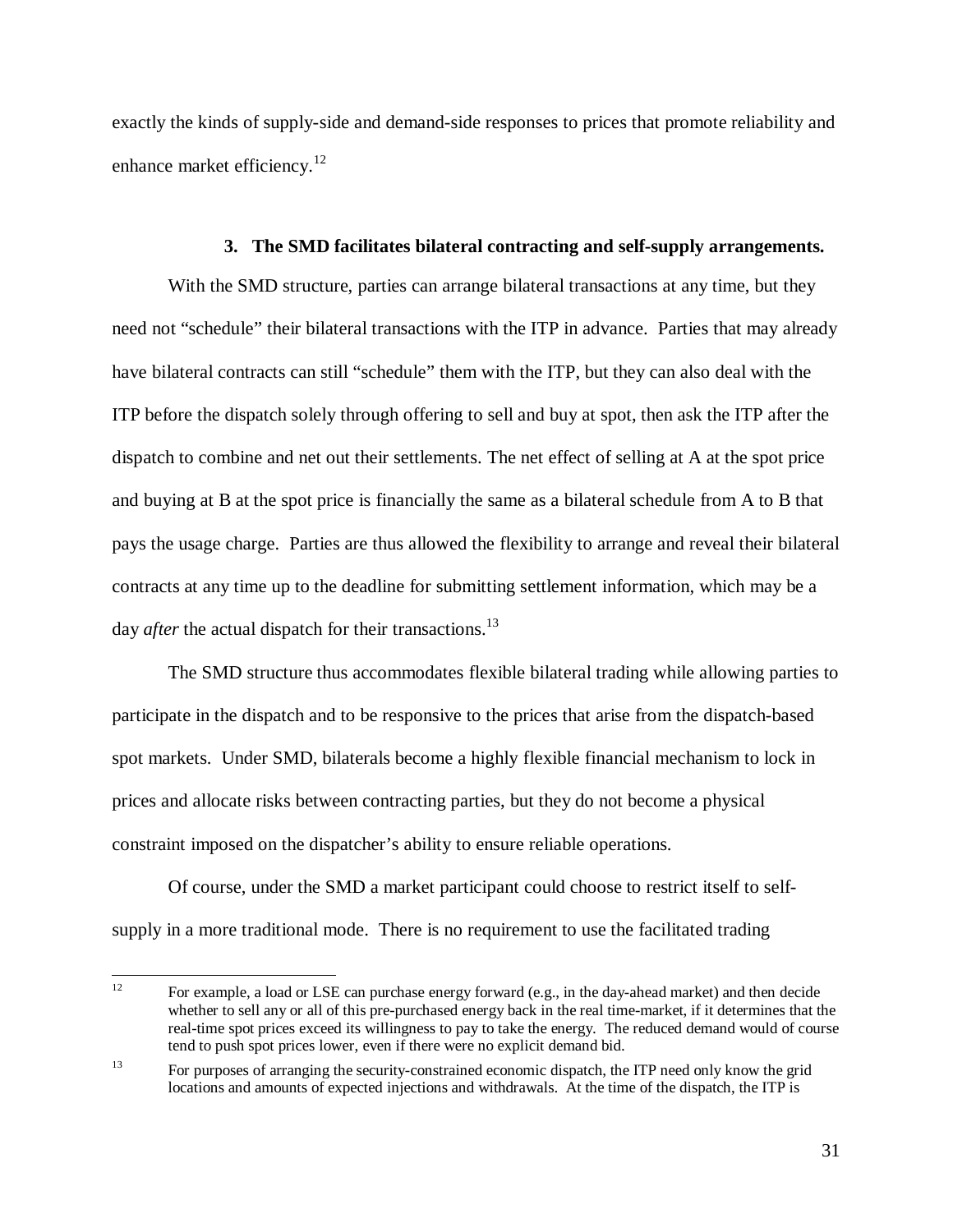exactly the kinds of supply-side and demand-side responses to prices that promote reliability and enhance market efficiency.[12]

### 3. The SMD facilitates bilateral contracting and self-supply arrangements.

With the SMD structure, parties can arrange bilateral transactions at any time, but they need not "schedule" their bilateral transactions with the ITP in advance. Parties that may already have bilateral contracts can still "schedule" them with the ITP, but they can also deal with the ITP before the dispatch solely through offering to sell and buy at spot, then ask the ITP after the dispatch to combine and net out their settlements. The net effect of selling at A at the spot price and buying at B at the spot price is financially the same as a bilateral schedule from A to B that pays the usage charge. Parties are thus allowed the flexibility to arrange and reveal their bilateral contracts at any time up to the deadline for submitting settlement information, which may be a day *after* the actual dispatch for their transactions.[13]

The SMD structure thus accommodates flexible bilateral trading while allowing parties to participate in the dispatch and to be responsive to the prices that arise from the dispatch-based spot markets. Under SMD, bilaterals become a highly flexible financial mechanism to lock in prices and allocate risks between contracting parties, but they do not become a physical constraint imposed on the dispatcher's ability to ensure reliable operations.

Of course, under the SMD a market participant could choose to restrict itself to self-supply in a more traditional mode. There is no requirement to use the facilitated trading

---

[12] For example, a load or LSE can purchase energy forward (e.g., in the day-ahead market) and then decide whether to sell any or all of this pre-purchased energy back in the real time-market, if it determines that the real-time spot prices exceed its willingness to pay to take the energy. The reduced demand would of course tend to push spot prices lower, even if there were no explicit demand bid.

[13] For purposes of arranging the security-constrained economic dispatch, the ITP need only know the grid locations and amounts of expected injections and withdrawals. At the time of the dispatch, the ITP is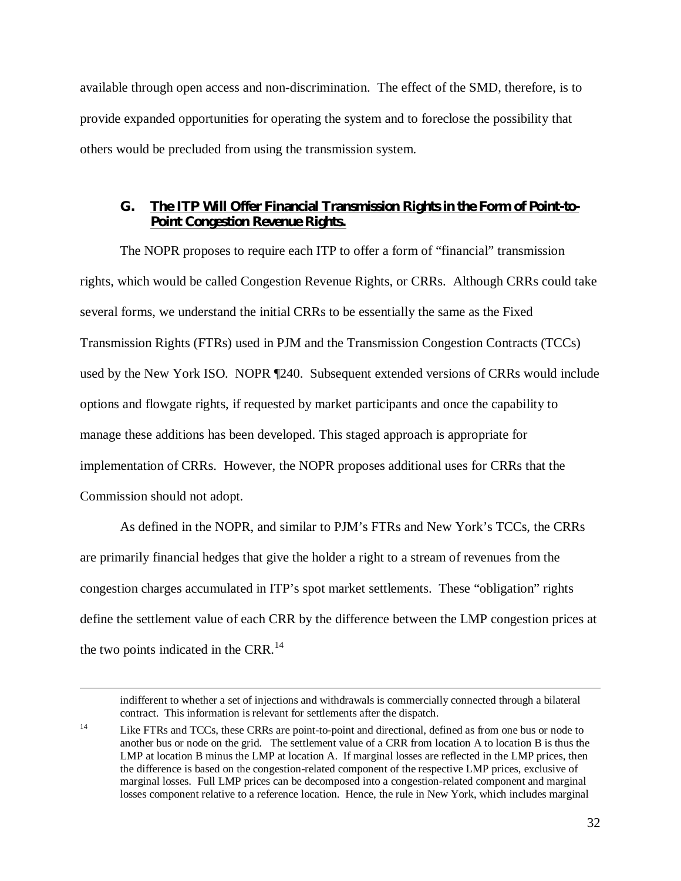available through open access and non-discrimination. The effect of the SMD, therefore, is to provide expanded opportunities for operating the system and to foreclose the possibility that others would be precluded from using the transmission system.

### G. The ITP Will Offer Financial Transmission Rights in the Form of Point-to-Point Congestion Revenue Rights.

The NOPR proposes to require each ITP to offer a form of "financial" transmission rights, which would be called Congestion Revenue Rights, or CRRs. Although CRRs could take several forms, we understand the initial CRRs to be essentially the same as the Fixed Transmission Rights (FTRs) used in PJM and the Transmission Congestion Contracts (TCCs) used by the New York ISO. NOPR ¶240. Subsequent extended versions of CRRs would include options and flowgate rights, if requested by market participants and once the capability to manage these additions has been developed. This staged approach is appropriate for implementation of CRRs. However, the NOPR proposes additional uses for CRRs that the Commission should not adopt.

As defined in the NOPR, and similar to PJM's FTRs and New York's TCCs, the CRRs are primarily financial hedges that give the holder a right to a stream of revenues from the congestion charges accumulated in ITP's spot market settlements. These "obligation" rights define the settlement value of each CRR by the difference between the LMP congestion prices at the two points indicated in the CRR.[14]

---

indifferent to whether a set of injections and withdrawals is commercially connected through a bilateral contract. This information is relevant for settlements after the dispatch.

[14] Like FTRs and TCCs, these CRRs are point-to-point and directional, defined as from one bus or node to another bus or node on the grid. The settlement value of a CRR from location A to location B is thus the LMP at location B minus the LMP at location A. If marginal losses are reflected in the LMP prices, then the difference is based on the congestion-related component of the respective LMP prices, exclusive of marginal losses. Full LMP prices can be decomposed into a congestion-related component and marginal losses component relative to a reference location. Hence, the rule in New York, which includes marginal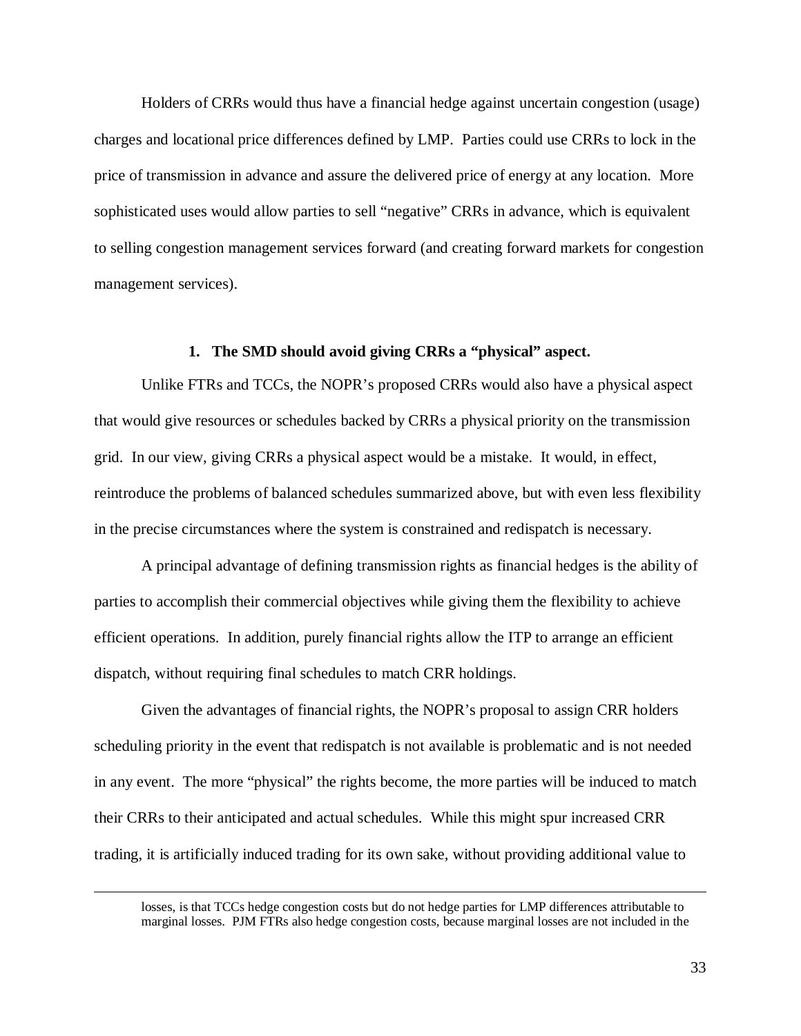Holders of CRRs would thus have a financial hedge against uncertain congestion (usage) charges and locational price differences defined by LMP. Parties could use CRRs to lock in the price of transmission in advance and assure the delivered price of energy at any location. More sophisticated uses would allow parties to sell "negative" CRRs in advance, which is equivalent to selling congestion management services forward (and creating forward markets for congestion management services).

### 1. The SMD should avoid giving CRRs a "physical" aspect.

Unlike FTRs and TCCs, the NOPR's proposed CRRs would also have a physical aspect that would give resources or schedules backed by CRRs a physical priority on the transmission grid. In our view, giving CRRs a physical aspect would be a mistake. It would, in effect, reintroduce the problems of balanced schedules summarized above, but with even less flexibility in the precise circumstances where the system is constrained and redispatch is necessary.

A principal advantage of defining transmission rights as financial hedges is the ability of parties to accomplish their commercial objectives while giving them the flexibility to achieve efficient operations. In addition, purely financial rights allow the ITP to arrange an efficient dispatch, without requiring final schedules to match CRR holdings.

Given the advantages of financial rights, the NOPR's proposal to assign CRR holders scheduling priority in the event that redispatch is not available is problematic and is not needed in any event. The more "physical" the rights become, the more parties will be induced to match their CRRs to their anticipated and actual schedules. While this might spur increased CRR trading, it is artificially induced trading for its own sake, without providing additional value to

---

losses, is that TCCs hedge congestion costs but do not hedge parties for LMP differences attributable to marginal losses. PJM FTRs also hedge congestion costs, because marginal losses are not included in the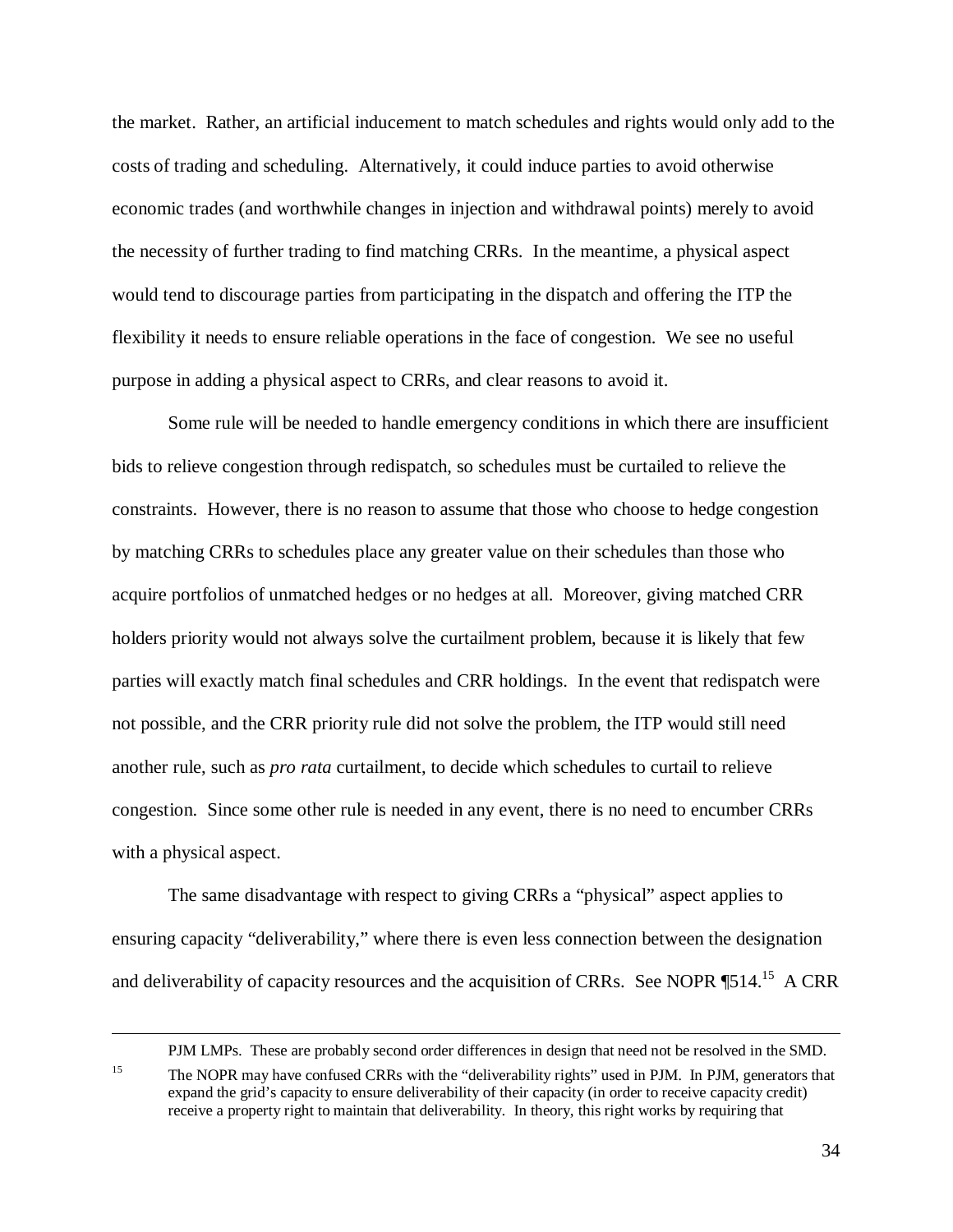the market. Rather, an artificial inducement to match schedules and rights would only add to the costs of trading and scheduling. Alternatively, it could induce parties to avoid otherwise economic trades (and worthwhile changes in injection and withdrawal points) merely to avoid the necessity of further trading to find matching CRRs. In the meantime, a physical aspect would tend to discourage parties from participating in the dispatch and offering the ITP the flexibility it needs to ensure reliable operations in the face of congestion. We see no useful purpose in adding a physical aspect to CRRs, and clear reasons to avoid it.

Some rule will be needed to handle emergency conditions in which there are insufficient bids to relieve congestion through redispatch, so schedules must be curtailed to relieve the constraints. However, there is no reason to assume that those who choose to hedge congestion by matching CRRs to schedules place any greater value on their schedules than those who acquire portfolios of unmatched hedges or no hedges at all. Moreover, giving matched CRR holders priority would not always solve the curtailment problem, because it is likely that few parties will exactly match final schedules and CRR holdings. In the event that redispatch were not possible, and the CRR priority rule did not solve the problem, the ITP would still need another rule, such as *pro rata* curtailment, to decide which schedules to curtail to relieve congestion. Since some other rule is needed in any event, there is no need to encumber CRRs with a physical aspect.

The same disadvantage with respect to giving CRRs a "physical" aspect applies to ensuring capacity "deliverability," where there is even less connection between the designation and deliverability of capacity resources and the acquisition of CRRs. See NOPR ¶514.[15] A CRR

---

PJM LMPs. These are probably second order differences in design that need not be resolved in the SMD.

[15] The NOPR may have confused CRRs with the "deliverability rights" used in PJM. In PJM, generators that expand the grid's capacity to ensure deliverability of their capacity (in order to receive capacity credit) receive a property right to maintain that deliverability. In theory, this right works by requiring that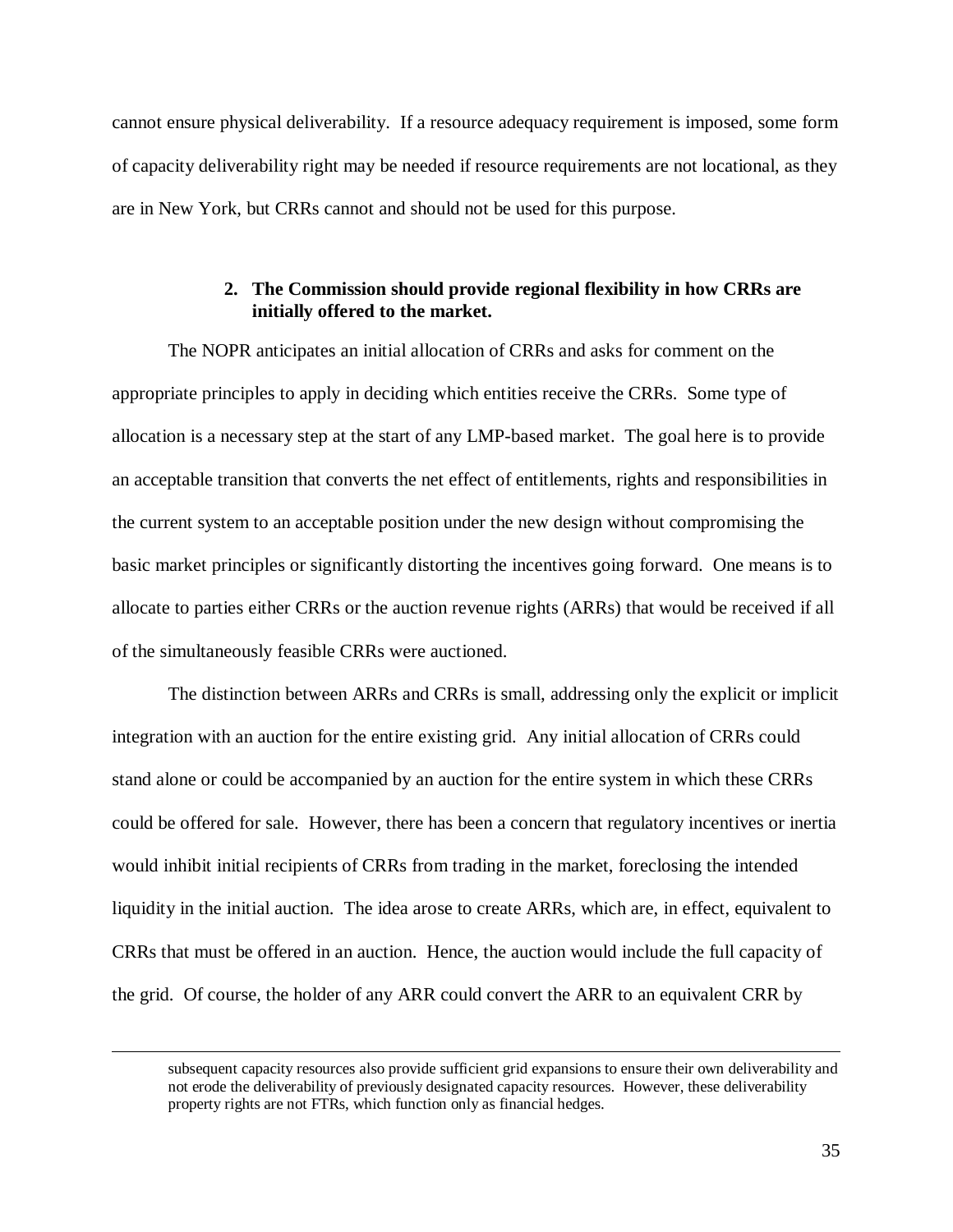cannot ensure physical deliverability. If a resource adequacy requirement is imposed, some form of capacity deliverability right may be needed if resource requirements are not locational, as they are in New York, but CRRs cannot and should not be used for this purpose.

### 2. The Commission should provide regional flexibility in how CRRs are initially offered to the market.

The NOPR anticipates an initial allocation of CRRs and asks for comment on the appropriate principles to apply in deciding which entities receive the CRRs. Some type of allocation is a necessary step at the start of any LMP-based market. The goal here is to provide an acceptable transition that converts the net effect of entitlements, rights and responsibilities in the current system to an acceptable position under the new design without compromising the basic market principles or significantly distorting the incentives going forward. One means is to allocate to parties either CRRs or the auction revenue rights (ARRs) that would be received if all of the simultaneously feasible CRRs were auctioned.

The distinction between ARRs and CRRs is small, addressing only the explicit or implicit integration with an auction for the entire existing grid. Any initial allocation of CRRs could stand alone or could be accompanied by an auction for the entire system in which these CRRs could be offered for sale. However, there has been a concern that regulatory incentives or inertia would inhibit initial recipients of CRRs from trading in the market, foreclosing the intended liquidity in the initial auction. The idea arose to create ARRs, which are, in effect, equivalent to CRRs that must be offered in an auction. Hence, the auction would include the full capacity of the grid. Of course, the holder of any ARR could convert the ARR to an equivalent CRR by

---

subsequent capacity resources also provide sufficient grid expansions to ensure their own deliverability and not erode the deliverability of previously designated capacity resources. However, these deliverability property rights are not FTRs, which function only as financial hedges.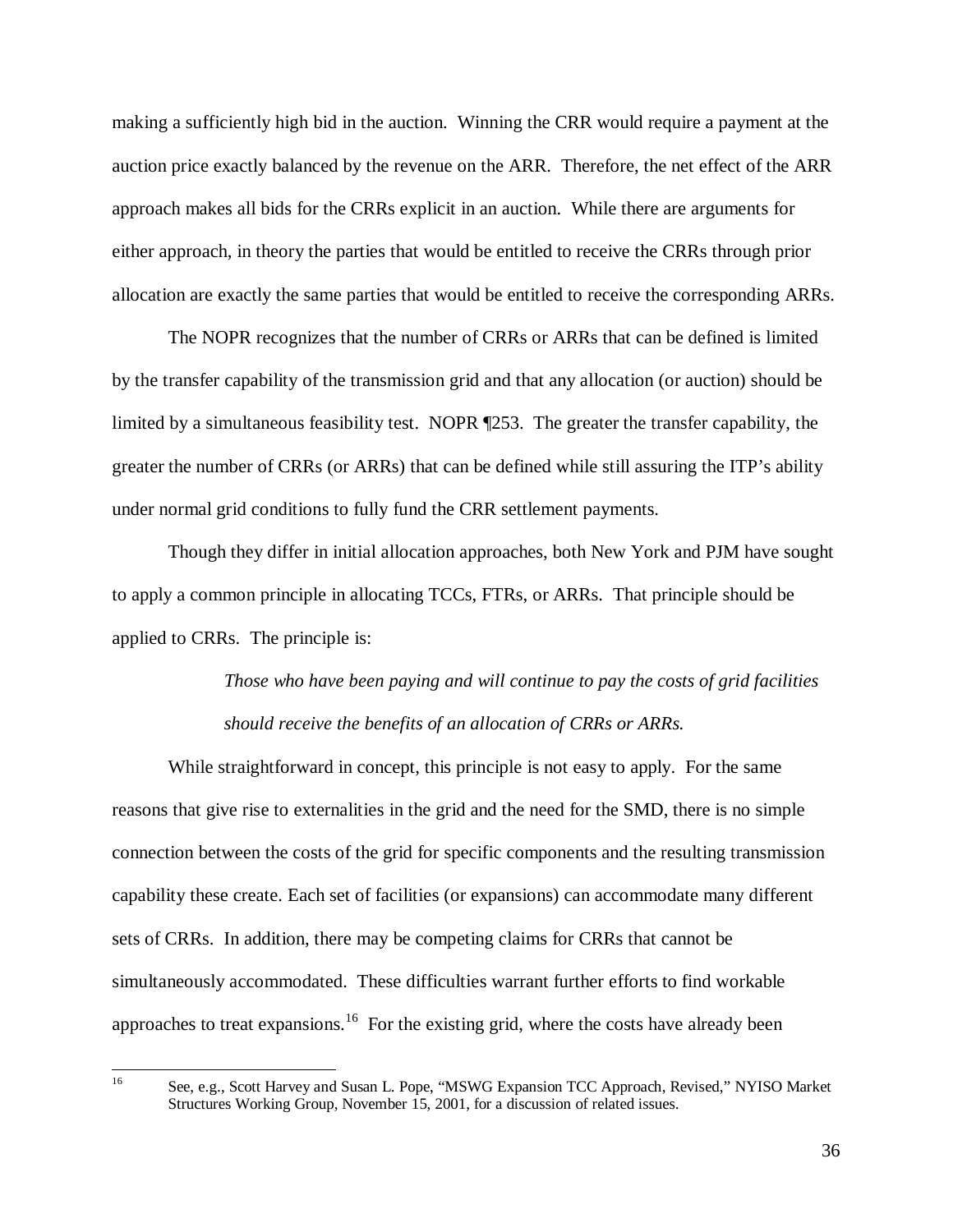making a sufficiently high bid in the auction. Winning the CRR would require a payment at the auction price exactly balanced by the revenue on the ARR. Therefore, the net effect of the ARR approach makes all bids for the CRRs explicit in an auction. While there are arguments for either approach, in theory the parties that would be entitled to receive the CRRs through prior allocation are exactly the same parties that would be entitled to receive the corresponding ARRs.

The NOPR recognizes that the number of CRRs or ARRs that can be defined is limited by the transfer capability of the transmission grid and that any allocation (or auction) should be limited by a simultaneous feasibility test. NOPR ¶253. The greater the transfer capability, the greater the number of CRRs (or ARRs) that can be defined while still assuring the ITP's ability under normal grid conditions to fully fund the CRR settlement payments.

Though they differ in initial allocation approaches, both New York and PJM have sought to apply a common principle in allocating TCCs, FTRs, or ARRs. That principle should be applied to CRRs. The principle is:

> *Those who have been paying and will continue to pay the costs of grid facilities should receive the benefits of an allocation of CRRs or ARRs.*

While straightforward in concept, this principle is not easy to apply. For the same reasons that give rise to externalities in the grid and the need for the SMD, there is no simple connection between the costs of the grid for specific components and the resulting transmission capability these create. Each set of facilities (or expansions) can accommodate many different sets of CRRs. In addition, there may be competing claims for CRRs that cannot be simultaneously accommodated. These difficulties warrant further efforts to find workable approaches to treat expansions.[16] For the existing grid, where the costs have already been

[16] See, e.g., Scott Harvey and Susan L. Pope, "MSWG Expansion TCC Approach, Revised," NYISO Market Structures Working Group, November 15, 2001, for a discussion of related issues.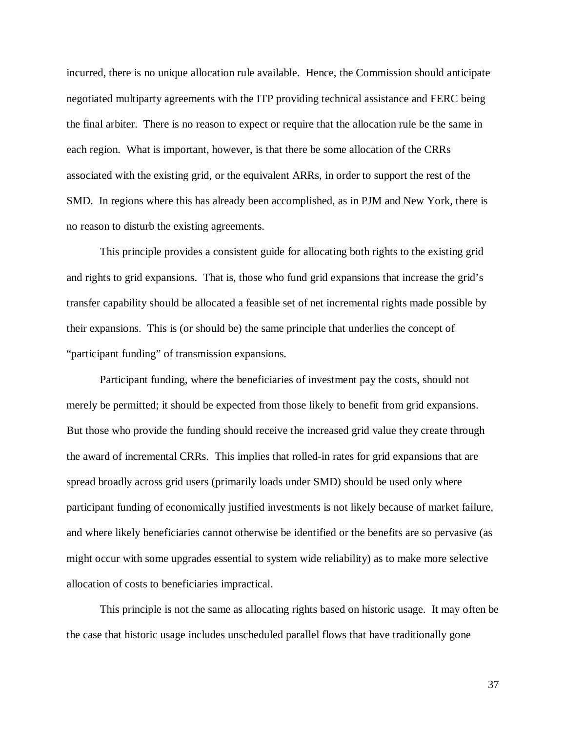incurred, there is no unique allocation rule available. Hence, the Commission should anticipate negotiated multiparty agreements with the ITP providing technical assistance and FERC being the final arbiter. There is no reason to expect or require that the allocation rule be the same in each region. What is important, however, is that there be some allocation of the CRRs associated with the existing grid, or the equivalent ARRs, in order to support the rest of the SMD. In regions where this has already been accomplished, as in PJM and New York, there is no reason to disturb the existing agreements.

This principle provides a consistent guide for allocating both rights to the existing grid and rights to grid expansions. That is, those who fund grid expansions that increase the grid's transfer capability should be allocated a feasible set of net incremental rights made possible by their expansions. This is (or should be) the same principle that underlies the concept of "participant funding" of transmission expansions.

Participant funding, where the beneficiaries of investment pay the costs, should not merely be permitted; it should be expected from those likely to benefit from grid expansions. But those who provide the funding should receive the increased grid value they create through the award of incremental CRRs. This implies that rolled-in rates for grid expansions that are spread broadly across grid users (primarily loads under SMD) should be used only where participant funding of economically justified investments is not likely because of market failure, and where likely beneficiaries cannot otherwise be identified or the benefits are so pervasive (as might occur with some upgrades essential to system wide reliability) as to make more selective allocation of costs to beneficiaries impractical.

This principle is not the same as allocating rights based on historic usage. It may often be the case that historic usage includes unscheduled parallel flows that have traditionally gone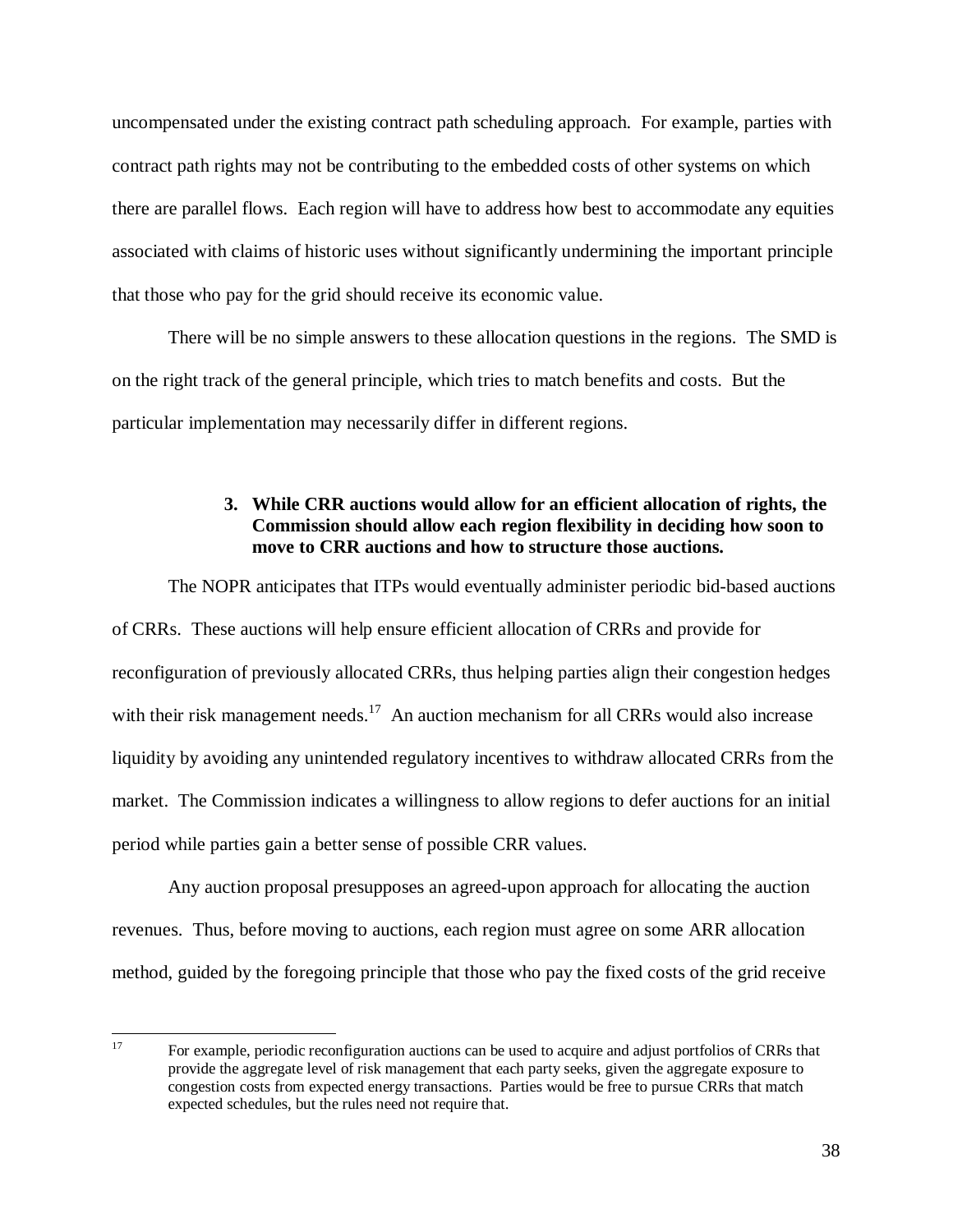uncompensated under the existing contract path scheduling approach. For example, parties with contract path rights may not be contributing to the embedded costs of other systems on which there are parallel flows. Each region will have to address how best to accommodate any equities associated with claims of historic uses without significantly undermining the important principle that those who pay for the grid should receive its economic value.

There will be no simple answers to these allocation questions in the regions. The SMD is on the right track of the general principle, which tries to match benefits and costs. But the particular implementation may necessarily differ in different regions.

### 3. While CRR auctions would allow for an efficient allocation of rights, the Commission should allow each region flexibility in deciding how soon to move to CRR auctions and how to structure those auctions.

The NOPR anticipates that ITPs would eventually administer periodic bid-based auctions of CRRs. These auctions will help ensure efficient allocation of CRRs and provide for reconfiguration of previously allocated CRRs, thus helping parties align their congestion hedges with their risk management needs.[17] An auction mechanism for all CRRs would also increase liquidity by avoiding any unintended regulatory incentives to withdraw allocated CRRs from the market. The Commission indicates a willingness to allow regions to defer auctions for an initial period while parties gain a better sense of possible CRR values.

Any auction proposal presupposes an agreed-upon approach for allocating the auction revenues. Thus, before moving to auctions, each region must agree on some ARR allocation method, guided by the foregoing principle that those who pay the fixed costs of the grid receive

---

[17] For example, periodic reconfiguration auctions can be used to acquire and adjust portfolios of CRRs that provide the aggregate level of risk management that each party seeks, given the aggregate exposure to congestion costs from expected energy transactions. Parties would be free to pursue CRRs that match expected schedules, but the rules need not require that.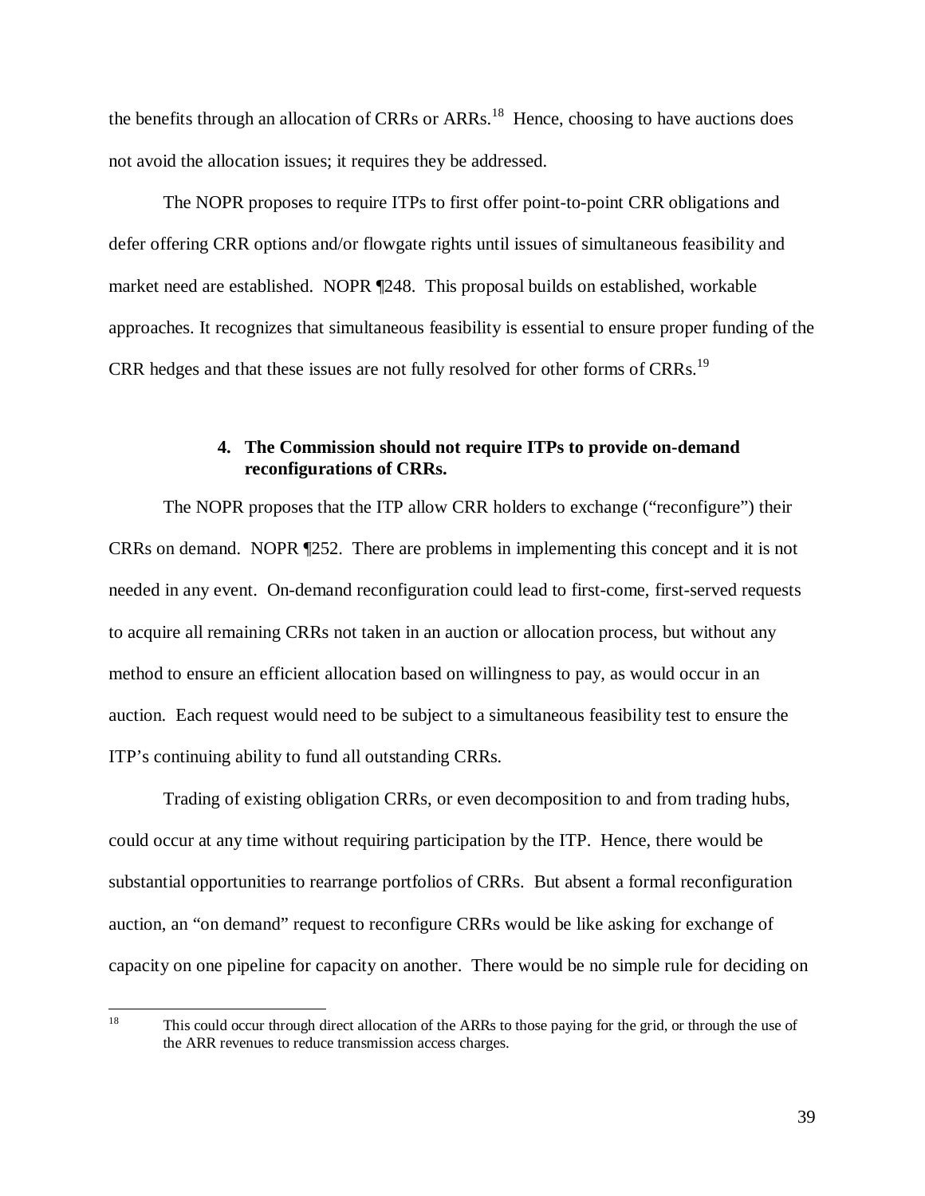the benefits through an allocation of CRRs or ARRs.[18] Hence, choosing to have auctions does not avoid the allocation issues; it requires they be addressed.

The NOPR proposes to require ITPs to first offer point-to-point CRR obligations and defer offering CRR options and/or flowgate rights until issues of simultaneous feasibility and market need are established. NOPR ¶248. This proposal builds on established, workable approaches. It recognizes that simultaneous feasibility is essential to ensure proper funding of the CRR hedges and that these issues are not fully resolved for other forms of CRRs.[19]

#### 4. The Commission should not require ITPs to provide on-demand reconfigurations of CRRs.

The NOPR proposes that the ITP allow CRR holders to exchange ("reconfigure") their CRRs on demand. NOPR ¶252. There are problems in implementing this concept and it is not needed in any event. On-demand reconfiguration could lead to first-come, first-served requests to acquire all remaining CRRs not taken in an auction or allocation process, but without any method to ensure an efficient allocation based on willingness to pay, as would occur in an auction. Each request would need to be subject to a simultaneous feasibility test to ensure the ITP's continuing ability to fund all outstanding CRRs.

Trading of existing obligation CRRs, or even decomposition to and from trading hubs, could occur at any time without requiring participation by the ITP. Hence, there would be substantial opportunities to rearrange portfolios of CRRs. But absent a formal reconfiguration auction, an "on demand" request to reconfigure CRRs would be like asking for exchange of capacity on one pipeline for capacity on another. There would be no simple rule for deciding on

---

[18] This could occur through direct allocation of the ARRs to those paying for the grid, or through the use of the ARR revenues to reduce transmission access charges.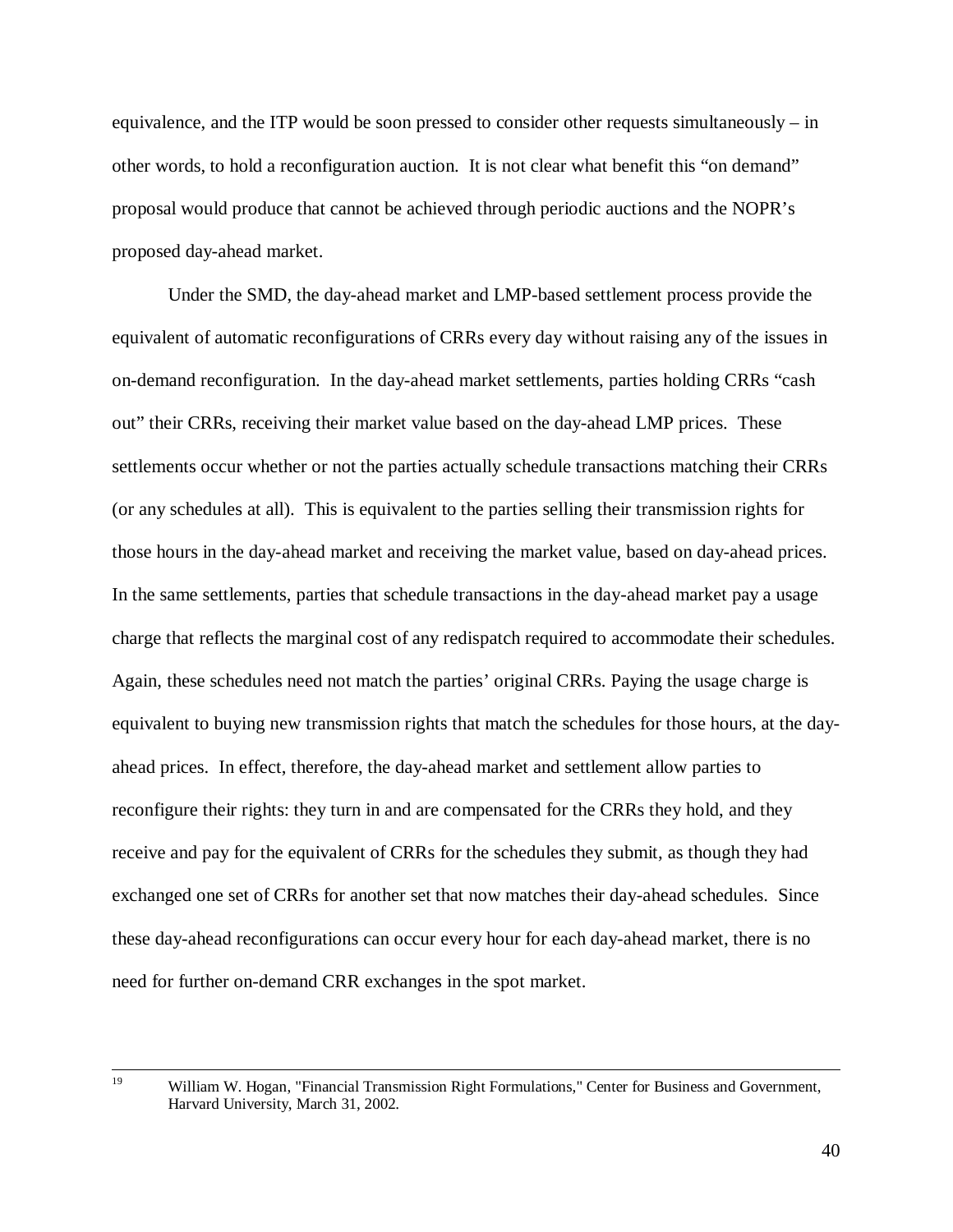equivalence, and the ITP would be soon pressed to consider other requests simultaneously – in other words, to hold a reconfiguration auction. It is not clear what benefit this "on demand" proposal would produce that cannot be achieved through periodic auctions and the NOPR's proposed day-ahead market.

Under the SMD, the day-ahead market and LMP-based settlement process provide the equivalent of automatic reconfigurations of CRRs every day without raising any of the issues in on-demand reconfiguration. In the day-ahead market settlements, parties holding CRRs "cash out" their CRRs, receiving their market value based on the day-ahead LMP prices. These settlements occur whether or not the parties actually schedule transactions matching their CRRs (or any schedules at all). This is equivalent to the parties selling their transmission rights for those hours in the day-ahead market and receiving the market value, based on day-ahead prices. In the same settlements, parties that schedule transactions in the day-ahead market pay a usage charge that reflects the marginal cost of any redispatch required to accommodate their schedules. Again, these schedules need not match the parties' original CRRs. Paying the usage charge is equivalent to buying new transmission rights that match the schedules for those hours, at the day-ahead prices. In effect, therefore, the day-ahead market and settlement allow parties to reconfigure their rights: they turn in and are compensated for the CRRs they hold, and they receive and pay for the equivalent of CRRs for the schedules they submit, as though they had exchanged one set of CRRs for another set that now matches their day-ahead schedules. Since these day-ahead reconfigurations can occur every hour for each day-ahead market, there is no need for further on-demand CRR exchanges in the spot market.

---

[19] William W. Hogan, "Financial Transmission Right Formulations," Center for Business and Government, Harvard University, March 31, 2002.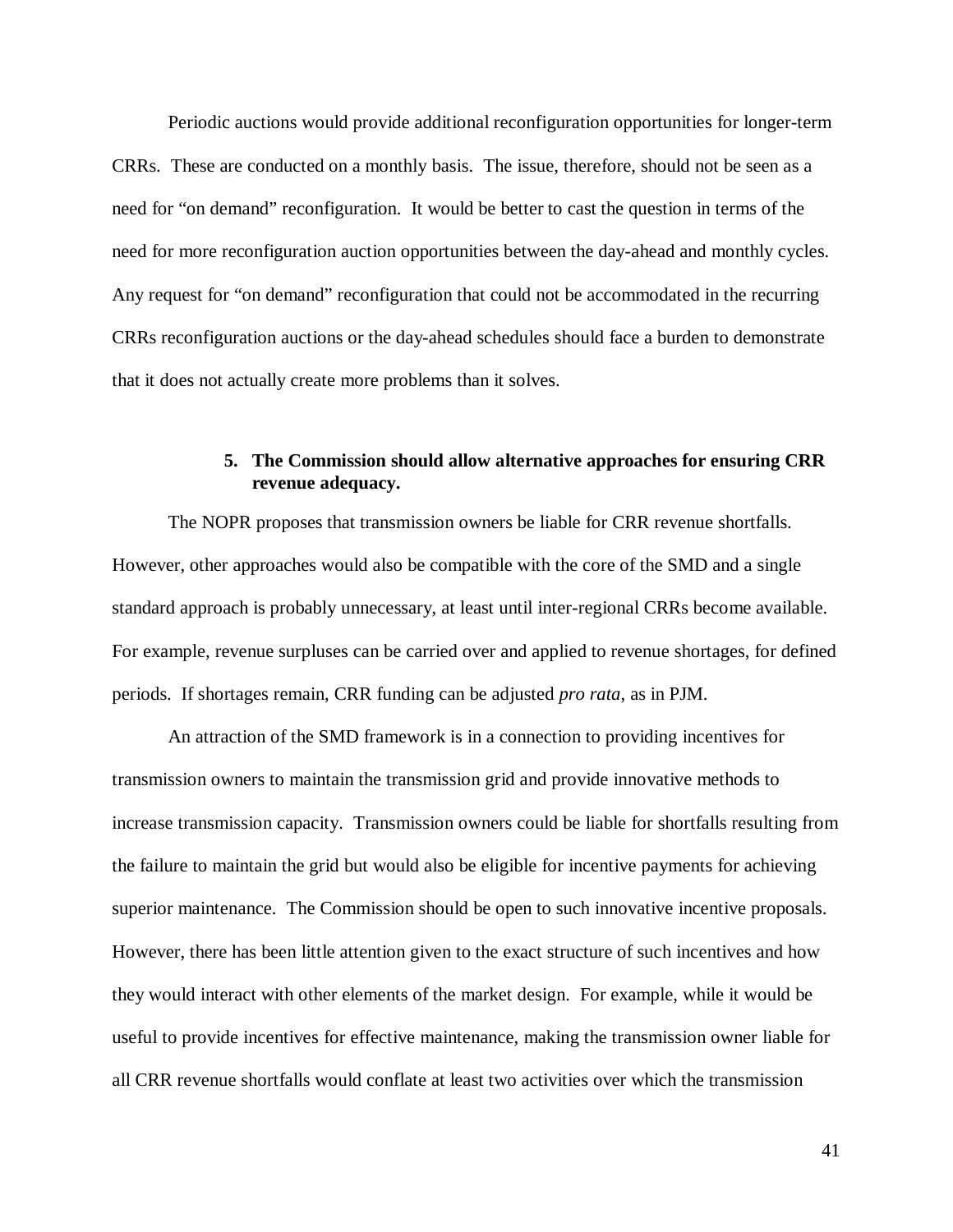Periodic auctions would provide additional reconfiguration opportunities for longer-term CRRs. These are conducted on a monthly basis. The issue, therefore, should not be seen as a need for "on demand" reconfiguration. It would be better to cast the question in terms of the need for more reconfiguration auction opportunities between the day-ahead and monthly cycles. Any request for "on demand" reconfiguration that could not be accommodated in the recurring CRRs reconfiguration auctions or the day-ahead schedules should face a burden to demonstrate that it does not actually create more problems than it solves.

#### 5. The Commission should allow alternative approaches for ensuring CRR revenue adequacy.

The NOPR proposes that transmission owners be liable for CRR revenue shortfalls. However, other approaches would also be compatible with the core of the SMD and a single standard approach is probably unnecessary, at least until inter-regional CRRs become available. For example, revenue surpluses can be carried over and applied to revenue shortages, for defined periods. If shortages remain, CRR funding can be adjusted *pro rata*, as in PJM.

An attraction of the SMD framework is in a connection to providing incentives for transmission owners to maintain the transmission grid and provide innovative methods to increase transmission capacity. Transmission owners could be liable for shortfalls resulting from the failure to maintain the grid but would also be eligible for incentive payments for achieving superior maintenance. The Commission should be open to such innovative incentive proposals. However, there has been little attention given to the exact structure of such incentives and how they would interact with other elements of the market design. For example, while it would be useful to provide incentives for effective maintenance, making the transmission owner liable for all CRR revenue shortfalls would conflate at least two activities over which the transmission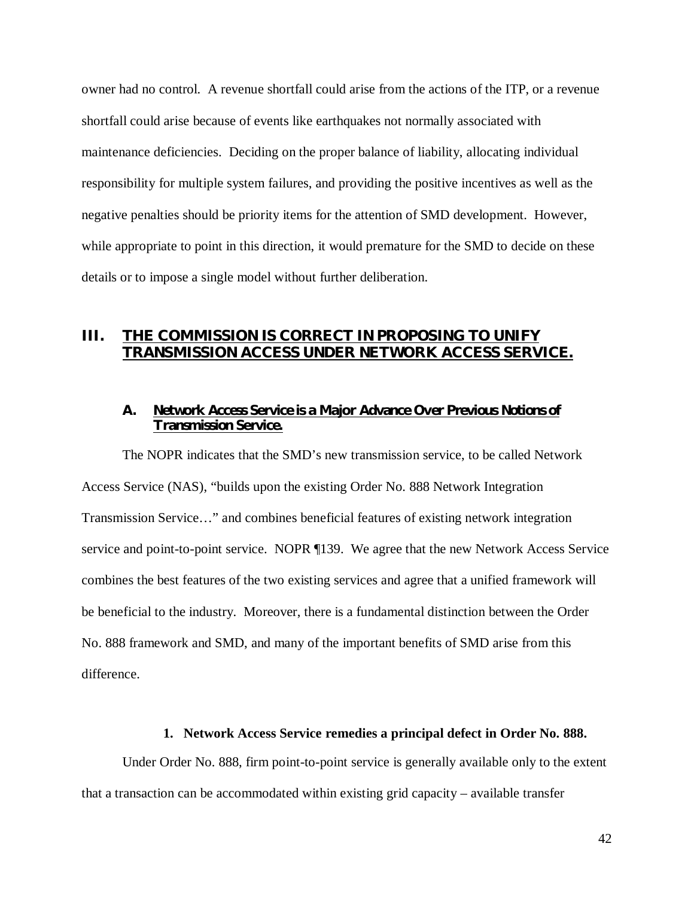owner had no control. A revenue shortfall could arise from the actions of the ITP, or a revenue shortfall could arise because of events like earthquakes not normally associated with maintenance deficiencies. Deciding on the proper balance of liability, allocating individual responsibility for multiple system failures, and providing the positive incentives as well as the negative penalties should be priority items for the attention of SMD development. However, while appropriate to point in this direction, it would premature for the SMD to decide on these details or to impose a single model without further deliberation.

## III. THE COMMISSION IS CORRECT IN PROPOSING TO UNIFY TRANSMISSION ACCESS UNDER NETWORK ACCESS SERVICE.

### A. Network Access Service is a Major Advance Over Previous Notions of Transmission Service.

The NOPR indicates that the SMD's new transmission service, to be called Network Access Service (NAS), "builds upon the existing Order No. 888 Network Integration Transmission Service…" and combines beneficial features of existing network integration service and point-to-point service. NOPR ¶139. We agree that the new Network Access Service combines the best features of the two existing services and agree that a unified framework will be beneficial to the industry. Moreover, there is a fundamental distinction between the Order No. 888 framework and SMD, and many of the important benefits of SMD arise from this difference.

#### 1. Network Access Service remedies a principal defect in Order No. 888.

Under Order No. 888, firm point-to-point service is generally available only to the extent that a transaction can be accommodated within existing grid capacity – available transfer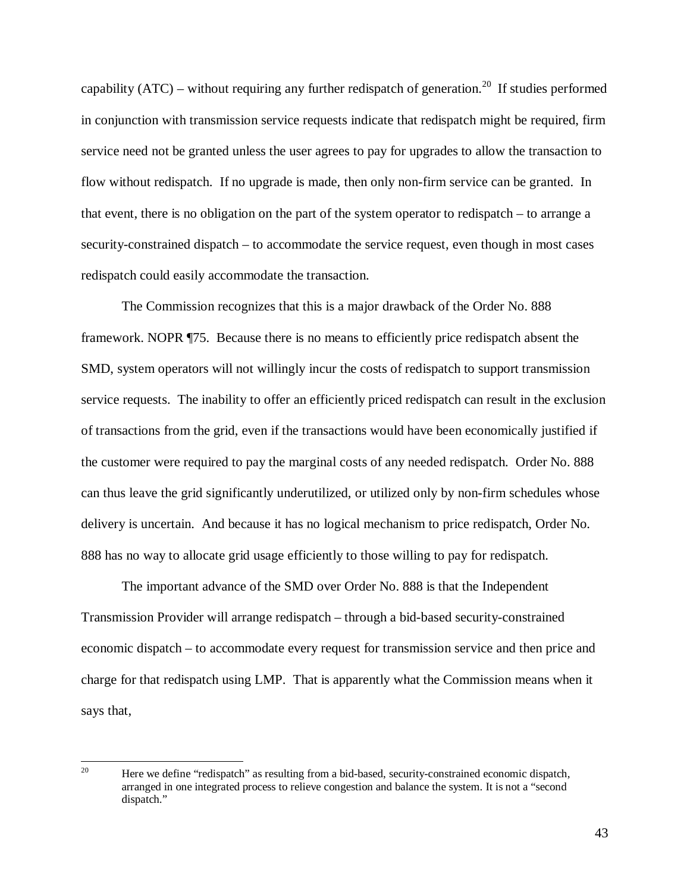capability (ATC) – without requiring any further redispatch of generation.[20] If studies performed in conjunction with transmission service requests indicate that redispatch might be required, firm service need not be granted unless the user agrees to pay for upgrades to allow the transaction to flow without redispatch. If no upgrade is made, then only non-firm service can be granted. In that event, there is no obligation on the part of the system operator to redispatch – to arrange a security-constrained dispatch – to accommodate the service request, even though in most cases redispatch could easily accommodate the transaction.

The Commission recognizes that this is a major drawback of the Order No. 888 framework. NOPR ¶75. Because there is no means to efficiently price redispatch absent the SMD, system operators will not willingly incur the costs of redispatch to support transmission service requests. The inability to offer an efficiently priced redispatch can result in the exclusion of transactions from the grid, even if the transactions would have been economically justified if the customer were required to pay the marginal costs of any needed redispatch. Order No. 888 can thus leave the grid significantly underutilized, or utilized only by non-firm schedules whose delivery is uncertain. And because it has no logical mechanism to price redispatch, Order No. 888 has no way to allocate grid usage efficiently to those willing to pay for redispatch.

The important advance of the SMD over Order No. 888 is that the Independent Transmission Provider will arrange redispatch – through a bid-based security-constrained economic dispatch – to accommodate every request for transmission service and then price and charge for that redispatch using LMP. That is apparently what the Commission means when it says that,

---

[20] Here we define "redispatch" as resulting from a bid-based, security-constrained economic dispatch, arranged in one integrated process to relieve congestion and balance the system. It is not a "second dispatch."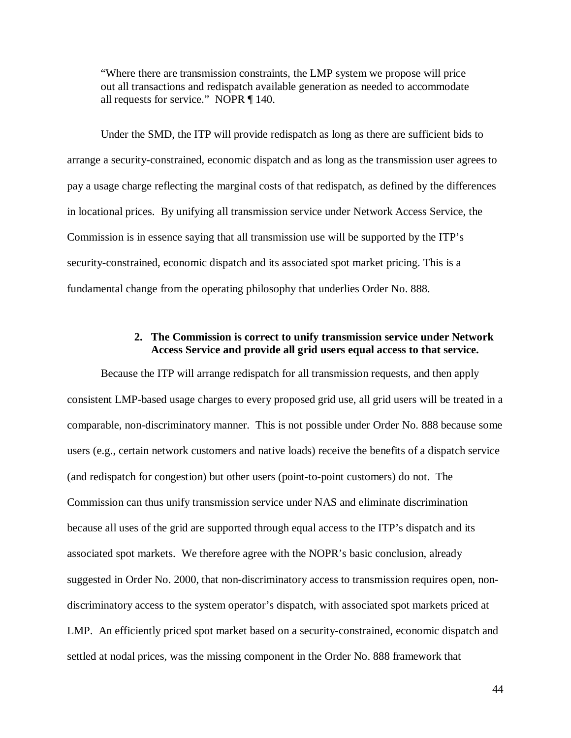> "Where there are transmission constraints, the LMP system we propose will price out all transactions and redispatch available generation as needed to accommodate all requests for service." NOPR ¶ 140.

Under the SMD, the ITP will provide redispatch as long as there are sufficient bids to arrange a security-constrained, economic dispatch and as long as the transmission user agrees to pay a usage charge reflecting the marginal costs of that redispatch, as defined by the differences in locational prices. By unifying all transmission service under Network Access Service, the Commission is in essence saying that all transmission use will be supported by the ITP's security-constrained, economic dispatch and its associated spot market pricing. This is a fundamental change from the operating philosophy that underlies Order No. 888.

### 2. The Commission is correct to unify transmission service under Network Access Service and provide all grid users equal access to that service.

Because the ITP will arrange redispatch for all transmission requests, and then apply consistent LMP-based usage charges to every proposed grid use, all grid users will be treated in a comparable, non-discriminatory manner. This is not possible under Order No. 888 because some users (e.g., certain network customers and native loads) receive the benefits of a dispatch service (and redispatch for congestion) but other users (point-to-point customers) do not. The Commission can thus unify transmission service under NAS and eliminate discrimination because all uses of the grid are supported through equal access to the ITP's dispatch and its associated spot markets. We therefore agree with the NOPR's basic conclusion, already suggested in Order No. 2000, that non-discriminatory access to transmission requires open, non-discriminatory access to the system operator's dispatch, with associated spot markets priced at LMP. An efficiently priced spot market based on a security-constrained, economic dispatch and settled at nodal prices, was the missing component in the Order No. 888 framework that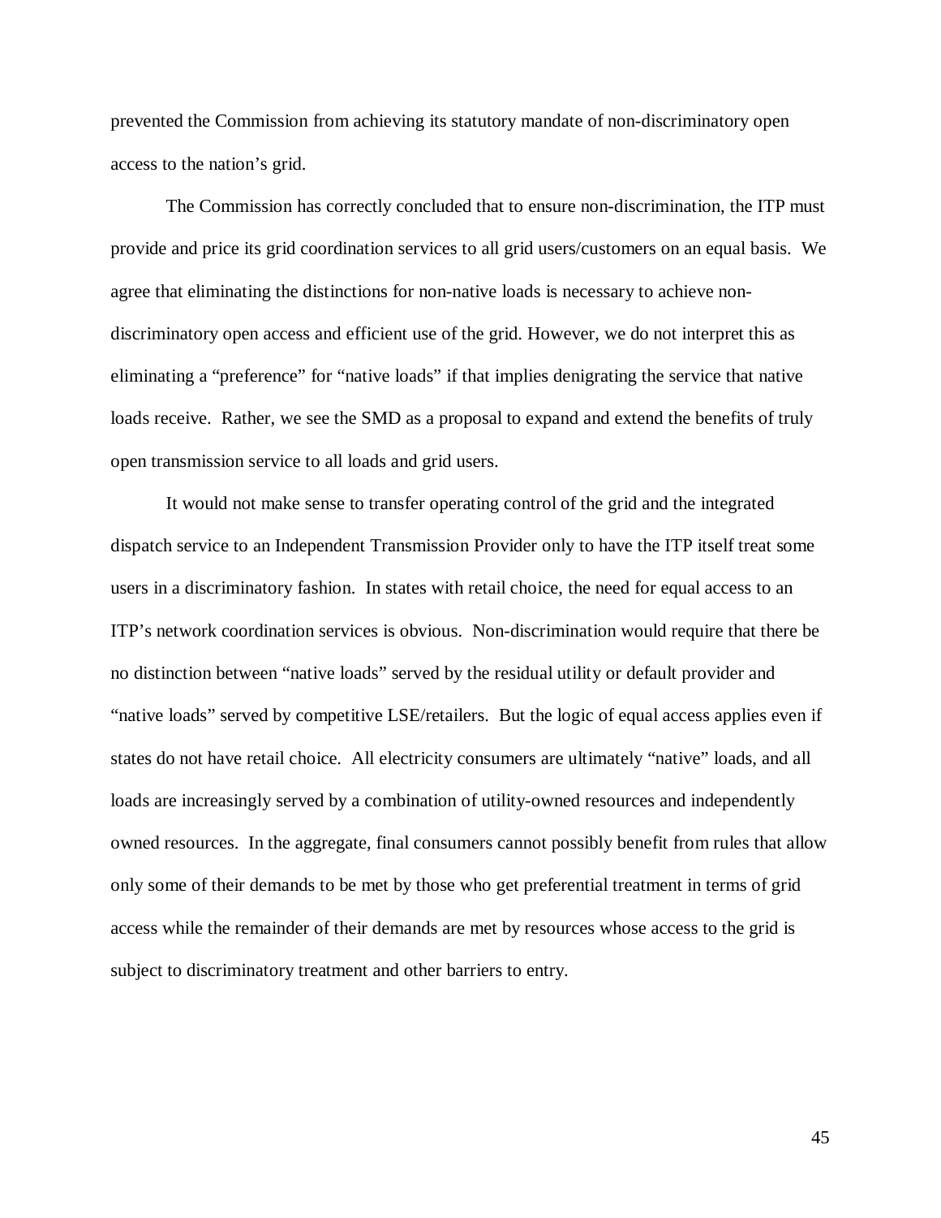prevented the Commission from achieving its statutory mandate of non-discriminatory open access to the nation's grid.

The Commission has correctly concluded that to ensure non-discrimination, the ITP must provide and price its grid coordination services to all grid users/customers on an equal basis. We agree that eliminating the distinctions for non-native loads is necessary to achieve non-discriminatory open access and efficient use of the grid. However, we do not interpret this as eliminating a "preference" for "native loads" if that implies denigrating the service that native loads receive. Rather, we see the SMD as a proposal to expand and extend the benefits of truly open transmission service to all loads and grid users.

It would not make sense to transfer operating control of the grid and the integrated dispatch service to an Independent Transmission Provider only to have the ITP itself treat some users in a discriminatory fashion. In states with retail choice, the need for equal access to an ITP's network coordination services is obvious. Non-discrimination would require that there be no distinction between "native loads" served by the residual utility or default provider and "native loads" served by competitive LSE/retailers. But the logic of equal access applies even if states do not have retail choice. All electricity consumers are ultimately "native" loads, and all loads are increasingly served by a combination of utility-owned resources and independently owned resources. In the aggregate, final consumers cannot possibly benefit from rules that allow only some of their demands to be met by those who get preferential treatment in terms of grid access while the remainder of their demands are met by resources whose access to the grid is subject to discriminatory treatment and other barriers to entry.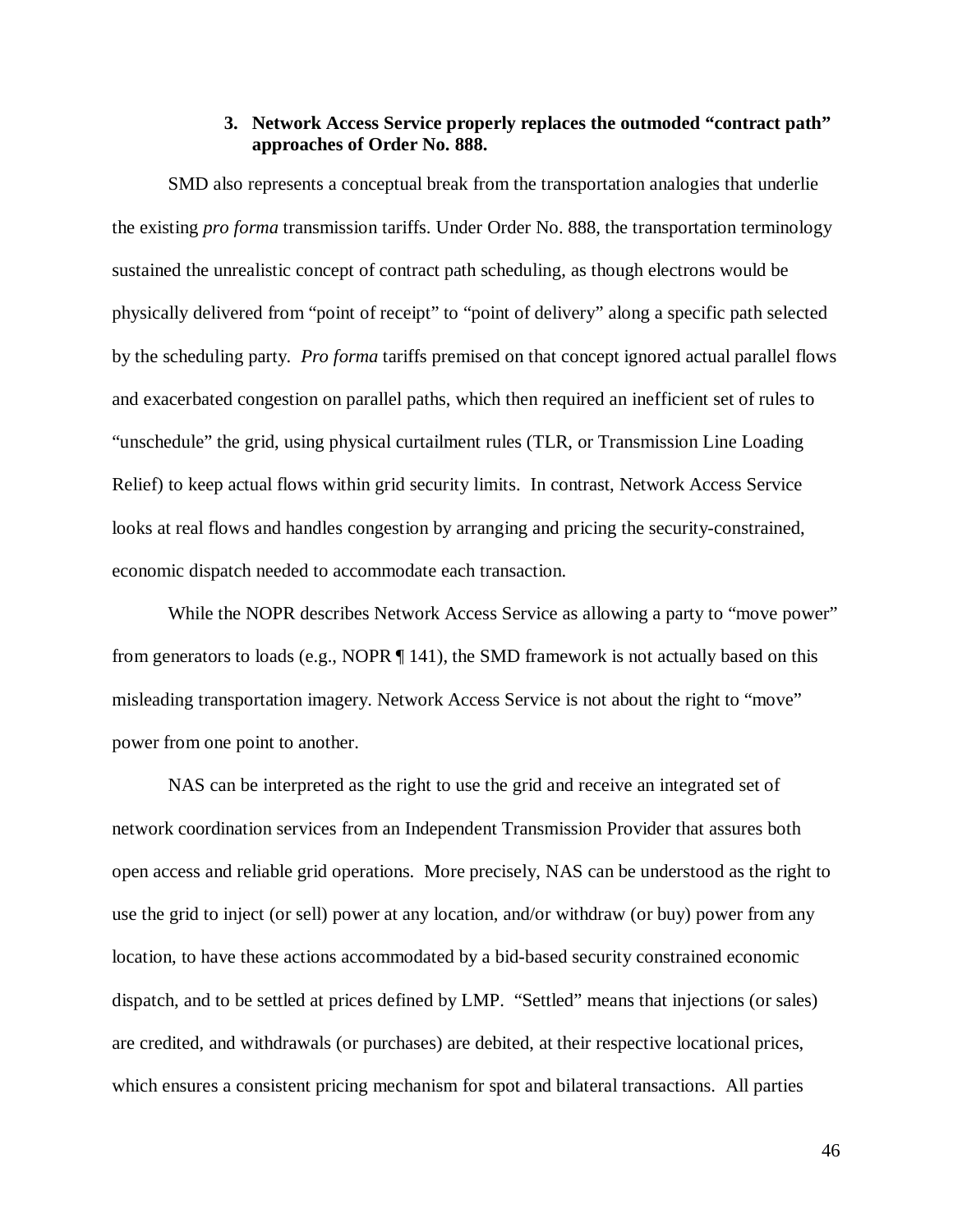### 3. Network Access Service properly replaces the outmoded "contract path" approaches of Order No. 888.

SMD also represents a conceptual break from the transportation analogies that underlie the existing *pro forma* transmission tariffs. Under Order No. 888, the transportation terminology sustained the unrealistic concept of contract path scheduling, as though electrons would be physically delivered from "point of receipt" to "point of delivery" along a specific path selected by the scheduling party. *Pro forma* tariffs premised on that concept ignored actual parallel flows and exacerbated congestion on parallel paths, which then required an inefficient set of rules to "unschedule" the grid, using physical curtailment rules (TLR, or Transmission Line Loading Relief) to keep actual flows within grid security limits. In contrast, Network Access Service looks at real flows and handles congestion by arranging and pricing the security-constrained, economic dispatch needed to accommodate each transaction.

While the NOPR describes Network Access Service as allowing a party to "move power" from generators to loads (e.g., NOPR ¶ 141), the SMD framework is not actually based on this misleading transportation imagery. Network Access Service is not about the right to "move" power from one point to another.

NAS can be interpreted as the right to use the grid and receive an integrated set of network coordination services from an Independent Transmission Provider that assures both open access and reliable grid operations. More precisely, NAS can be understood as the right to use the grid to inject (or sell) power at any location, and/or withdraw (or buy) power from any location, to have these actions accommodated by a bid-based security constrained economic dispatch, and to be settled at prices defined by LMP. "Settled" means that injections (or sales) are credited, and withdrawals (or purchases) are debited, at their respective locational prices, which ensures a consistent pricing mechanism for spot and bilateral transactions. All parties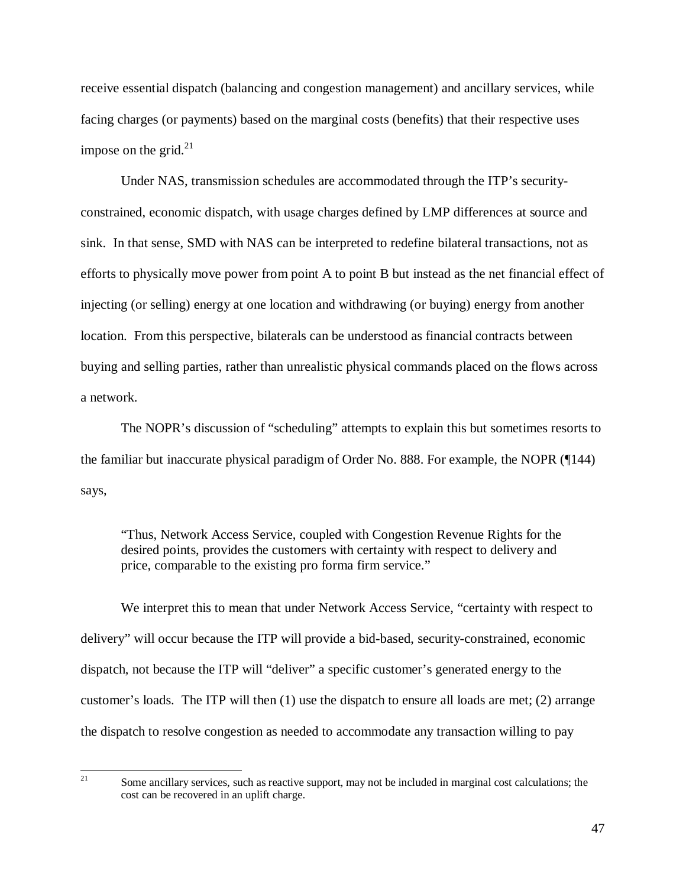receive essential dispatch (balancing and congestion management) and ancillary services, while facing charges (or payments) based on the marginal costs (benefits) that their respective uses impose on the grid.[21]

Under NAS, transmission schedules are accommodated through the ITP's security-constrained, economic dispatch, with usage charges defined by LMP differences at source and sink. In that sense, SMD with NAS can be interpreted to redefine bilateral transactions, not as efforts to physically move power from point A to point B but instead as the net financial effect of injecting (or selling) energy at one location and withdrawing (or buying) energy from another location. From this perspective, bilaterals can be understood as financial contracts between buying and selling parties, rather than unrealistic physical commands placed on the flows across a network.

The NOPR's discussion of "scheduling" attempts to explain this but sometimes resorts to the familiar but inaccurate physical paradigm of Order No. 888. For example, the NOPR (¶144) says,

> "Thus, Network Access Service, coupled with Congestion Revenue Rights for the desired points, provides the customers with certainty with respect to delivery and price, comparable to the existing pro forma firm service."

We interpret this to mean that under Network Access Service, "certainty with respect to delivery" will occur because the ITP will provide a bid-based, security-constrained, economic dispatch, not because the ITP will "deliver" a specific customer's generated energy to the customer's loads. The ITP will then (1) use the dispatch to ensure all loads are met; (2) arrange the dispatch to resolve congestion as needed to accommodate any transaction willing to pay

---

[21] Some ancillary services, such as reactive support, may not be included in marginal cost calculations; the cost can be recovered in an uplift charge.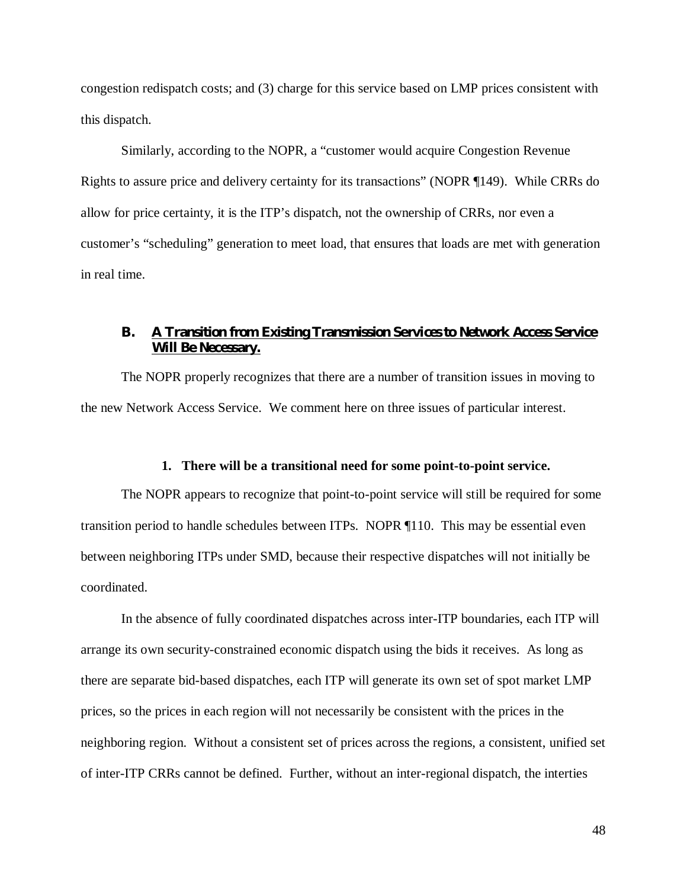congestion redispatch costs; and (3) charge for this service based on LMP prices consistent with this dispatch.

Similarly, according to the NOPR, a "customer would acquire Congestion Revenue Rights to assure price and delivery certainty for its transactions" (NOPR ¶149). While CRRs do allow for price certainty, it is the ITP's dispatch, not the ownership of CRRs, nor even a customer's "scheduling" generation to meet load, that ensures that loads are met with generation in real time.

## B. A Transition from Existing Transmission Services to Network Access Service Will Be Necessary.

The NOPR properly recognizes that there are a number of transition issues in moving to the new Network Access Service. We comment here on three issues of particular interest.

### 1. There will be a transitional need for some point-to-point service.

The NOPR appears to recognize that point-to-point service will still be required for some transition period to handle schedules between ITPs. NOPR ¶110. This may be essential even between neighboring ITPs under SMD, because their respective dispatches will not initially be coordinated.

In the absence of fully coordinated dispatches across inter-ITP boundaries, each ITP will arrange its own security-constrained economic dispatch using the bids it receives. As long as there are separate bid-based dispatches, each ITP will generate its own set of spot market LMP prices, so the prices in each region will not necessarily be consistent with the prices in the neighboring region. Without a consistent set of prices across the regions, a consistent, unified set of inter-ITP CRRs cannot be defined. Further, without an inter-regional dispatch, the interties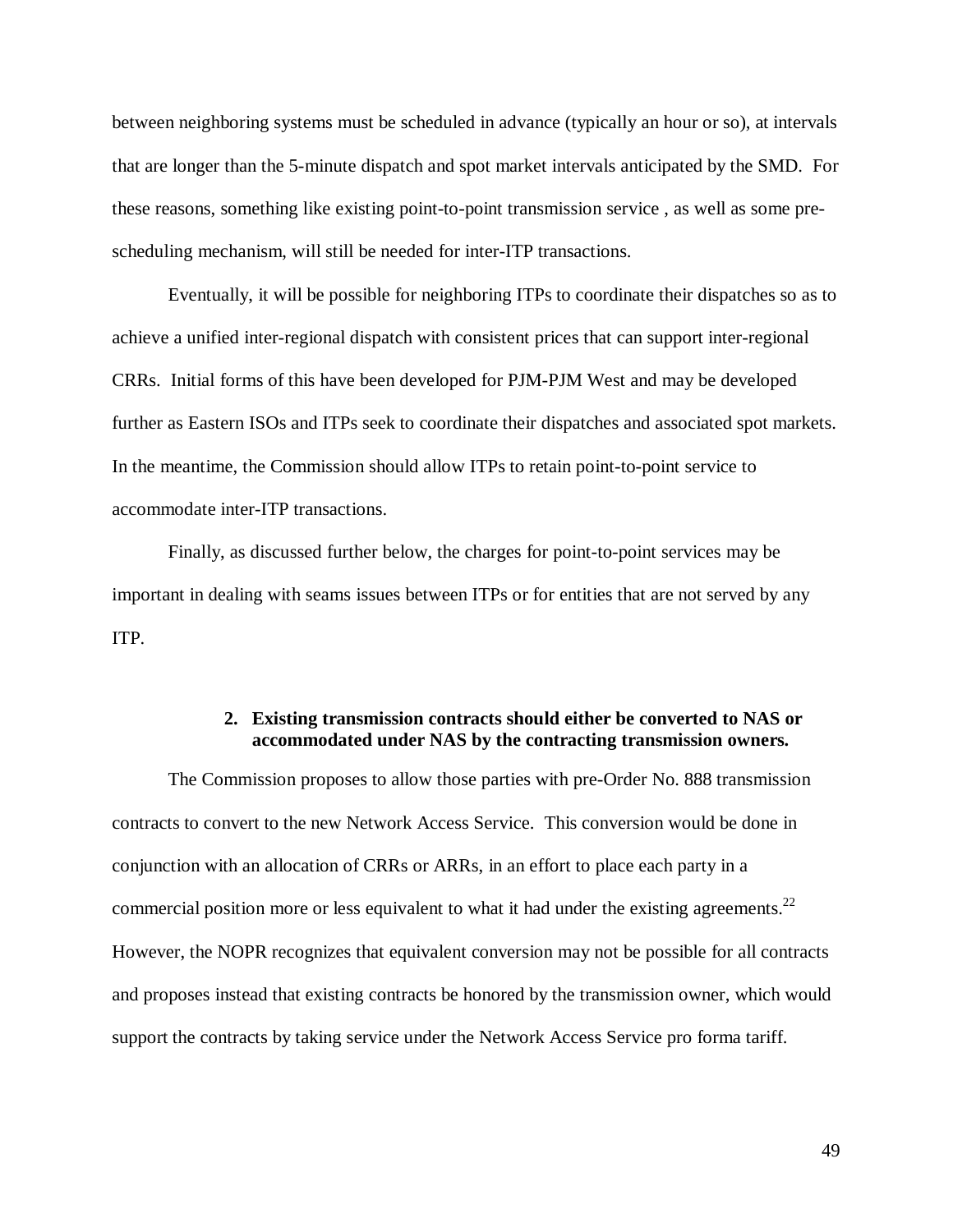between neighboring systems must be scheduled in advance (typically an hour or so), at intervals that are longer than the 5-minute dispatch and spot market intervals anticipated by the SMD. For these reasons, something like existing point-to-point transmission service , as well as some pre-scheduling mechanism, will still be needed for inter-ITP transactions.

Eventually, it will be possible for neighboring ITPs to coordinate their dispatches so as to achieve a unified inter-regional dispatch with consistent prices that can support inter-regional CRRs. Initial forms of this have been developed for PJM-PJM West and may be developed further as Eastern ISOs and ITPs seek to coordinate their dispatches and associated spot markets. In the meantime, the Commission should allow ITPs to retain point-to-point service to accommodate inter-ITP transactions.

Finally, as discussed further below, the charges for point-to-point services may be important in dealing with seams issues between ITPs or for entities that are not served by any ITP.

#### 2. Existing transmission contracts should either be converted to NAS or accommodated under NAS by the contracting transmission owners.

The Commission proposes to allow those parties with pre-Order No. 888 transmission contracts to convert to the new Network Access Service. This conversion would be done in conjunction with an allocation of CRRs or ARRs, in an effort to place each party in a commercial position more or less equivalent to what it had under the existing agreements.[22] However, the NOPR recognizes that equivalent conversion may not be possible for all contracts and proposes instead that existing contracts be honored by the transmission owner, which would support the contracts by taking service under the Network Access Service pro forma tariff.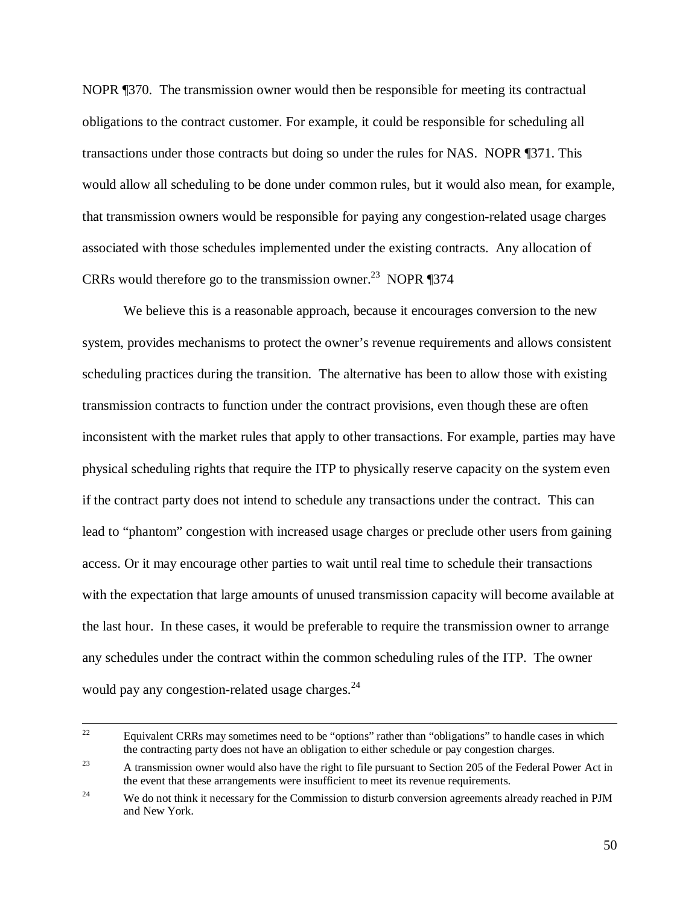NOPR ¶370. The transmission owner would then be responsible for meeting its contractual obligations to the contract customer. For example, it could be responsible for scheduling all transactions under those contracts but doing so under the rules for NAS. NOPR ¶371. This would allow all scheduling to be done under common rules, but it would also mean, for example, that transmission owners would be responsible for paying any congestion-related usage charges associated with those schedules implemented under the existing contracts. Any allocation of CRRs would therefore go to the transmission owner.[23] NOPR ¶374

We believe this is a reasonable approach, because it encourages conversion to the new system, provides mechanisms to protect the owner's revenue requirements and allows consistent scheduling practices during the transition. The alternative has been to allow those with existing transmission contracts to function under the contract provisions, even though these are often inconsistent with the market rules that apply to other transactions. For example, parties may have physical scheduling rights that require the ITP to physically reserve capacity on the system even if the contract party does not intend to schedule any transactions under the contract. This can lead to "phantom" congestion with increased usage charges or preclude other users from gaining access. Or it may encourage other parties to wait until real time to schedule their transactions with the expectation that large amounts of unused transmission capacity will become available at the last hour. In these cases, it would be preferable to require the transmission owner to arrange any schedules under the contract within the common scheduling rules of the ITP. The owner would pay any congestion-related usage charges.[24]

---

[22] Equivalent CRRs may sometimes need to be "options" rather than "obligations" to handle cases in which the contracting party does not have an obligation to either schedule or pay congestion charges.

[23] A transmission owner would also have the right to file pursuant to Section 205 of the Federal Power Act in the event that these arrangements were insufficient to meet its revenue requirements.

[24] We do not think it necessary for the Commission to disturb conversion agreements already reached in PJM and New York.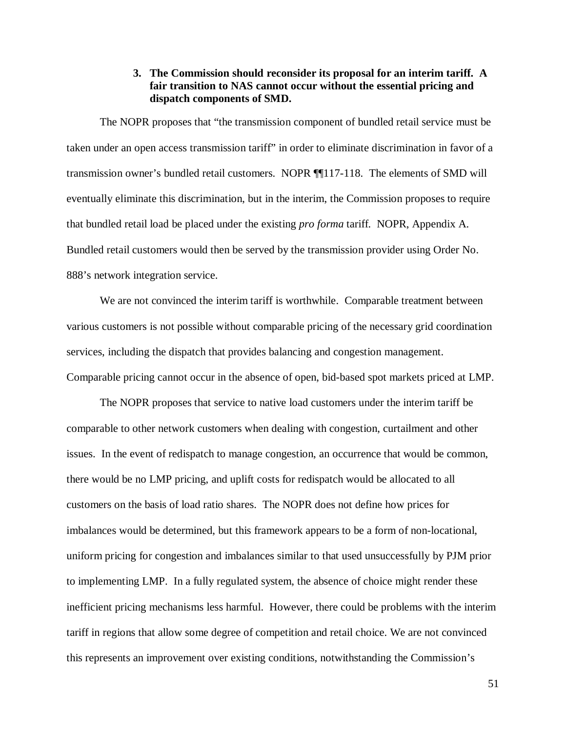### 3. The Commission should reconsider its proposal for an interim tariff. A fair transition to NAS cannot occur without the essential pricing and dispatch components of SMD.

The NOPR proposes that "the transmission component of bundled retail service must be taken under an open access transmission tariff" in order to eliminate discrimination in favor of a transmission owner's bundled retail customers. NOPR ¶¶117-118. The elements of SMD will eventually eliminate this discrimination, but in the interim, the Commission proposes to require that bundled retail load be placed under the existing *pro forma* tariff. NOPR, Appendix A. Bundled retail customers would then be served by the transmission provider using Order No. 888's network integration service.

We are not convinced the interim tariff is worthwhile. Comparable treatment between various customers is not possible without comparable pricing of the necessary grid coordination services, including the dispatch that provides balancing and congestion management. Comparable pricing cannot occur in the absence of open, bid-based spot markets priced at LMP.

The NOPR proposes that service to native load customers under the interim tariff be comparable to other network customers when dealing with congestion, curtailment and other issues. In the event of redispatch to manage congestion, an occurrence that would be common, there would be no LMP pricing, and uplift costs for redispatch would be allocated to all customers on the basis of load ratio shares. The NOPR does not define how prices for imbalances would be determined, but this framework appears to be a form of non-locational, uniform pricing for congestion and imbalances similar to that used unsuccessfully by PJM prior to implementing LMP. In a fully regulated system, the absence of choice might render these inefficient pricing mechanisms less harmful. However, there could be problems with the interim tariff in regions that allow some degree of competition and retail choice. We are not convinced this represents an improvement over existing conditions, notwithstanding the Commission's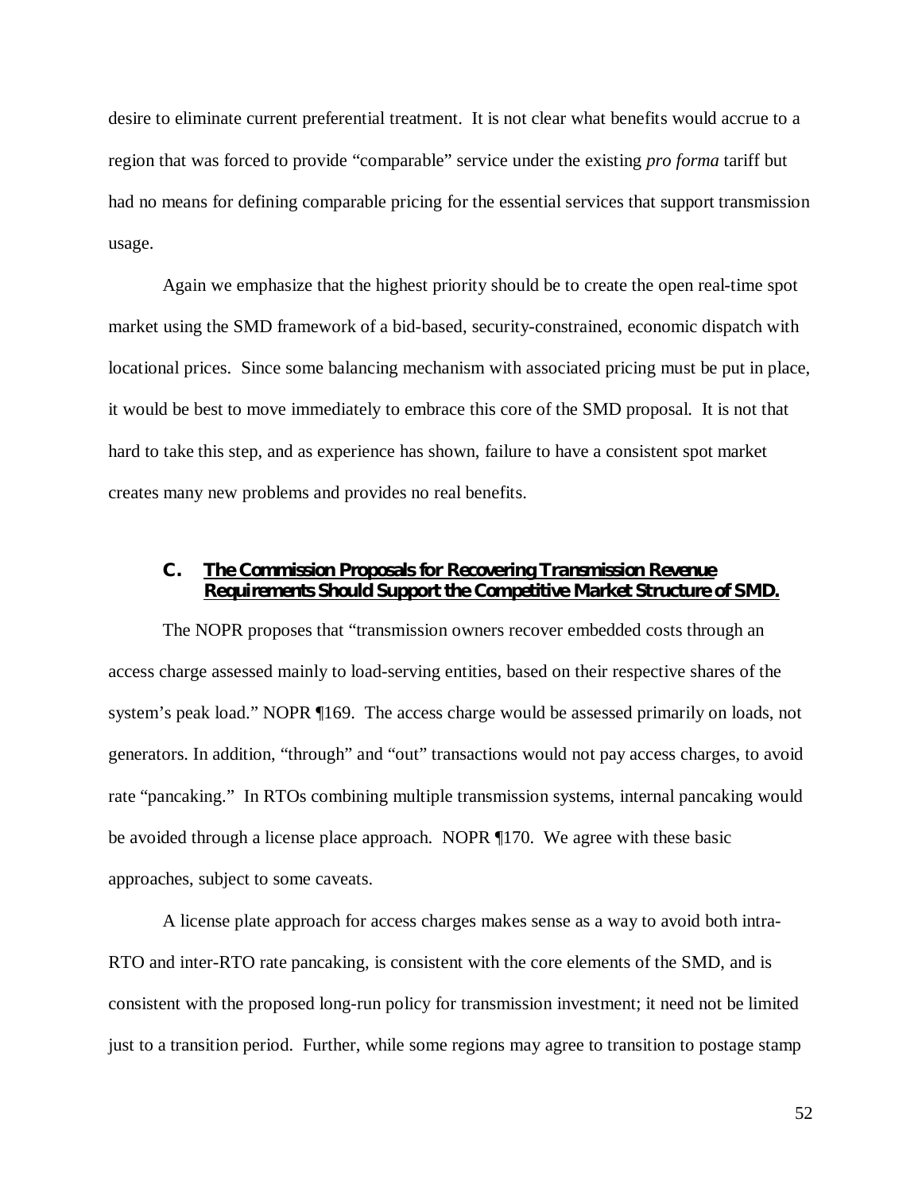desire to eliminate current preferential treatment. It is not clear what benefits would accrue to a region that was forced to provide "comparable" service under the existing *pro forma* tariff but had no means for defining comparable pricing for the essential services that support transmission usage.

Again we emphasize that the highest priority should be to create the open real-time spot market using the SMD framework of a bid-based, security-constrained, economic dispatch with locational prices. Since some balancing mechanism with associated pricing must be put in place, it would be best to move immediately to embrace this core of the SMD proposal. It is not that hard to take this step, and as experience has shown, failure to have a consistent spot market creates many new problems and provides no real benefits.

### C. The Commission Proposals for Recovering Transmission Revenue Requirements Should Support the Competitive Market Structure of SMD.

The NOPR proposes that "transmission owners recover embedded costs through an access charge assessed mainly to load-serving entities, based on their respective shares of the system's peak load." NOPR ¶169. The access charge would be assessed primarily on loads, not generators. In addition, "through" and "out" transactions would not pay access charges, to avoid rate "pancaking." In RTOs combining multiple transmission systems, internal pancaking would be avoided through a license place approach. NOPR ¶170. We agree with these basic approaches, subject to some caveats.

A license plate approach for access charges makes sense as a way to avoid both intra-RTO and inter-RTO rate pancaking, is consistent with the core elements of the SMD, and is consistent with the proposed long-run policy for transmission investment; it need not be limited just to a transition period. Further, while some regions may agree to transition to postage stamp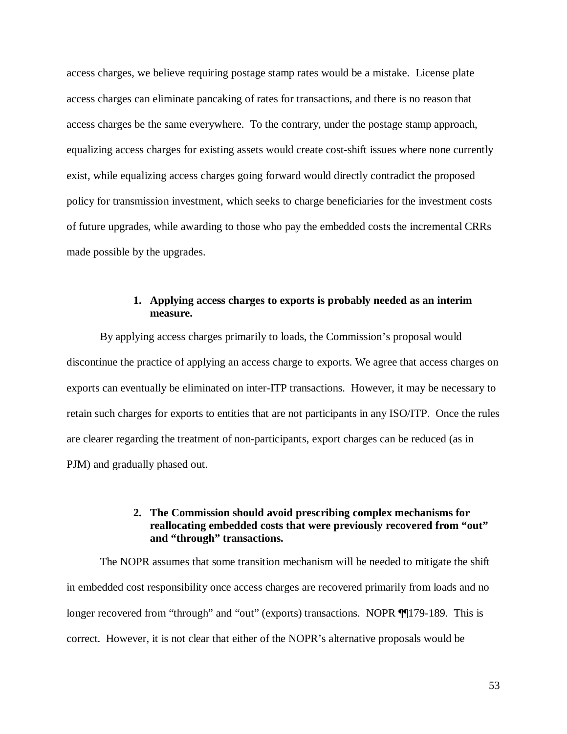access charges, we believe requiring postage stamp rates would be a mistake. License plate access charges can eliminate pancaking of rates for transactions, and there is no reason that access charges be the same everywhere. To the contrary, under the postage stamp approach, equalizing access charges for existing assets would create cost-shift issues where none currently exist, while equalizing access charges going forward would directly contradict the proposed policy for transmission investment, which seeks to charge beneficiaries for the investment costs of future upgrades, while awarding to those who pay the embedded costs the incremental CRRs made possible by the upgrades.

### 1. Applying access charges to exports is probably needed as an interim measure.

By applying access charges primarily to loads, the Commission's proposal would discontinue the practice of applying an access charge to exports. We agree that access charges on exports can eventually be eliminated on inter-ITP transactions. However, it may be necessary to retain such charges for exports to entities that are not participants in any ISO/ITP. Once the rules are clearer regarding the treatment of non-participants, export charges can be reduced (as in PJM) and gradually phased out.

### 2. The Commission should avoid prescribing complex mechanisms for reallocating embedded costs that were previously recovered from "out" and "through" transactions.

The NOPR assumes that some transition mechanism will be needed to mitigate the shift in embedded cost responsibility once access charges are recovered primarily from loads and no longer recovered from "through" and "out" (exports) transactions. NOPR ¶¶179-189. This is correct. However, it is not clear that either of the NOPR's alternative proposals would be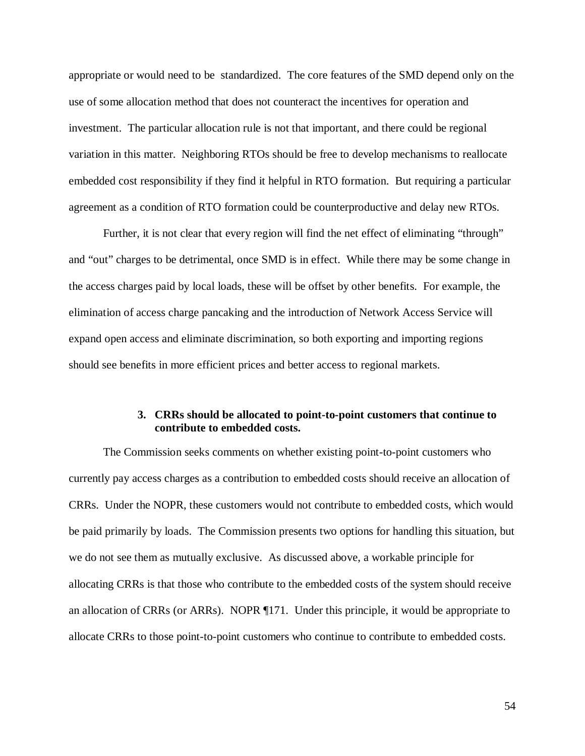appropriate or would need to be standardized. The core features of the SMD depend only on the use of some allocation method that does not counteract the incentives for operation and investment. The particular allocation rule is not that important, and there could be regional variation in this matter. Neighboring RTOs should be free to develop mechanisms to reallocate embedded cost responsibility if they find it helpful in RTO formation. But requiring a particular agreement as a condition of RTO formation could be counterproductive and delay new RTOs.

Further, it is not clear that every region will find the net effect of eliminating "through" and "out" charges to be detrimental, once SMD is in effect. While there may be some change in the access charges paid by local loads, these will be offset by other benefits. For example, the elimination of access charge pancaking and the introduction of Network Access Service will expand open access and eliminate discrimination, so both exporting and importing regions should see benefits in more efficient prices and better access to regional markets.

### 3. CRRs should be allocated to point-to-point customers that continue to contribute to embedded costs.

The Commission seeks comments on whether existing point-to-point customers who currently pay access charges as a contribution to embedded costs should receive an allocation of CRRs. Under the NOPR, these customers would not contribute to embedded costs, which would be paid primarily by loads. The Commission presents two options for handling this situation, but we do not see them as mutually exclusive. As discussed above, a workable principle for allocating CRRs is that those who contribute to the embedded costs of the system should receive an allocation of CRRs (or ARRs). NOPR ¶171. Under this principle, it would be appropriate to allocate CRRs to those point-to-point customers who continue to contribute to embedded costs.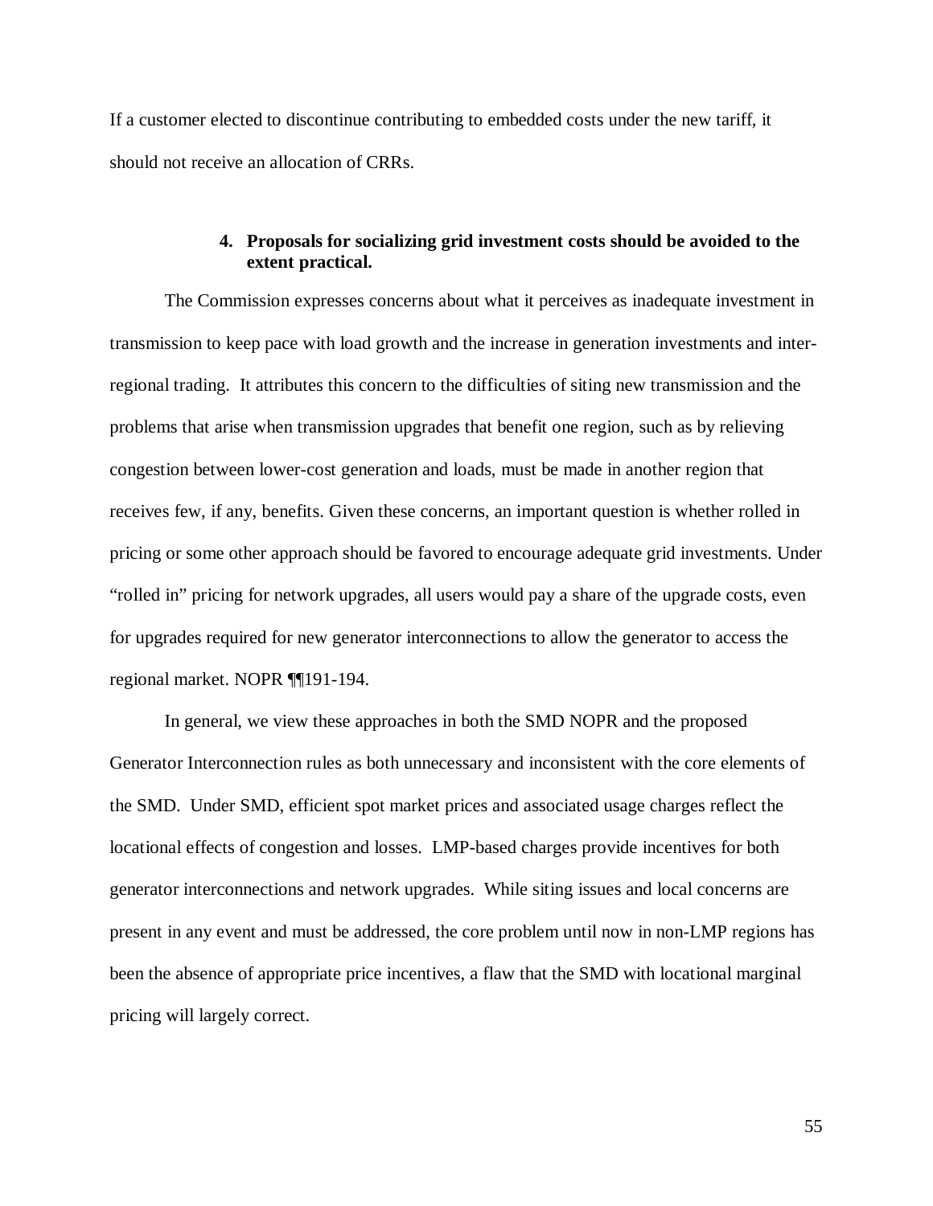If a customer elected to discontinue contributing to embedded costs under the new tariff, it should not receive an allocation of CRRs.

#### 4. Proposals for socializing grid investment costs should be avoided to the extent practical.

The Commission expresses concerns about what it perceives as inadequate investment in transmission to keep pace with load growth and the increase in generation investments and inter-regional trading. It attributes this concern to the difficulties of siting new transmission and the problems that arise when transmission upgrades that benefit one region, such as by relieving congestion between lower-cost generation and loads, must be made in another region that receives few, if any, benefits. Given these concerns, an important question is whether rolled in pricing or some other approach should be favored to encourage adequate grid investments. Under "rolled in" pricing for network upgrades, all users would pay a share of the upgrade costs, even for upgrades required for new generator interconnections to allow the generator to access the regional market. NOPR ¶¶191-194.

In general, we view these approaches in both the SMD NOPR and the proposed Generator Interconnection rules as both unnecessary and inconsistent with the core elements of the SMD. Under SMD, efficient spot market prices and associated usage charges reflect the locational effects of congestion and losses. LMP-based charges provide incentives for both generator interconnections and network upgrades. While siting issues and local concerns are present in any event and must be addressed, the core problem until now in non-LMP regions has been the absence of appropriate price incentives, a flaw that the SMD with locational marginal pricing will largely correct.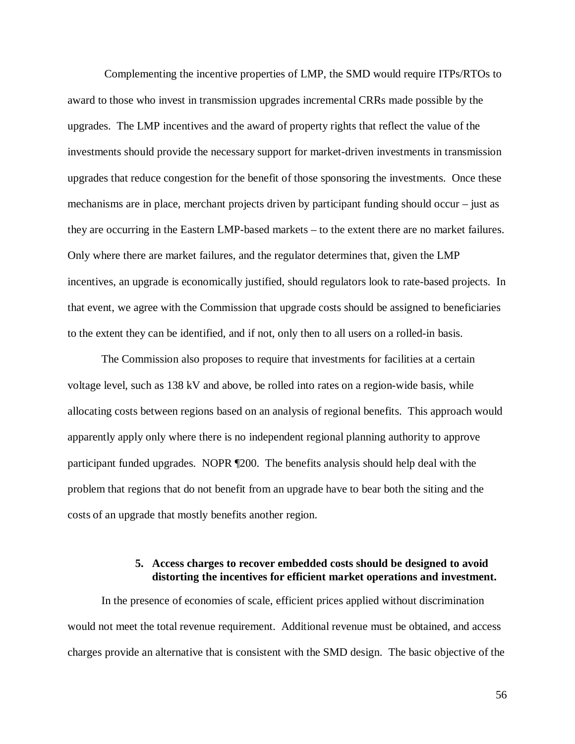Complementing the incentive properties of LMP, the SMD would require ITPs/RTOs to award to those who invest in transmission upgrades incremental CRRs made possible by the upgrades. The LMP incentives and the award of property rights that reflect the value of the investments should provide the necessary support for market-driven investments in transmission upgrades that reduce congestion for the benefit of those sponsoring the investments. Once these mechanisms are in place, merchant projects driven by participant funding should occur – just as they are occurring in the Eastern LMP-based markets – to the extent there are no market failures. Only where there are market failures, and the regulator determines that, given the LMP incentives, an upgrade is economically justified, should regulators look to rate-based projects. In that event, we agree with the Commission that upgrade costs should be assigned to beneficiaries to the extent they can be identified, and if not, only then to all users on a rolled-in basis.

The Commission also proposes to require that investments for facilities at a certain voltage level, such as 138 kV and above, be rolled into rates on a region-wide basis, while allocating costs between regions based on an analysis of regional benefits. This approach would apparently apply only where there is no independent regional planning authority to approve participant funded upgrades. NOPR ¶200. The benefits analysis should help deal with the problem that regions that do not benefit from an upgrade have to bear both the siting and the costs of an upgrade that mostly benefits another region.

**5. Access charges to recover embedded costs should be designed to avoid distorting the incentives for efficient market operations and investment.**

In the presence of economies of scale, efficient prices applied without discrimination would not meet the total revenue requirement. Additional revenue must be obtained, and access charges provide an alternative that is consistent with the SMD design. The basic objective of the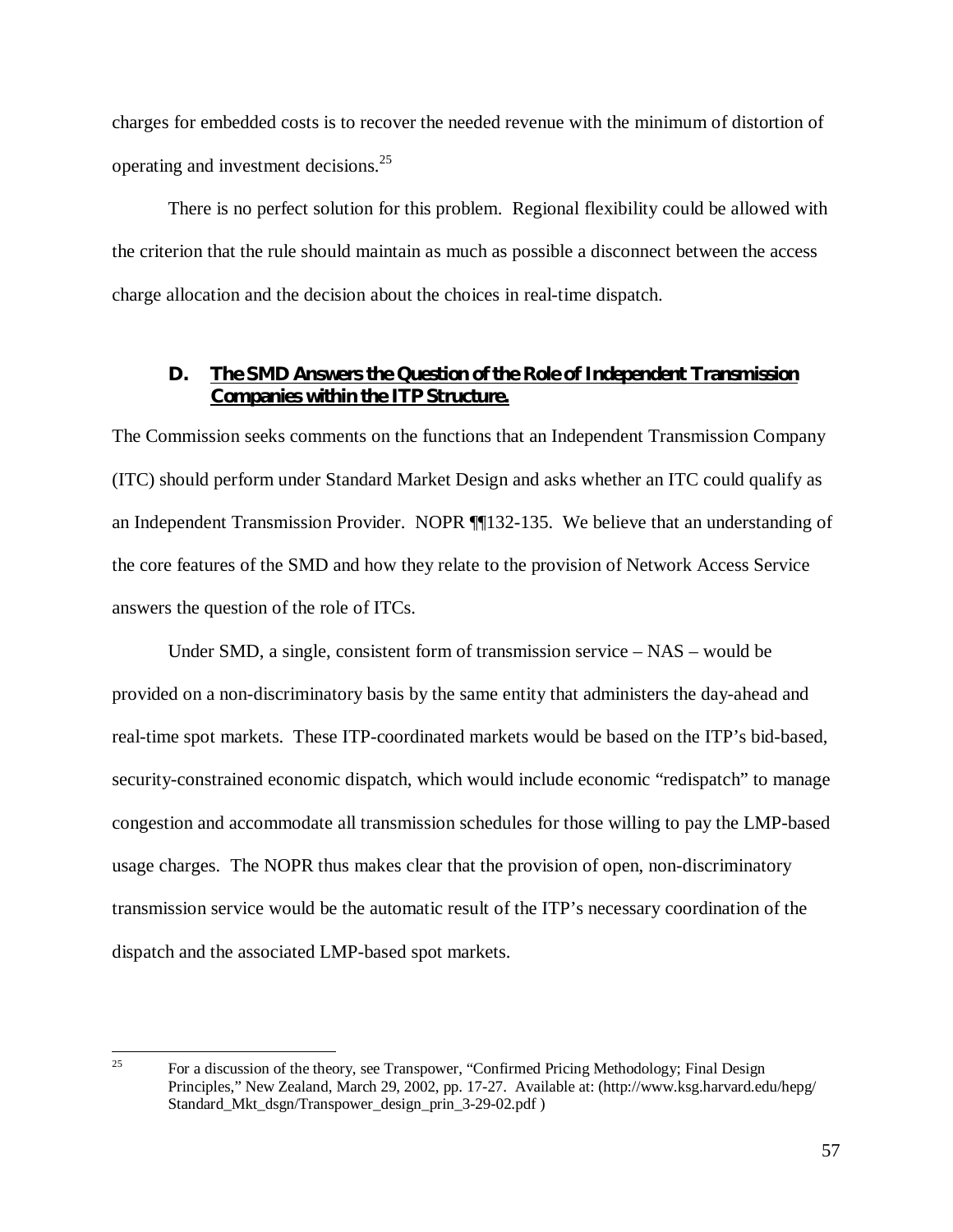charges for embedded costs is to recover the needed revenue with the minimum of distortion of operating and investment decisions.[25]

There is no perfect solution for this problem. Regional flexibility could be allowed with the criterion that the rule should maintain as much as possible a disconnect between the access charge allocation and the decision about the choices in real-time dispatch.

### D. The SMD Answers the Question of the Role of Independent Transmission Companies within the ITP Structure.

The Commission seeks comments on the functions that an Independent Transmission Company (ITC) should perform under Standard Market Design and asks whether an ITC could qualify as an Independent Transmission Provider. NOPR ¶¶132-135. We believe that an understanding of the core features of the SMD and how they relate to the provision of Network Access Service answers the question of the role of ITCs.

Under SMD, a single, consistent form of transmission service – NAS – would be provided on a non-discriminatory basis by the same entity that administers the day-ahead and real-time spot markets. These ITP-coordinated markets would be based on the ITP's bid-based, security-constrained economic dispatch, which would include economic "redispatch" to manage congestion and accommodate all transmission schedules for those willing to pay the LMP-based usage charges. The NOPR thus makes clear that the provision of open, non-discriminatory transmission service would be the automatic result of the ITP's necessary coordination of the dispatch and the associated LMP-based spot markets.

---

[25] For a discussion of the theory, see Transpower, "Confirmed Pricing Methodology; Final Design Principles," New Zealand, March 29, 2002, pp. 17-27. Available at: (http://www.ksg.harvard.edu/hepg/Standard_Mkt_dsgn/Transpower_design_prin_3-29-02.pdf )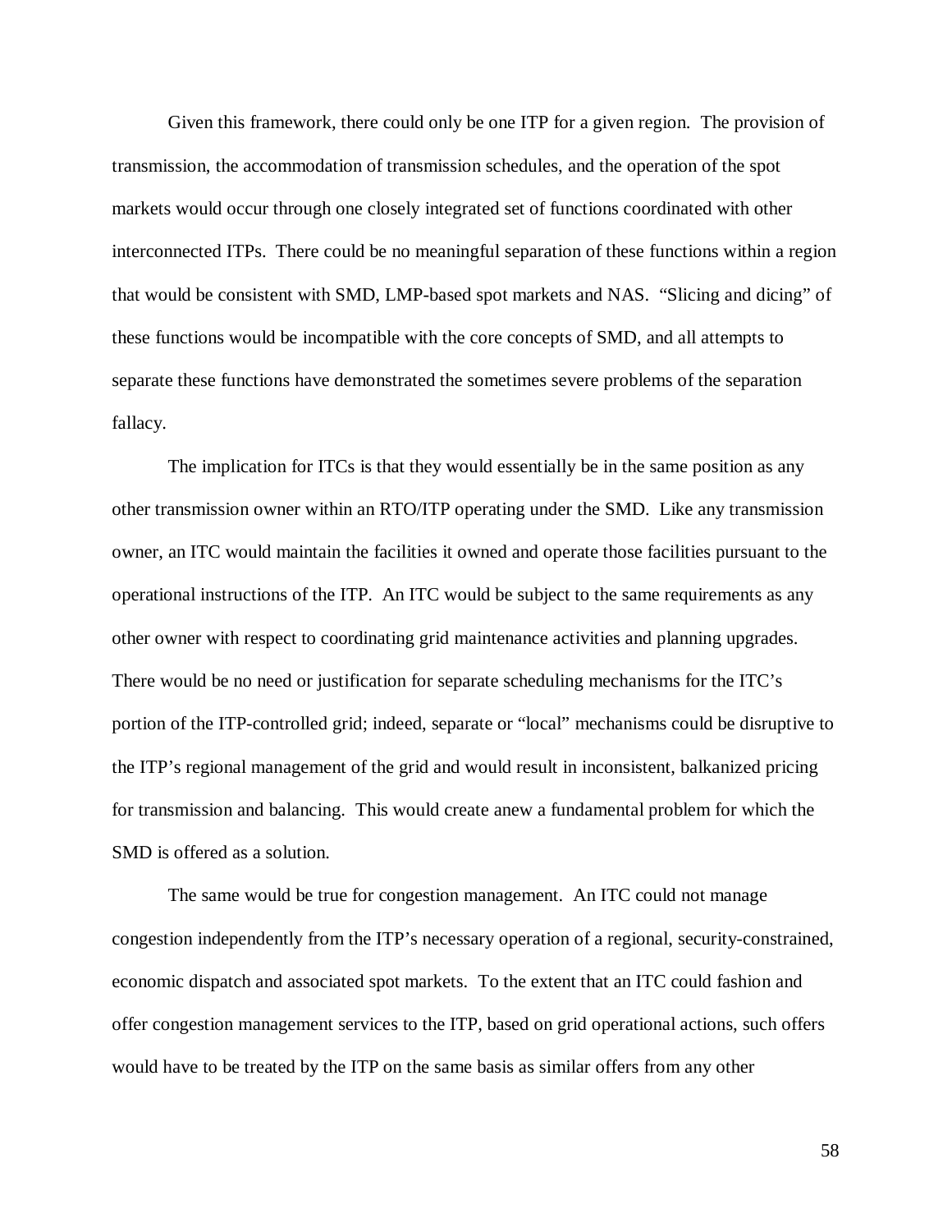Given this framework, there could only be one ITP for a given region. The provision of transmission, the accommodation of transmission schedules, and the operation of the spot markets would occur through one closely integrated set of functions coordinated with other interconnected ITPs. There could be no meaningful separation of these functions within a region that would be consistent with SMD, LMP-based spot markets and NAS. "Slicing and dicing" of these functions would be incompatible with the core concepts of SMD, and all attempts to separate these functions have demonstrated the sometimes severe problems of the separation fallacy.

The implication for ITCs is that they would essentially be in the same position as any other transmission owner within an RTO/ITP operating under the SMD. Like any transmission owner, an ITC would maintain the facilities it owned and operate those facilities pursuant to the operational instructions of the ITP. An ITC would be subject to the same requirements as any other owner with respect to coordinating grid maintenance activities and planning upgrades. There would be no need or justification for separate scheduling mechanisms for the ITC's portion of the ITP-controlled grid; indeed, separate or "local" mechanisms could be disruptive to the ITP's regional management of the grid and would result in inconsistent, balkanized pricing for transmission and balancing. This would create anew a fundamental problem for which the SMD is offered as a solution.

The same would be true for congestion management. An ITC could not manage congestion independently from the ITP's necessary operation of a regional, security-constrained, economic dispatch and associated spot markets. To the extent that an ITC could fashion and offer congestion management services to the ITP, based on grid operational actions, such offers would have to be treated by the ITP on the same basis as similar offers from any other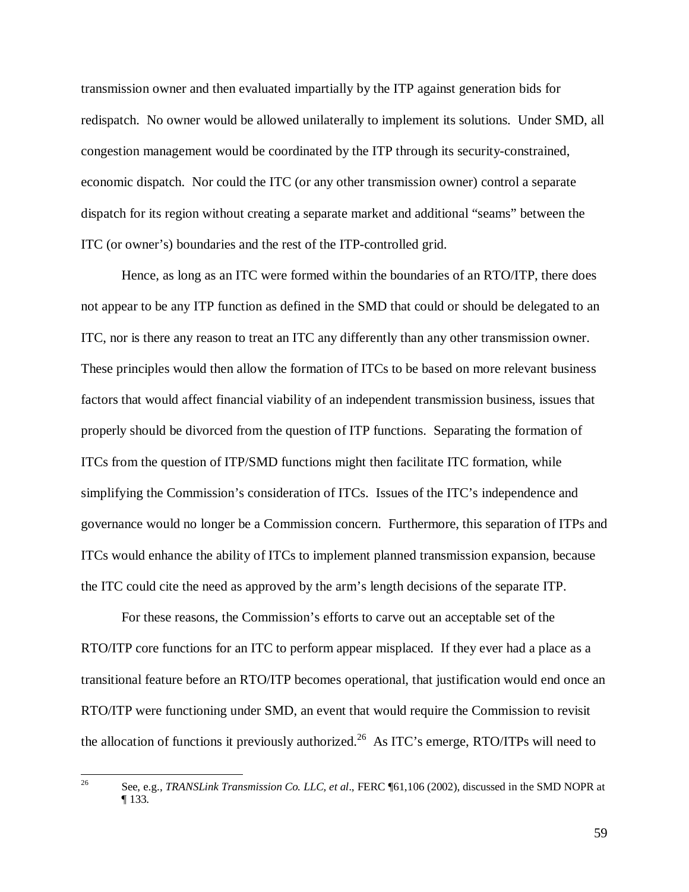transmission owner and then evaluated impartially by the ITP against generation bids for redispatch. No owner would be allowed unilaterally to implement its solutions. Under SMD, all congestion management would be coordinated by the ITP through its security-constrained, economic dispatch. Nor could the ITC (or any other transmission owner) control a separate dispatch for its region without creating a separate market and additional "seams" between the ITC (or owner's) boundaries and the rest of the ITP-controlled grid.

Hence, as long as an ITC were formed within the boundaries of an RTO/ITP, there does not appear to be any ITP function as defined in the SMD that could or should be delegated to an ITC, nor is there any reason to treat an ITC any differently than any other transmission owner. These principles would then allow the formation of ITCs to be based on more relevant business factors that would affect financial viability of an independent transmission business, issues that properly should be divorced from the question of ITP functions. Separating the formation of ITCs from the question of ITP/SMD functions might then facilitate ITC formation, while simplifying the Commission's consideration of ITCs. Issues of the ITC's independence and governance would no longer be a Commission concern. Furthermore, this separation of ITPs and ITCs would enhance the ability of ITCs to implement planned transmission expansion, because the ITC could cite the need as approved by the arm's length decisions of the separate ITP.

For these reasons, the Commission's efforts to carve out an acceptable set of the RTO/ITP core functions for an ITC to perform appear misplaced. If they ever had a place as a transitional feature before an RTO/ITP becomes operational, that justification would end once an RTO/ITP were functioning under SMD, an event that would require the Commission to revisit the allocation of functions it previously authorized.[26] As ITC's emerge, RTO/ITPs will need to

---

[26] See, e.g., *TRANSLink Transmission Co. LLC, et al*., FERC ¶61,106 (2002), discussed in the SMD NOPR at ¶ 133.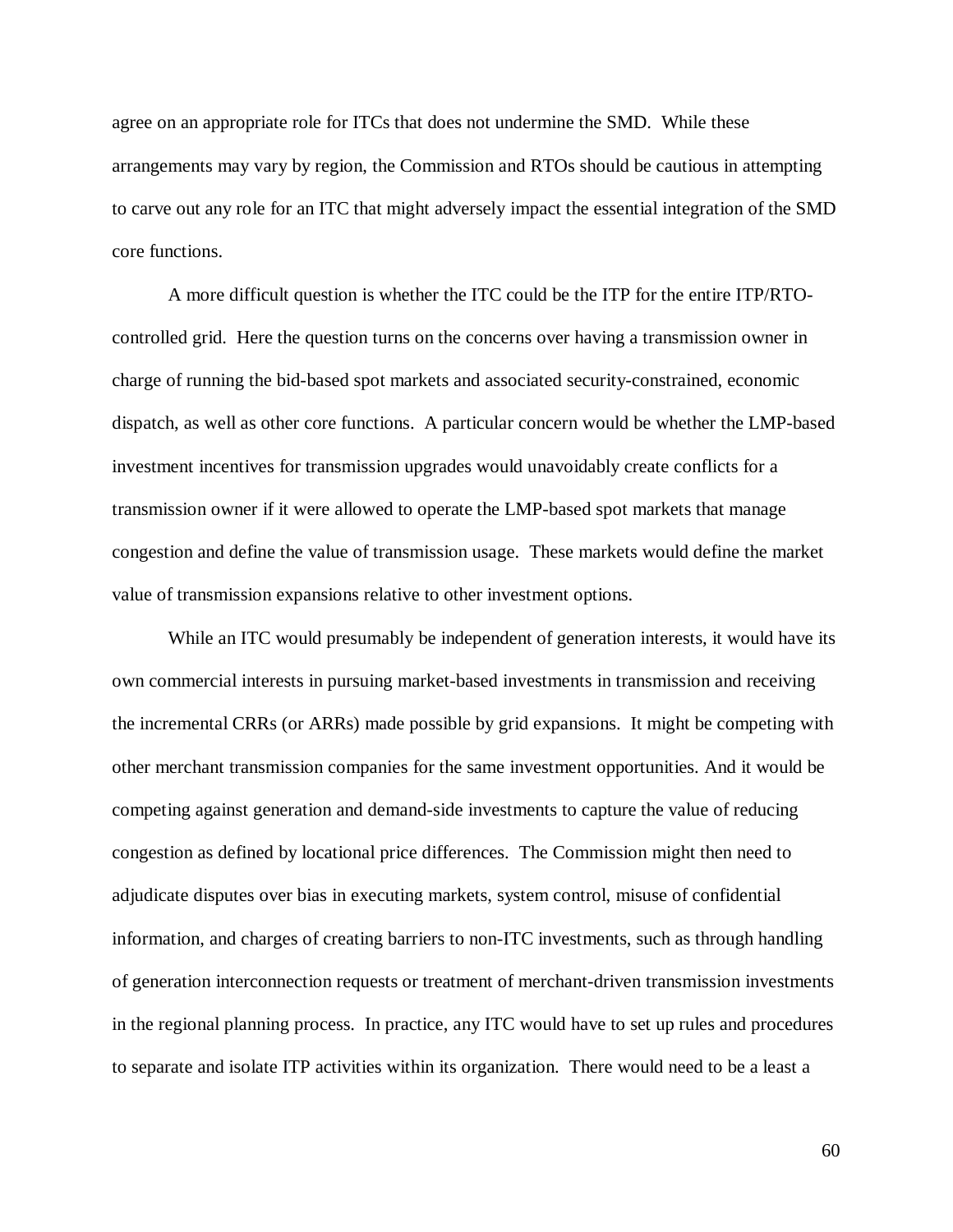agree on an appropriate role for ITCs that does not undermine the SMD. While these arrangements may vary by region, the Commission and RTOs should be cautious in attempting to carve out any role for an ITC that might adversely impact the essential integration of the SMD core functions.

A more difficult question is whether the ITC could be the ITP for the entire ITP/RTO-controlled grid. Here the question turns on the concerns over having a transmission owner in charge of running the bid-based spot markets and associated security-constrained, economic dispatch, as well as other core functions. A particular concern would be whether the LMP-based investment incentives for transmission upgrades would unavoidably create conflicts for a transmission owner if it were allowed to operate the LMP-based spot markets that manage congestion and define the value of transmission usage. These markets would define the market value of transmission expansions relative to other investment options.

While an ITC would presumably be independent of generation interests, it would have its own commercial interests in pursuing market-based investments in transmission and receiving the incremental CRRs (or ARRs) made possible by grid expansions. It might be competing with other merchant transmission companies for the same investment opportunities. And it would be competing against generation and demand-side investments to capture the value of reducing congestion as defined by locational price differences. The Commission might then need to adjudicate disputes over bias in executing markets, system control, misuse of confidential information, and charges of creating barriers to non-ITC investments, such as through handling of generation interconnection requests or treatment of merchant-driven transmission investments in the regional planning process. In practice, any ITC would have to set up rules and procedures to separate and isolate ITP activities within its organization. There would need to be a least a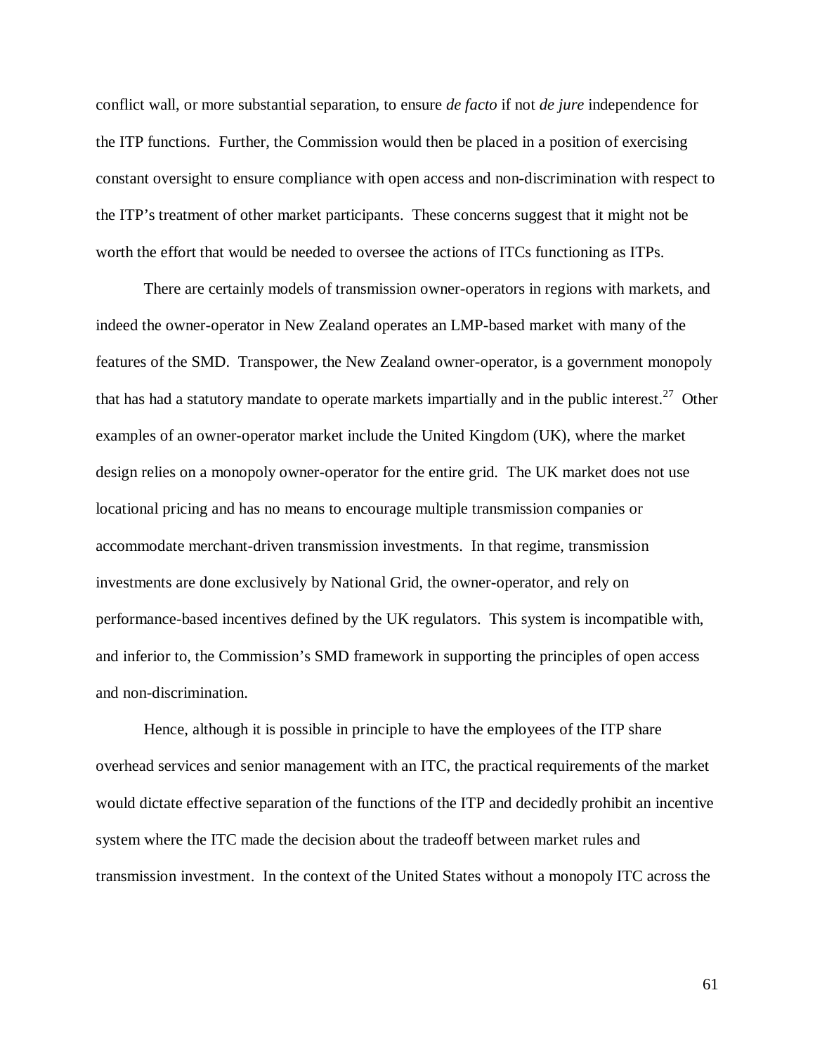conflict wall, or more substantial separation, to ensure *de facto* if not *de jure* independence for the ITP functions. Further, the Commission would then be placed in a position of exercising constant oversight to ensure compliance with open access and non-discrimination with respect to the ITP's treatment of other market participants. These concerns suggest that it might not be worth the effort that would be needed to oversee the actions of ITCs functioning as ITPs.

There are certainly models of transmission owner-operators in regions with markets, and indeed the owner-operator in New Zealand operates an LMP-based market with many of the features of the SMD. Transpower, the New Zealand owner-operator, is a government monopoly that has had a statutory mandate to operate markets impartially and in the public interest.[27] Other examples of an owner-operator market include the United Kingdom (UK), where the market design relies on a monopoly owner-operator for the entire grid. The UK market does not use locational pricing and has no means to encourage multiple transmission companies or accommodate merchant-driven transmission investments. In that regime, transmission investments are done exclusively by National Grid, the owner-operator, and rely on performance-based incentives defined by the UK regulators. This system is incompatible with, and inferior to, the Commission's SMD framework in supporting the principles of open access and non-discrimination.

Hence, although it is possible in principle to have the employees of the ITP share overhead services and senior management with an ITC, the practical requirements of the market would dictate effective separation of the functions of the ITP and decidedly prohibit an incentive system where the ITC made the decision about the tradeoff between market rules and transmission investment. In the context of the United States without a monopoly ITC across the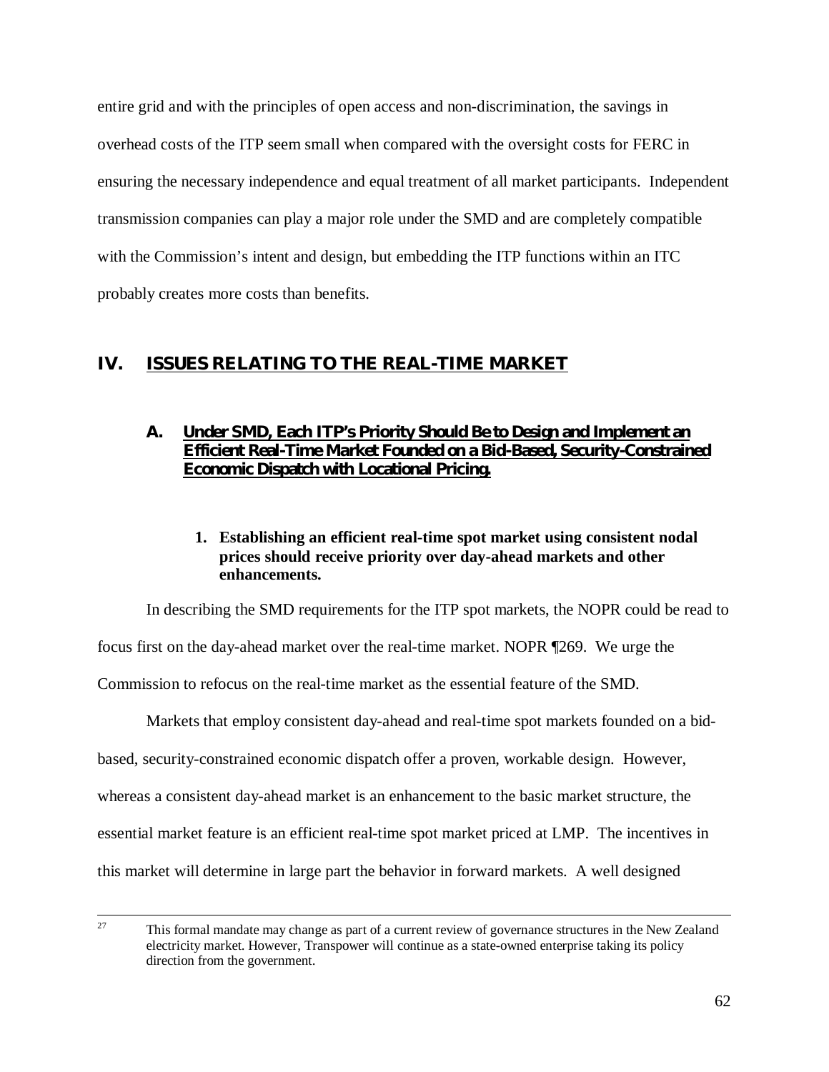entire grid and with the principles of open access and non-discrimination, the savings in overhead costs of the ITP seem small when compared with the oversight costs for FERC in ensuring the necessary independence and equal treatment of all market participants. Independent transmission companies can play a major role under the SMD and are completely compatible with the Commission's intent and design, but embedding the ITP functions within an ITC probably creates more costs than benefits.

## IV. ISSUES RELATING TO THE REAL-TIME MARKET

### A. Under SMD, Each ITP's Priority Should Be to Design and Implement an Efficient Real-Time Market Founded on a Bid-Based, Security-Constrained Economic Dispatch with Locational Pricing.

#### 1. Establishing an efficient real-time spot market using consistent nodal prices should receive priority over day-ahead markets and other enhancements.

In describing the SMD requirements for the ITP spot markets, the NOPR could be read to focus first on the day-ahead market over the real-time market. NOPR ¶269. We urge the Commission to refocus on the real-time market as the essential feature of the SMD.

Markets that employ consistent day-ahead and real-time spot markets founded on a bid-based, security-constrained economic dispatch offer a proven, workable design. However, whereas a consistent day-ahead market is an enhancement to the basic market structure, the essential market feature is an efficient real-time spot market priced at LMP. The incentives in this market will determine in large part the behavior in forward markets. A well designed

---

[27] This formal mandate may change as part of a current review of governance structures in the New Zealand electricity market. However, Transpower will continue as a state-owned enterprise taking its policy direction from the government.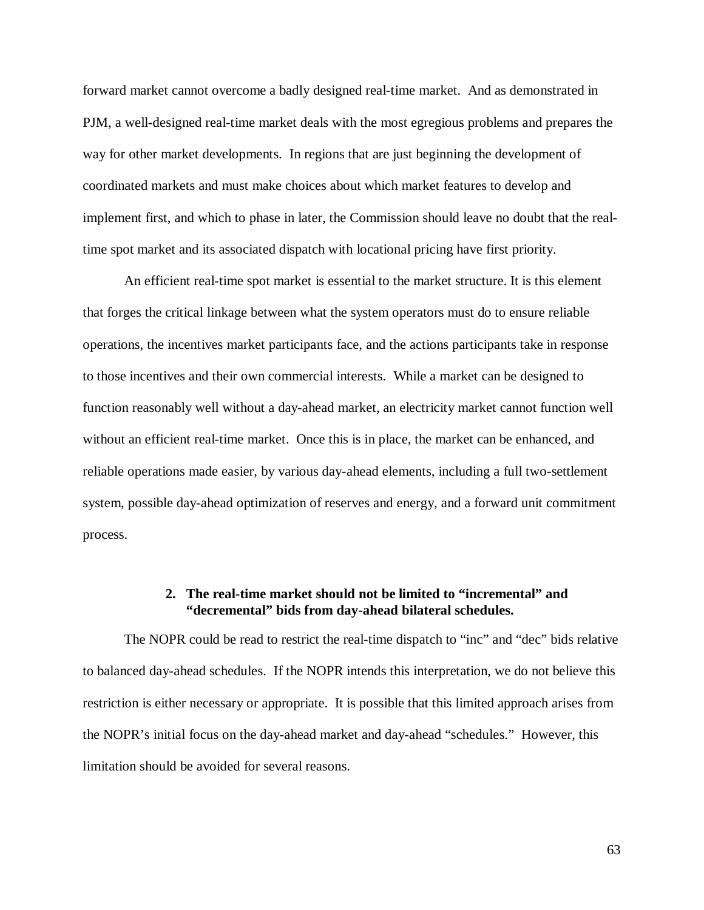forward market cannot overcome a badly designed real-time market. And as demonstrated in PJM, a well-designed real-time market deals with the most egregious problems and prepares the way for other market developments. In regions that are just beginning the development of coordinated markets and must make choices about which market features to develop and implement first, and which to phase in later, the Commission should leave no doubt that the real-time spot market and its associated dispatch with locational pricing have first priority.

An efficient real-time spot market is essential to the market structure. It is this element that forges the critical linkage between what the system operators must do to ensure reliable operations, the incentives market participants face, and the actions participants take in response to those incentives and their own commercial interests. While a market can be designed to function reasonably well without a day-ahead market, an electricity market cannot function well without an efficient real-time market. Once this is in place, the market can be enhanced, and reliable operations made easier, by various day-ahead elements, including a full two-settlement system, possible day-ahead optimization of reserves and energy, and a forward unit commitment process.

#### 2. The real-time market should not be limited to "incremental" and "decremental" bids from day-ahead bilateral schedules.

The NOPR could be read to restrict the real-time dispatch to "inc" and "dec" bids relative to balanced day-ahead schedules. If the NOPR intends this interpretation, we do not believe this restriction is either necessary or appropriate. It is possible that this limited approach arises from the NOPR's initial focus on the day-ahead market and day-ahead "schedules." However, this limitation should be avoided for several reasons.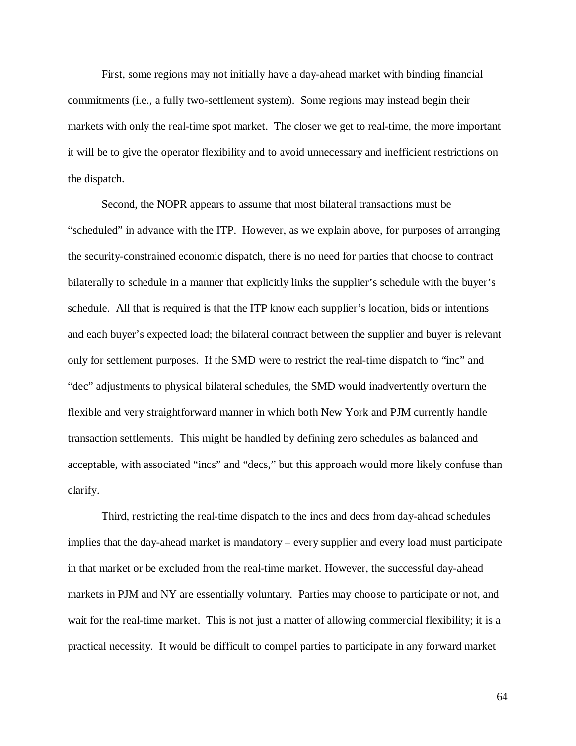First, some regions may not initially have a day-ahead market with binding financial commitments (i.e., a fully two-settlement system). Some regions may instead begin their markets with only the real-time spot market. The closer we get to real-time, the more important it will be to give the operator flexibility and to avoid unnecessary and inefficient restrictions on the dispatch.

Second, the NOPR appears to assume that most bilateral transactions must be "scheduled" in advance with the ITP. However, as we explain above, for purposes of arranging the security-constrained economic dispatch, there is no need for parties that choose to contract bilaterally to schedule in a manner that explicitly links the supplier's schedule with the buyer's schedule. All that is required is that the ITP know each supplier's location, bids or intentions and each buyer's expected load; the bilateral contract between the supplier and buyer is relevant only for settlement purposes. If the SMD were to restrict the real-time dispatch to "inc" and "dec" adjustments to physical bilateral schedules, the SMD would inadvertently overturn the flexible and very straightforward manner in which both New York and PJM currently handle transaction settlements. This might be handled by defining zero schedules as balanced and acceptable, with associated "incs" and "decs," but this approach would more likely confuse than clarify.

Third, restricting the real-time dispatch to the incs and decs from day-ahead schedules implies that the day-ahead market is mandatory – every supplier and every load must participate in that market or be excluded from the real-time market. However, the successful day-ahead markets in PJM and NY are essentially voluntary. Parties may choose to participate or not, and wait for the real-time market. This is not just a matter of allowing commercial flexibility; it is a practical necessity. It would be difficult to compel parties to participate in any forward market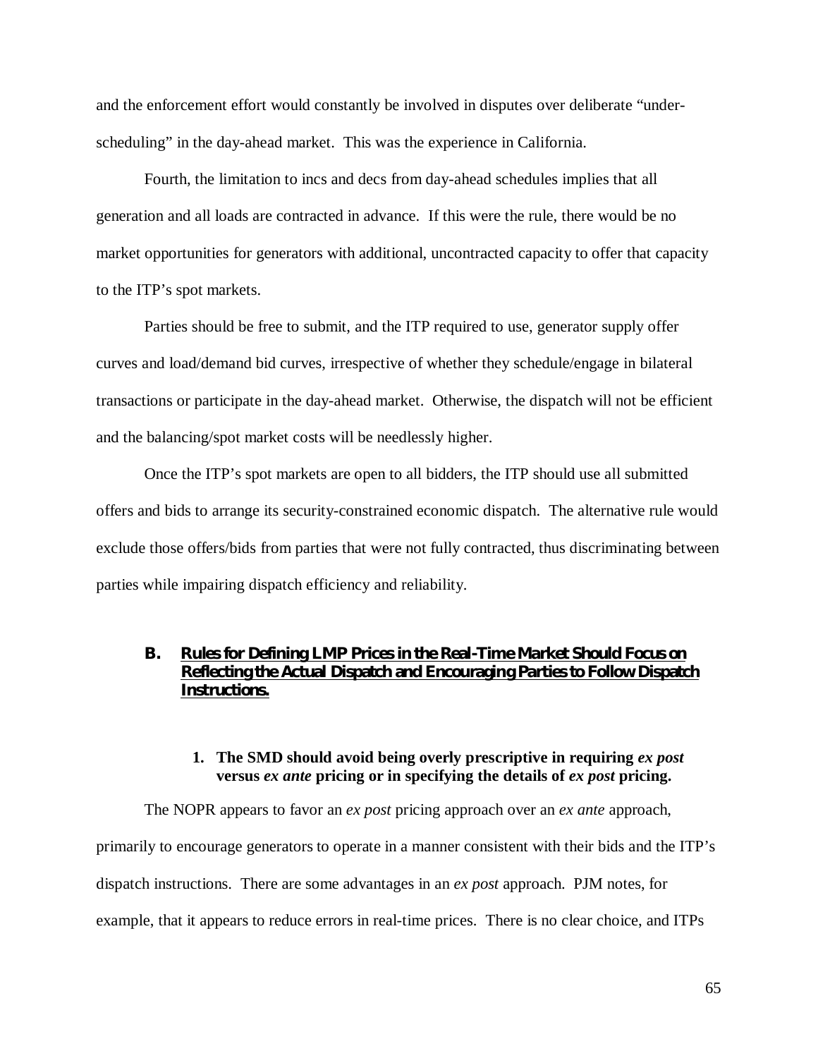and the enforcement effort would constantly be involved in disputes over deliberate "under-scheduling" in the day-ahead market. This was the experience in California.

Fourth, the limitation to incs and decs from day-ahead schedules implies that all generation and all loads are contracted in advance. If this were the rule, there would be no market opportunities for generators with additional, uncontracted capacity to offer that capacity to the ITP's spot markets.

Parties should be free to submit, and the ITP required to use, generator supply offer curves and load/demand bid curves, irrespective of whether they schedule/engage in bilateral transactions or participate in the day-ahead market. Otherwise, the dispatch will not be efficient and the balancing/spot market costs will be needlessly higher.

Once the ITP's spot markets are open to all bidders, the ITP should use all submitted offers and bids to arrange its security-constrained economic dispatch. The alternative rule would exclude those offers/bids from parties that were not fully contracted, thus discriminating between parties while impairing dispatch efficiency and reliability.

## B. Rules for Defining LMP Prices in the Real-Time Market Should Focus on Reflecting the Actual Dispatch and Encouraging Parties to Follow Dispatch Instructions.

### 1. The SMD should avoid being overly prescriptive in requiring *ex post* versus *ex ante* pricing or in specifying the details of *ex post* pricing.

The NOPR appears to favor an *ex post* pricing approach over an *ex ante* approach, primarily to encourage generators to operate in a manner consistent with their bids and the ITP's dispatch instructions. There are some advantages in an *ex post* approach. PJM notes, for example, that it appears to reduce errors in real-time prices. There is no clear choice, and ITPs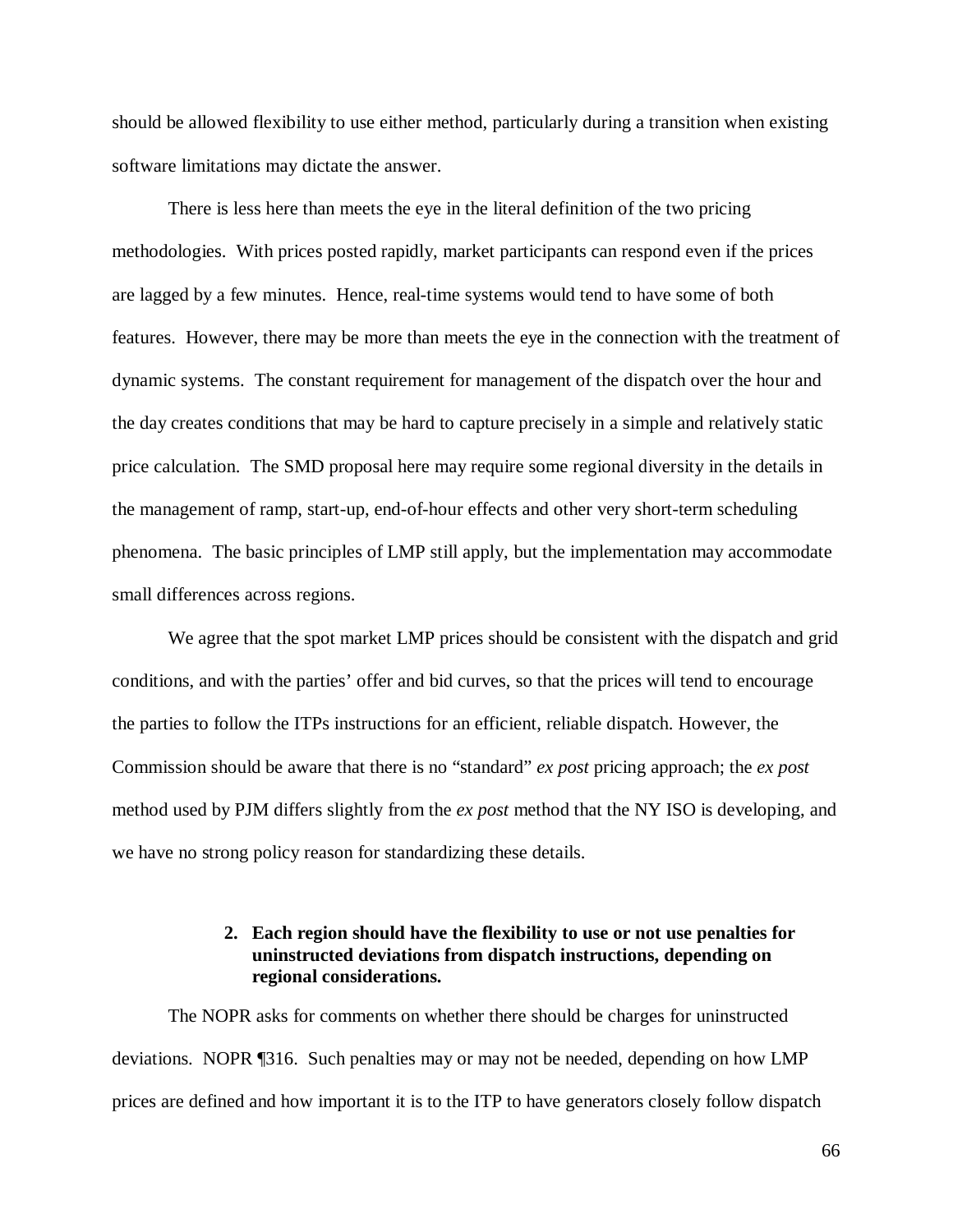should be allowed flexibility to use either method, particularly during a transition when existing software limitations may dictate the answer.

There is less here than meets the eye in the literal definition of the two pricing methodologies. With prices posted rapidly, market participants can respond even if the prices are lagged by a few minutes. Hence, real-time systems would tend to have some of both features. However, there may be more than meets the eye in the connection with the treatment of dynamic systems. The constant requirement for management of the dispatch over the hour and the day creates conditions that may be hard to capture precisely in a simple and relatively static price calculation. The SMD proposal here may require some regional diversity in the details in the management of ramp, start-up, end-of-hour effects and other very short-term scheduling phenomena. The basic principles of LMP still apply, but the implementation may accommodate small differences across regions.

We agree that the spot market LMP prices should be consistent with the dispatch and grid conditions, and with the parties' offer and bid curves, so that the prices will tend to encourage the parties to follow the ITPs instructions for an efficient, reliable dispatch. However, the Commission should be aware that there is no "standard" *ex post* pricing approach; the *ex post* method used by PJM differs slightly from the *ex post* method that the NY ISO is developing, and we have no strong policy reason for standardizing these details.

### 2. Each region should have the flexibility to use or not use penalties for uninstructed deviations from dispatch instructions, depending on regional considerations.

The NOPR asks for comments on whether there should be charges for uninstructed deviations. NOPR ¶316. Such penalties may or may not be needed, depending on how LMP prices are defined and how important it is to the ITP to have generators closely follow dispatch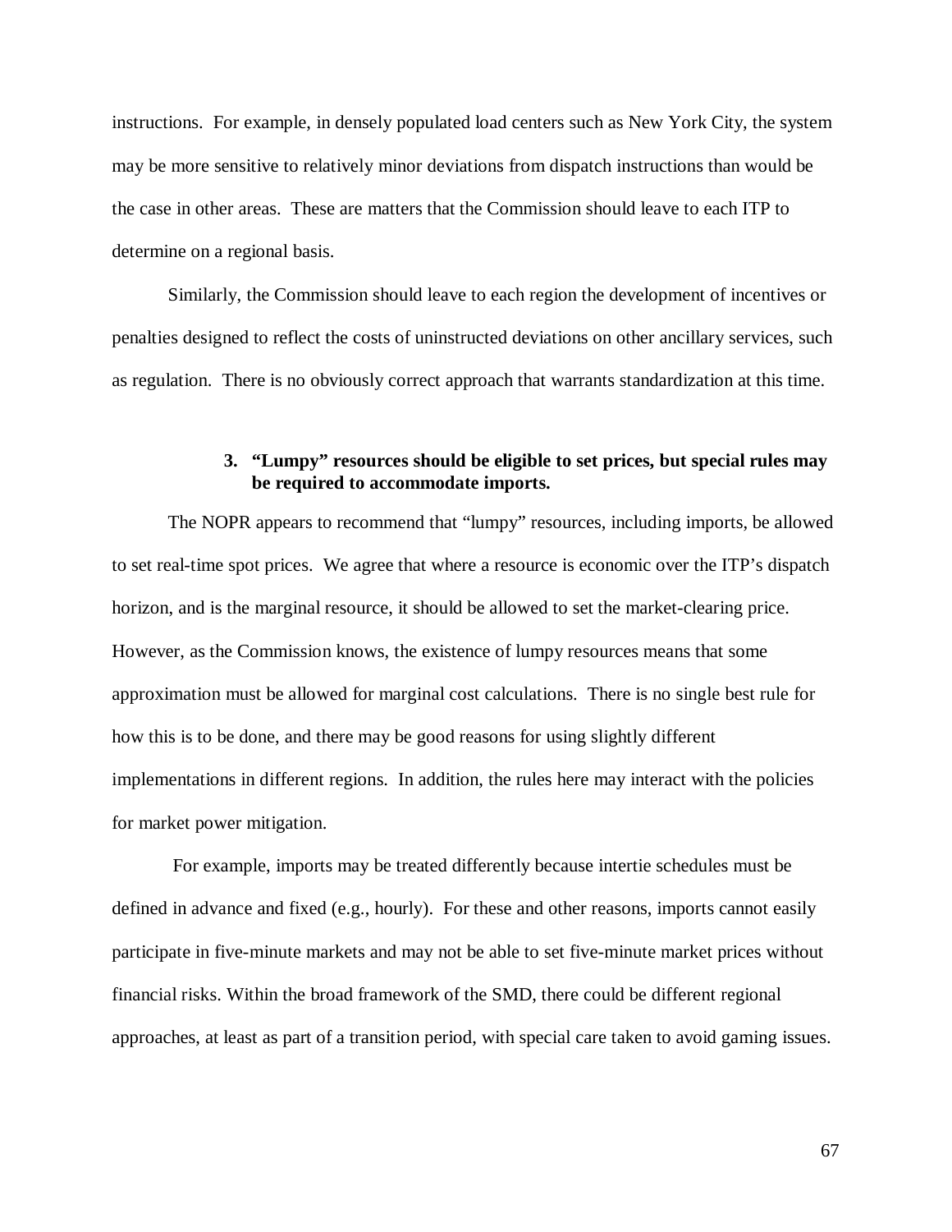instructions. For example, in densely populated load centers such as New York City, the system may be more sensitive to relatively minor deviations from dispatch instructions than would be the case in other areas. These are matters that the Commission should leave to each ITP to determine on a regional basis.

Similarly, the Commission should leave to each region the development of incentives or penalties designed to reflect the costs of uninstructed deviations on other ancillary services, such as regulation. There is no obviously correct approach that warrants standardization at this time.

### 3. "Lumpy" resources should be eligible to set prices, but special rules may be required to accommodate imports.

The NOPR appears to recommend that "lumpy" resources, including imports, be allowed to set real-time spot prices. We agree that where a resource is economic over the ITP's dispatch horizon, and is the marginal resource, it should be allowed to set the market-clearing price. However, as the Commission knows, the existence of lumpy resources means that some approximation must be allowed for marginal cost calculations. There is no single best rule for how this is to be done, and there may be good reasons for using slightly different implementations in different regions. In addition, the rules here may interact with the policies for market power mitigation.

For example, imports may be treated differently because intertie schedules must be defined in advance and fixed (e.g., hourly). For these and other reasons, imports cannot easily participate in five-minute markets and may not be able to set five-minute market prices without financial risks. Within the broad framework of the SMD, there could be different regional approaches, at least as part of a transition period, with special care taken to avoid gaming issues.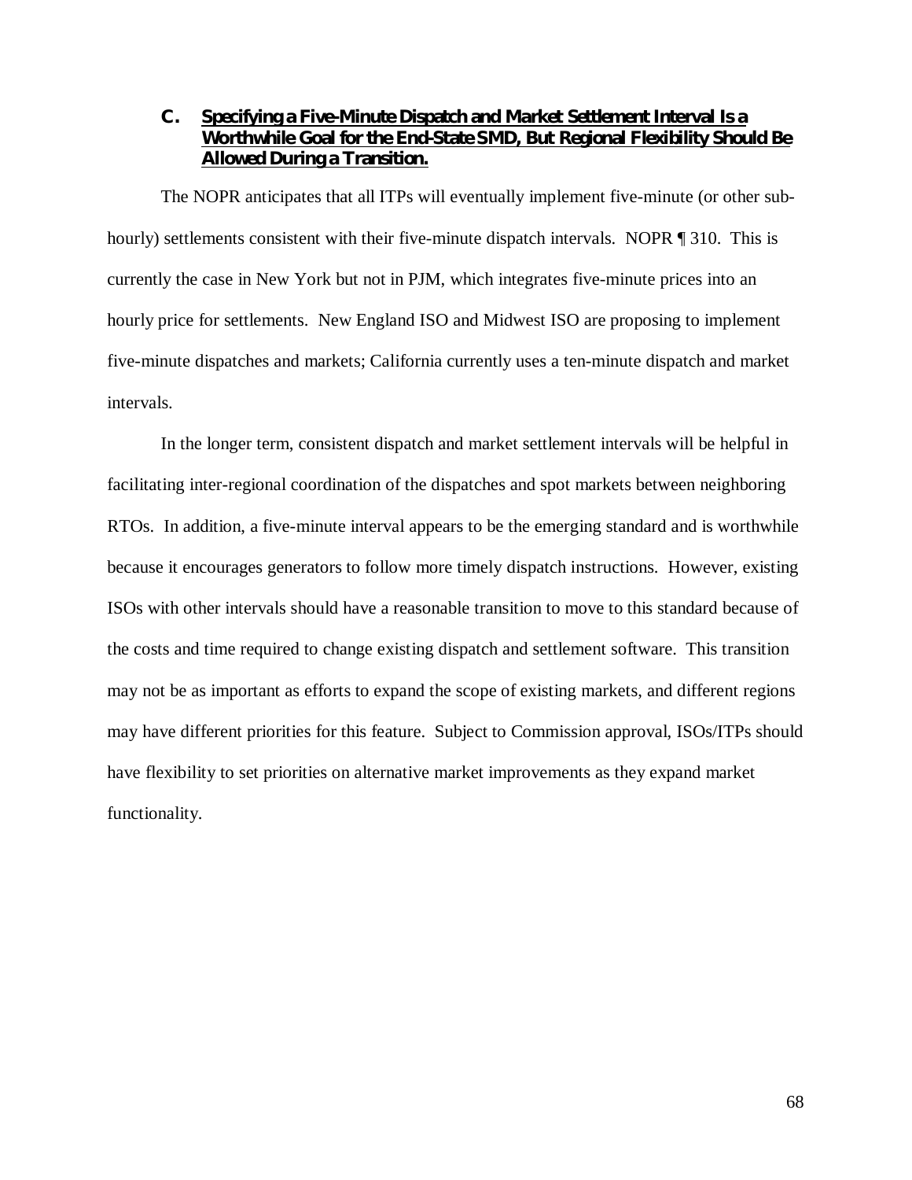### C. Specifying a Five-Minute Dispatch and Market Settlement Interval Is a Worthwhile Goal for the End-State SMD, But Regional Flexibility Should Be Allowed During a Transition.

The NOPR anticipates that all ITPs will eventually implement five-minute (or other sub-hourly) settlements consistent with their five-minute dispatch intervals. NOPR ¶ 310. This is currently the case in New York but not in PJM, which integrates five-minute prices into an hourly price for settlements. New England ISO and Midwest ISO are proposing to implement five-minute dispatches and markets; California currently uses a ten-minute dispatch and market intervals.

In the longer term, consistent dispatch and market settlement intervals will be helpful in facilitating inter-regional coordination of the dispatches and spot markets between neighboring RTOs. In addition, a five-minute interval appears to be the emerging standard and is worthwhile because it encourages generators to follow more timely dispatch instructions. However, existing ISOs with other intervals should have a reasonable transition to move to this standard because of the costs and time required to change existing dispatch and settlement software. This transition may not be as important as efforts to expand the scope of existing markets, and different regions may have different priorities for this feature. Subject to Commission approval, ISOs/ITPs should have flexibility to set priorities on alternative market improvements as they expand market functionality.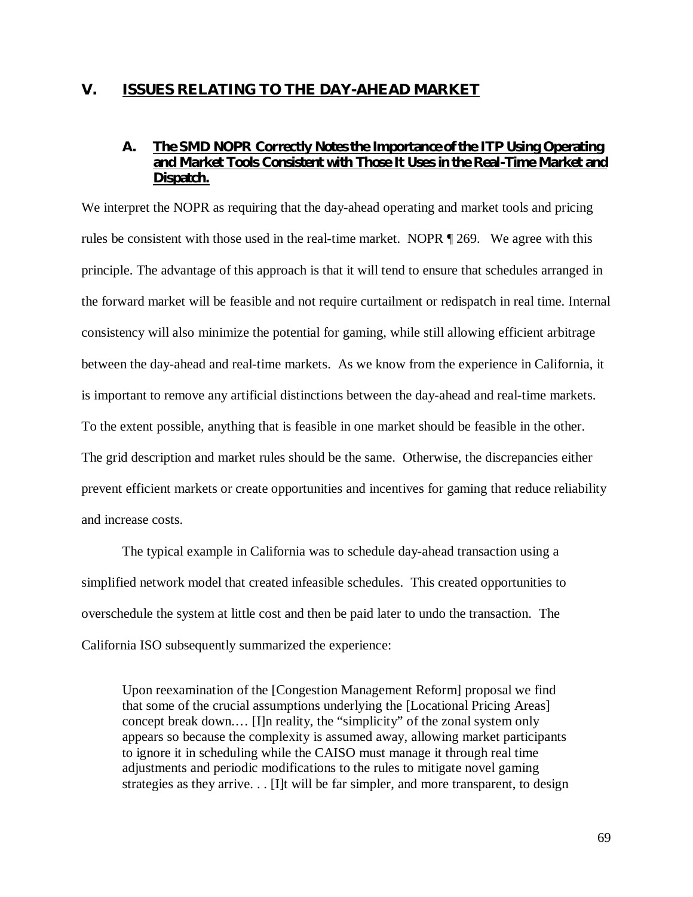## V. ISSUES RELATING TO THE DAY-AHEAD MARKET

### A. The SMD NOPR Correctly Notes the Importance of the ITP Using Operating and Market Tools Consistent with Those It Uses in the Real-Time Market and Dispatch.

We interpret the NOPR as requiring that the day-ahead operating and market tools and pricing rules be consistent with those used in the real-time market. NOPR ¶ 269. We agree with this principle. The advantage of this approach is that it will tend to ensure that schedules arranged in the forward market will be feasible and not require curtailment or redispatch in real time. Internal consistency will also minimize the potential for gaming, while still allowing efficient arbitrage between the day-ahead and real-time markets. As we know from the experience in California, it is important to remove any artificial distinctions between the day-ahead and real-time markets. To the extent possible, anything that is feasible in one market should be feasible in the other. The grid description and market rules should be the same. Otherwise, the discrepancies either prevent efficient markets or create opportunities and incentives for gaming that reduce reliability and increase costs.

The typical example in California was to schedule day-ahead transaction using a simplified network model that created infeasible schedules. This created opportunities to overschedule the system at little cost and then be paid later to undo the transaction. The California ISO subsequently summarized the experience:

> Upon reexamination of the [Congestion Management Reform] proposal we find that some of the crucial assumptions underlying the [Locational Pricing Areas] concept break down.… [I]n reality, the "simplicity" of the zonal system only appears so because the complexity is assumed away, allowing market participants to ignore it in scheduling while the CAISO must manage it through real time adjustments and periodic modifications to the rules to mitigate novel gaming strategies as they arrive. . . [I]t will be far simpler, and more transparent, to design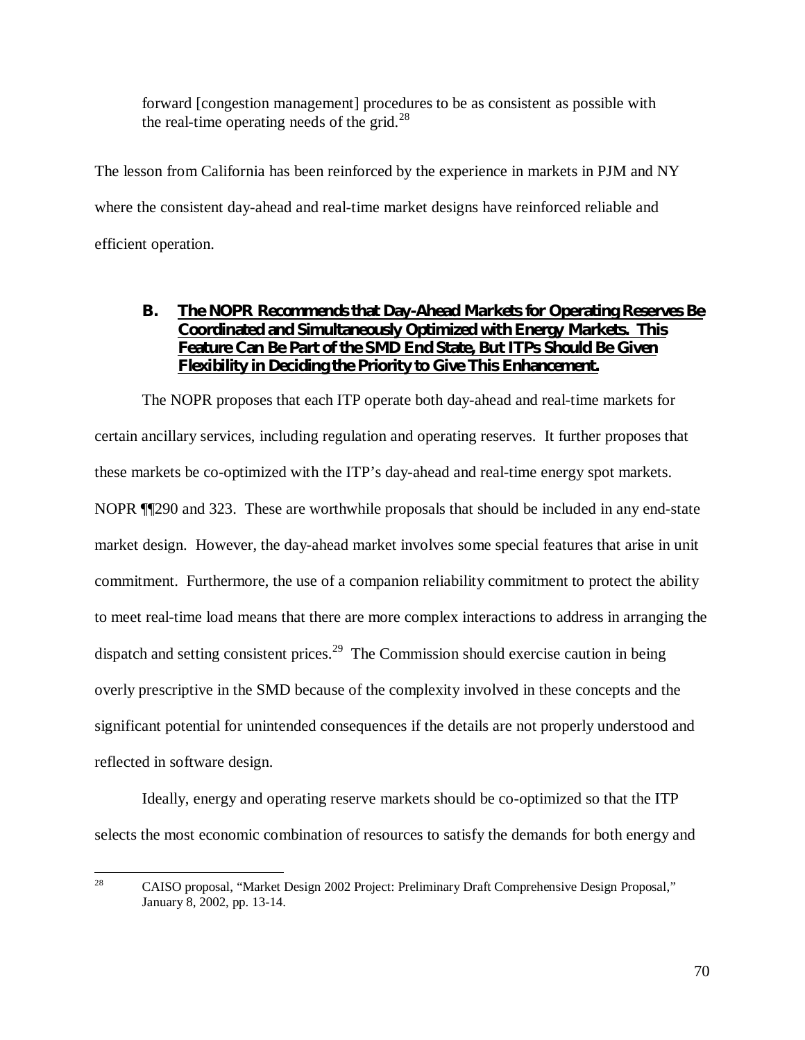forward [congestion management] procedures to be as consistent as possible with the real-time operating needs of the grid.[28]

The lesson from California has been reinforced by the experience in markets in PJM and NY where the consistent day-ahead and real-time market designs have reinforced reliable and efficient operation.

### B. The NOPR Recommends that Day-Ahead Markets for Operating Reserves Be Coordinated and Simultaneously Optimized with Energy Markets. This Feature Can Be Part of the SMD End State, But ITPs Should Be Given Flexibility in Deciding the Priority to Give This Enhancement.

The NOPR proposes that each ITP operate both day-ahead and real-time markets for certain ancillary services, including regulation and operating reserves. It further proposes that these markets be co-optimized with the ITP's day-ahead and real-time energy spot markets. NOPR ¶¶290 and 323. These are worthwhile proposals that should be included in any end-state market design. However, the day-ahead market involves some special features that arise in unit commitment. Furthermore, the use of a companion reliability commitment to protect the ability to meet real-time load means that there are more complex interactions to address in arranging the dispatch and setting consistent prices.[29] The Commission should exercise caution in being overly prescriptive in the SMD because of the complexity involved in these concepts and the significant potential for unintended consequences if the details are not properly understood and reflected in software design.

Ideally, energy and operating reserve markets should be co-optimized so that the ITP selects the most economic combination of resources to satisfy the demands for both energy and

[28] CAISO proposal, "Market Design 2002 Project: Preliminary Draft Comprehensive Design Proposal," January 8, 2002, pp. 13-14.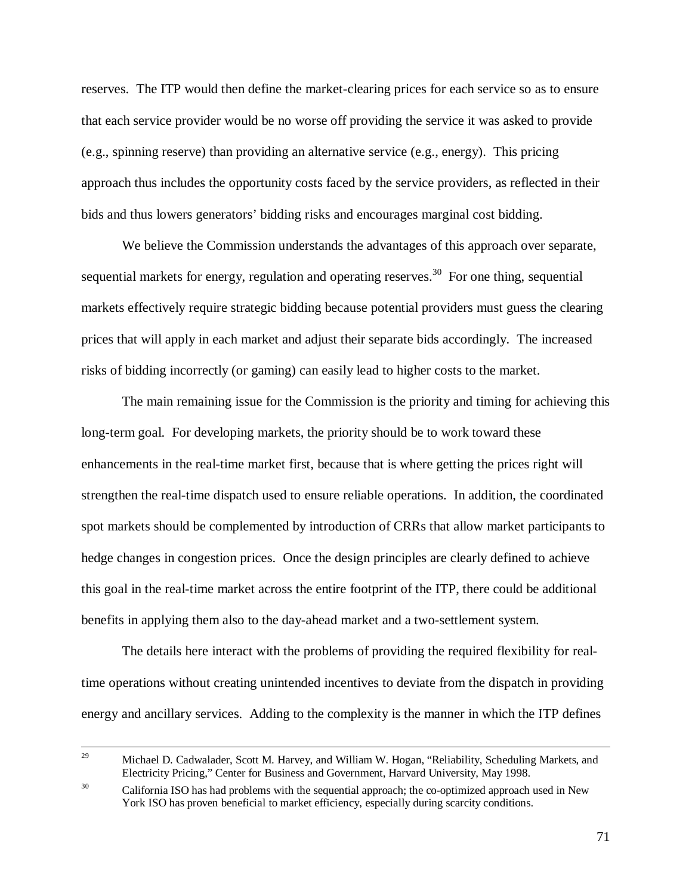reserves. The ITP would then define the market-clearing prices for each service so as to ensure that each service provider would be no worse off providing the service it was asked to provide (e.g., spinning reserve) than providing an alternative service (e.g., energy). This pricing approach thus includes the opportunity costs faced by the service providers, as reflected in their bids and thus lowers generators' bidding risks and encourages marginal cost bidding.

We believe the Commission understands the advantages of this approach over separate, sequential markets for energy, regulation and operating reserves.[30] For one thing, sequential markets effectively require strategic bidding because potential providers must guess the clearing prices that will apply in each market and adjust their separate bids accordingly. The increased risks of bidding incorrectly (or gaming) can easily lead to higher costs to the market.

The main remaining issue for the Commission is the priority and timing for achieving this long-term goal. For developing markets, the priority should be to work toward these enhancements in the real-time market first, because that is where getting the prices right will strengthen the real-time dispatch used to ensure reliable operations. In addition, the coordinated spot markets should be complemented by introduction of CRRs that allow market participants to hedge changes in congestion prices. Once the design principles are clearly defined to achieve this goal in the real-time market across the entire footprint of the ITP, there could be additional benefits in applying them also to the day-ahead market and a two-settlement system.

The details here interact with the problems of providing the required flexibility for real-time operations without creating unintended incentives to deviate from the dispatch in providing energy and ancillary services. Adding to the complexity is the manner in which the ITP defines

---

[29] Michael D. Cadwalader, Scott M. Harvey, and William W. Hogan, "Reliability, Scheduling Markets, and Electricity Pricing," Center for Business and Government, Harvard University, May 1998.

[30] California ISO has had problems with the sequential approach; the co-optimized approach used in New York ISO has proven beneficial to market efficiency, especially during scarcity conditions.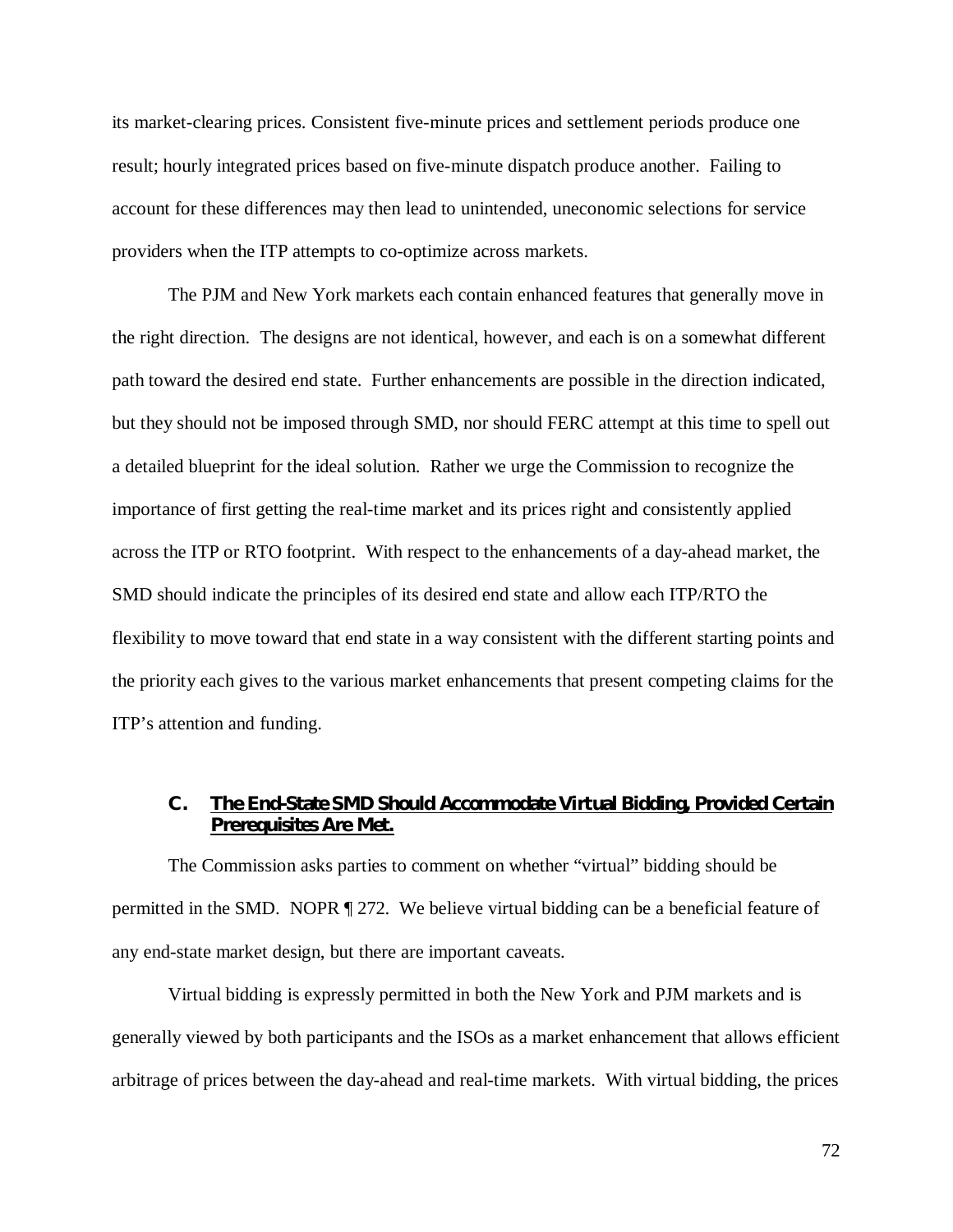its market-clearing prices. Consistent five-minute prices and settlement periods produce one result; hourly integrated prices based on five-minute dispatch produce another. Failing to account for these differences may then lead to unintended, uneconomic selections for service providers when the ITP attempts to co-optimize across markets.

The PJM and New York markets each contain enhanced features that generally move in the right direction. The designs are not identical, however, and each is on a somewhat different path toward the desired end state. Further enhancements are possible in the direction indicated, but they should not be imposed through SMD, nor should FERC attempt at this time to spell out a detailed blueprint for the ideal solution. Rather we urge the Commission to recognize the importance of first getting the real-time market and its prices right and consistently applied across the ITP or RTO footprint. With respect to the enhancements of a day-ahead market, the SMD should indicate the principles of its desired end state and allow each ITP/RTO the flexibility to move toward that end state in a way consistent with the different starting points and the priority each gives to the various market enhancements that present competing claims for the ITP's attention and funding.

### C. The End-State SMD Should Accommodate Virtual Bidding, Provided Certain Prerequisites Are Met.

The Commission asks parties to comment on whether "virtual" bidding should be permitted in the SMD. NOPR ¶ 272. We believe virtual bidding can be a beneficial feature of any end-state market design, but there are important caveats.

Virtual bidding is expressly permitted in both the New York and PJM markets and is generally viewed by both participants and the ISOs as a market enhancement that allows efficient arbitrage of prices between the day-ahead and real-time markets. With virtual bidding, the prices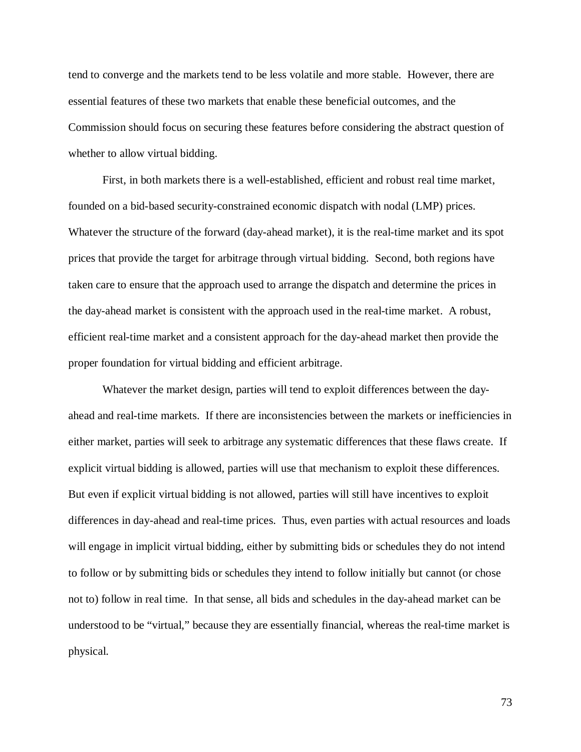tend to converge and the markets tend to be less volatile and more stable. However, there are essential features of these two markets that enable these beneficial outcomes, and the Commission should focus on securing these features before considering the abstract question of whether to allow virtual bidding.

First, in both markets there is a well-established, efficient and robust real time market, founded on a bid-based security-constrained economic dispatch with nodal (LMP) prices. Whatever the structure of the forward (day-ahead market), it is the real-time market and its spot prices that provide the target for arbitrage through virtual bidding. Second, both regions have taken care to ensure that the approach used to arrange the dispatch and determine the prices in the day-ahead market is consistent with the approach used in the real-time market. A robust, efficient real-time market and a consistent approach for the day-ahead market then provide the proper foundation for virtual bidding and efficient arbitrage.

Whatever the market design, parties will tend to exploit differences between the day-ahead and real-time markets. If there are inconsistencies between the markets or inefficiencies in either market, parties will seek to arbitrage any systematic differences that these flaws create. If explicit virtual bidding is allowed, parties will use that mechanism to exploit these differences. But even if explicit virtual bidding is not allowed, parties will still have incentives to exploit differences in day-ahead and real-time prices. Thus, even parties with actual resources and loads will engage in implicit virtual bidding, either by submitting bids or schedules they do not intend to follow or by submitting bids or schedules they intend to follow initially but cannot (or chose not to) follow in real time. In that sense, all bids and schedules in the day-ahead market can be understood to be "virtual," because they are essentially financial, whereas the real-time market is physical.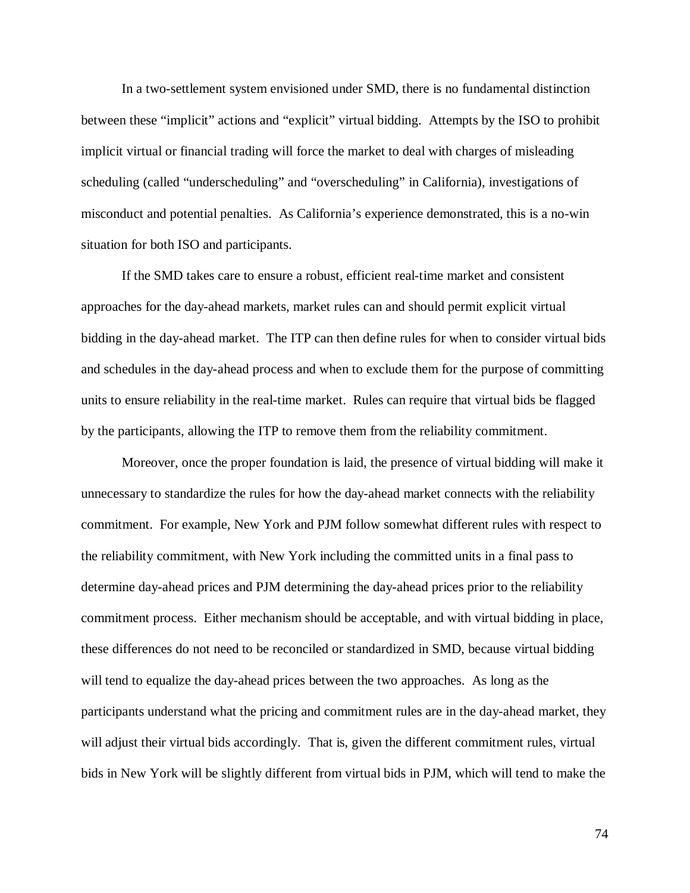In a two-settlement system envisioned under SMD, there is no fundamental distinction between these "implicit" actions and "explicit" virtual bidding. Attempts by the ISO to prohibit implicit virtual or financial trading will force the market to deal with charges of misleading scheduling (called "underscheduling" and "overscheduling" in California), investigations of misconduct and potential penalties. As California's experience demonstrated, this is a no-win situation for both ISO and participants.

If the SMD takes care to ensure a robust, efficient real-time market and consistent approaches for the day-ahead markets, market rules can and should permit explicit virtual bidding in the day-ahead market. The ITP can then define rules for when to consider virtual bids and schedules in the day-ahead process and when to exclude them for the purpose of committing units to ensure reliability in the real-time market. Rules can require that virtual bids be flagged by the participants, allowing the ITP to remove them from the reliability commitment.

Moreover, once the proper foundation is laid, the presence of virtual bidding will make it unnecessary to standardize the rules for how the day-ahead market connects with the reliability commitment. For example, New York and PJM follow somewhat different rules with respect to the reliability commitment, with New York including the committed units in a final pass to determine day-ahead prices and PJM determining the day-ahead prices prior to the reliability commitment process. Either mechanism should be acceptable, and with virtual bidding in place, these differences do not need to be reconciled or standardized in SMD, because virtual bidding will tend to equalize the day-ahead prices between the two approaches. As long as the participants understand what the pricing and commitment rules are in the day-ahead market, they will adjust their virtual bids accordingly. That is, given the different commitment rules, virtual bids in New York will be slightly different from virtual bids in PJM, which will tend to make the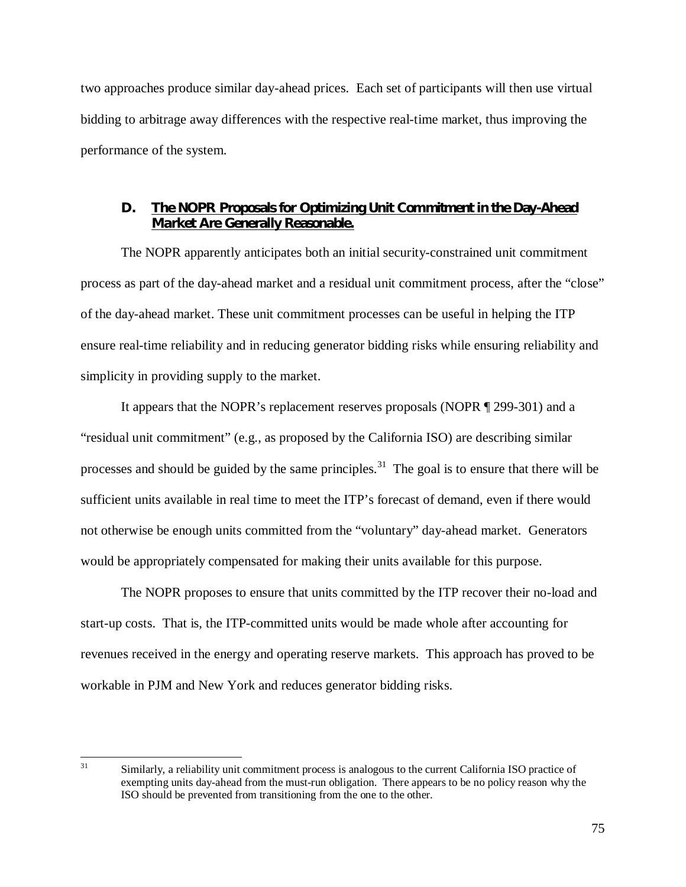two approaches produce similar day-ahead prices. Each set of participants will then use virtual bidding to arbitrage away differences with the respective real-time market, thus improving the performance of the system.

### D. The NOPR Proposals for Optimizing Unit Commitment in the Day-Ahead Market Are Generally Reasonable.

The NOPR apparently anticipates both an initial security-constrained unit commitment process as part of the day-ahead market and a residual unit commitment process, after the "close" of the day-ahead market. These unit commitment processes can be useful in helping the ITP ensure real-time reliability and in reducing generator bidding risks while ensuring reliability and simplicity in providing supply to the market.

It appears that the NOPR's replacement reserves proposals (NOPR ¶ 299-301) and a "residual unit commitment" (e.g., as proposed by the California ISO) are describing similar processes and should be guided by the same principles.[31] The goal is to ensure that there will be sufficient units available in real time to meet the ITP's forecast of demand, even if there would not otherwise be enough units committed from the "voluntary" day-ahead market. Generators would be appropriately compensated for making their units available for this purpose.

The NOPR proposes to ensure that units committed by the ITP recover their no-load and start-up costs. That is, the ITP-committed units would be made whole after accounting for revenues received in the energy and operating reserve markets. This approach has proved to be workable in PJM and New York and reduces generator bidding risks.

---

[31] Similarly, a reliability unit commitment process is analogous to the current California ISO practice of exempting units day-ahead from the must-run obligation. There appears to be no policy reason why the ISO should be prevented from transitioning from the one to the other.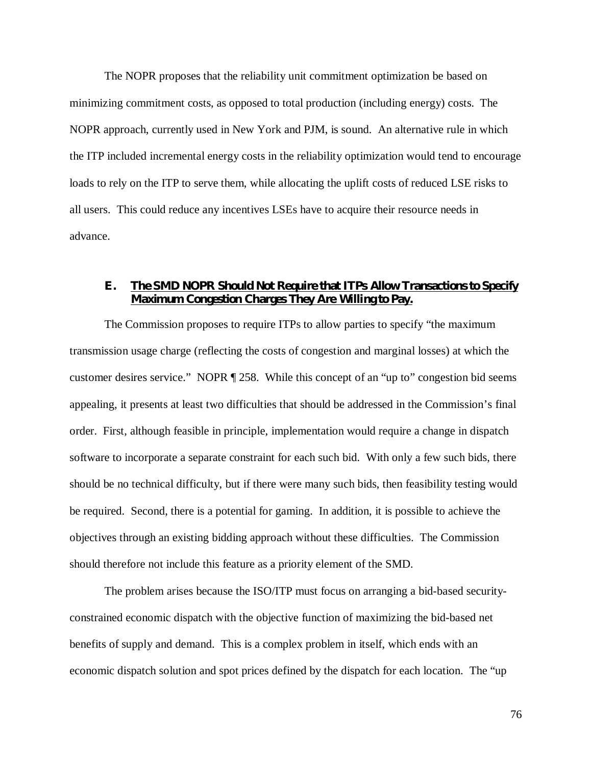The NOPR proposes that the reliability unit commitment optimization be based on minimizing commitment costs, as opposed to total production (including energy) costs. The NOPR approach, currently used in New York and PJM, is sound. An alternative rule in which the ITP included incremental energy costs in the reliability optimization would tend to encourage loads to rely on the ITP to serve them, while allocating the uplift costs of reduced LSE risks to all users. This could reduce any incentives LSEs have to acquire their resource needs in advance.

### E. The SMD NOPR Should Not Require that ITPs Allow Transactions to Specify Maximum Congestion Charges They Are Willing to Pay.

The Commission proposes to require ITPs to allow parties to specify "the maximum transmission usage charge (reflecting the costs of congestion and marginal losses) at which the customer desires service." NOPR ¶ 258. While this concept of an "up to" congestion bid seems appealing, it presents at least two difficulties that should be addressed in the Commission's final order. First, although feasible in principle, implementation would require a change in dispatch software to incorporate a separate constraint for each such bid. With only a few such bids, there should be no technical difficulty, but if there were many such bids, then feasibility testing would be required. Second, there is a potential for gaming. In addition, it is possible to achieve the objectives through an existing bidding approach without these difficulties. The Commission should therefore not include this feature as a priority element of the SMD.

The problem arises because the ISO/ITP must focus on arranging a bid-based security-constrained economic dispatch with the objective function of maximizing the bid-based net benefits of supply and demand. This is a complex problem in itself, which ends with an economic dispatch solution and spot prices defined by the dispatch for each location. The "up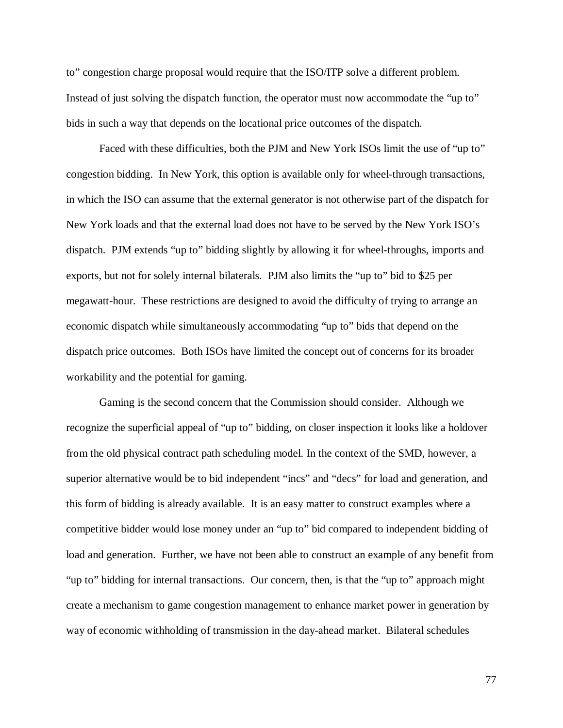to" congestion charge proposal would require that the ISO/ITP solve a different problem. Instead of just solving the dispatch function, the operator must now accommodate the "up to" bids in such a way that depends on the locational price outcomes of the dispatch.

Faced with these difficulties, both the PJM and New York ISOs limit the use of "up to" congestion bidding. In New York, this option is available only for wheel-through transactions, in which the ISO can assume that the external generator is not otherwise part of the dispatch for New York loads and that the external load does not have to be served by the New York ISO's dispatch. PJM extends "up to" bidding slightly by allowing it for wheel-throughs, imports and exports, but not for solely internal bilaterals. PJM also limits the "up to" bid to $25 per megawatt-hour. These restrictions are designed to avoid the difficulty of trying to arrange an economic dispatch while simultaneously accommodating "up to" bids that depend on the dispatch price outcomes. Both ISOs have limited the concept out of concerns for its broader workability and the potential for gaming.

Gaming is the second concern that the Commission should consider. Although we recognize the superficial appeal of "up to" bidding, on closer inspection it looks like a holdover from the old physical contract path scheduling model. In the context of the SMD, however, a superior alternative would be to bid independent "incs" and "decs" for load and generation, and this form of bidding is already available. It is an easy matter to construct examples where a competitive bidder would lose money under an "up to" bid compared to independent bidding of load and generation. Further, we have not been able to construct an example of any benefit from "up to" bidding for internal transactions. Our concern, then, is that the "up to" approach might create a mechanism to game congestion management to enhance market power in generation by way of economic withholding of transmission in the day-ahead market. Bilateral schedules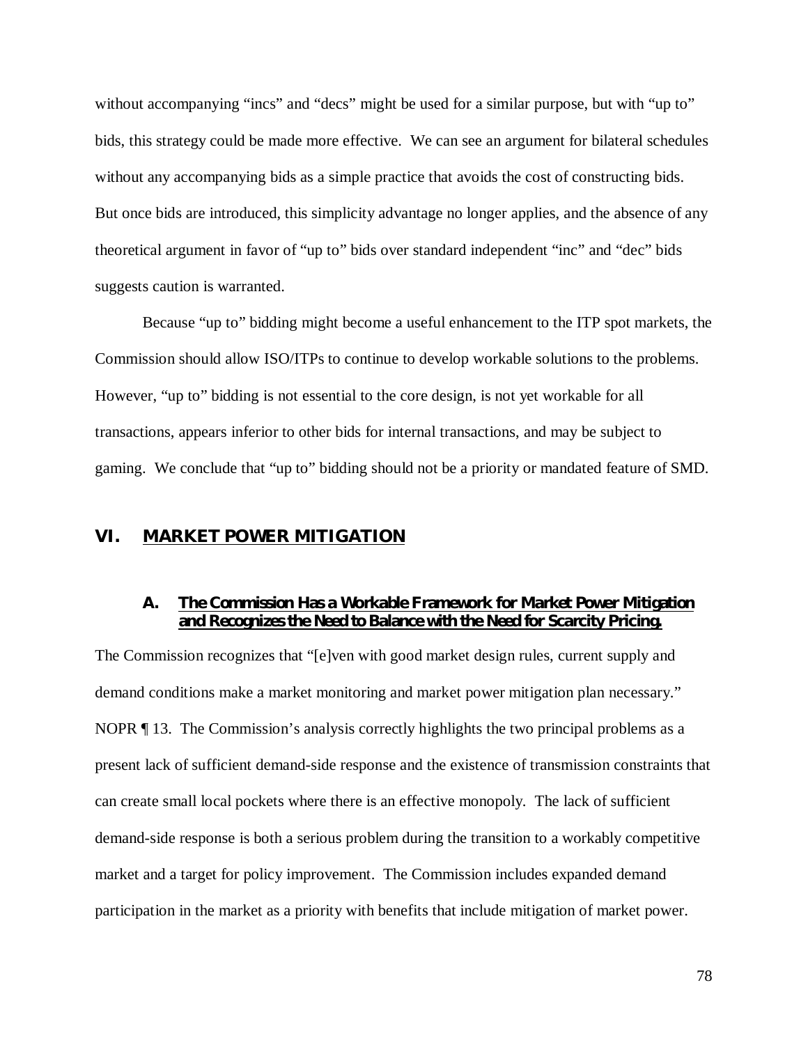without accompanying “incs” and “decs” might be used for a similar purpose, but with “up to” bids, this strategy could be made more effective. We can see an argument for bilateral schedules without any accompanying bids as a simple practice that avoids the cost of constructing bids. But once bids are introduced, this simplicity advantage no longer applies, and the absence of any theoretical argument in favor of “up to” bids over standard independent “inc” and “dec” bids suggests caution is warranted.

Because “up to” bidding might become a useful enhancement to the ITP spot markets, the Commission should allow ISO/ITPs to continue to develop workable solutions to the problems. However, “up to” bidding is not essential to the core design, is not yet workable for all transactions, appears inferior to other bids for internal transactions, and may be subject to gaming. We conclude that “up to” bidding should not be a priority or mandated feature of SMD.

## VI. MARKET POWER MITIGATION

### A. The Commission Has a Workable Framework for Market Power Mitigation and Recognizes the Need to Balance with the Need for Scarcity Pricing.

The Commission recognizes that “[e]ven with good market design rules, current supply and demand conditions make a market monitoring and market power mitigation plan necessary.” NOPR ¶ 13. The Commission’s analysis correctly highlights the two principal problems as a present lack of sufficient demand-side response and the existence of transmission constraints that can create small local pockets where there is an effective monopoly. The lack of sufficient demand-side response is both a serious problem during the transition to a workably competitive market and a target for policy improvement. The Commission includes expanded demand participation in the market as a priority with benefits that include mitigation of market power.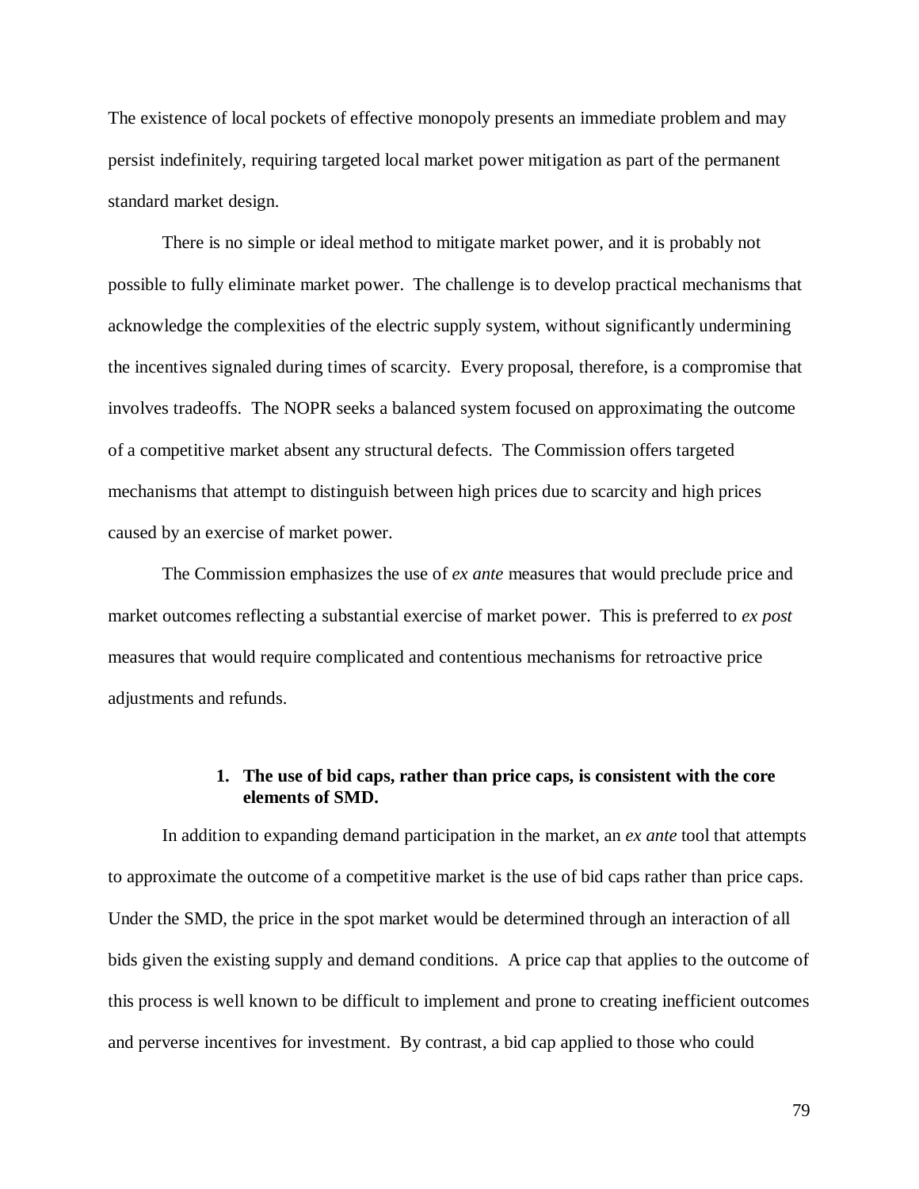The existence of local pockets of effective monopoly presents an immediate problem and may persist indefinitely, requiring targeted local market power mitigation as part of the permanent standard market design.

There is no simple or ideal method to mitigate market power, and it is probably not possible to fully eliminate market power. The challenge is to develop practical mechanisms that acknowledge the complexities of the electric supply system, without significantly undermining the incentives signaled during times of scarcity. Every proposal, therefore, is a compromise that involves tradeoffs. The NOPR seeks a balanced system focused on approximating the outcome of a competitive market absent any structural defects. The Commission offers targeted mechanisms that attempt to distinguish between high prices due to scarcity and high prices caused by an exercise of market power.

The Commission emphasizes the use of *ex ante* measures that would preclude price and market outcomes reflecting a substantial exercise of market power. This is preferred to *ex post* measures that would require complicated and contentious mechanisms for retroactive price adjustments and refunds.

### 1. The use of bid caps, rather than price caps, is consistent with the core elements of SMD.

In addition to expanding demand participation in the market, an *ex ante* tool that attempts to approximate the outcome of a competitive market is the use of bid caps rather than price caps. Under the SMD, the price in the spot market would be determined through an interaction of all bids given the existing supply and demand conditions. A price cap that applies to the outcome of this process is well known to be difficult to implement and prone to creating inefficient outcomes and perverse incentives for investment. By contrast, a bid cap applied to those who could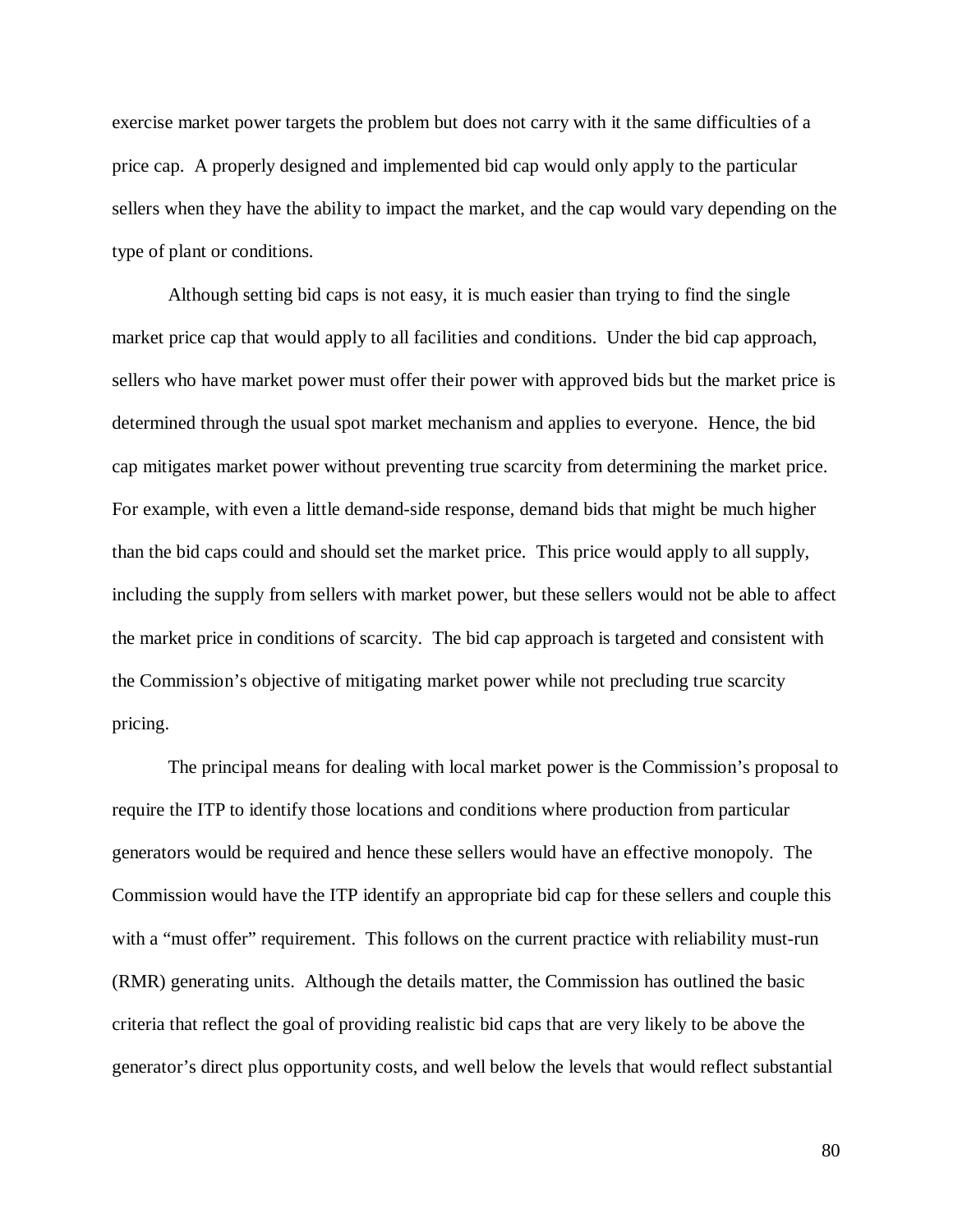exercise market power targets the problem but does not carry with it the same difficulties of a price cap. A properly designed and implemented bid cap would only apply to the particular sellers when they have the ability to impact the market, and the cap would vary depending on the type of plant or conditions.

Although setting bid caps is not easy, it is much easier than trying to find the single market price cap that would apply to all facilities and conditions. Under the bid cap approach, sellers who have market power must offer their power with approved bids but the market price is determined through the usual spot market mechanism and applies to everyone. Hence, the bid cap mitigates market power without preventing true scarcity from determining the market price. For example, with even a little demand-side response, demand bids that might be much higher than the bid caps could and should set the market price. This price would apply to all supply, including the supply from sellers with market power, but these sellers would not be able to affect the market price in conditions of scarcity. The bid cap approach is targeted and consistent with the Commission's objective of mitigating market power while not precluding true scarcity pricing.

The principal means for dealing with local market power is the Commission's proposal to require the ITP to identify those locations and conditions where production from particular generators would be required and hence these sellers would have an effective monopoly. The Commission would have the ITP identify an appropriate bid cap for these sellers and couple this with a "must offer" requirement. This follows on the current practice with reliability must-run (RMR) generating units. Although the details matter, the Commission has outlined the basic criteria that reflect the goal of providing realistic bid caps that are very likely to be above the generator's direct plus opportunity costs, and well below the levels that would reflect substantial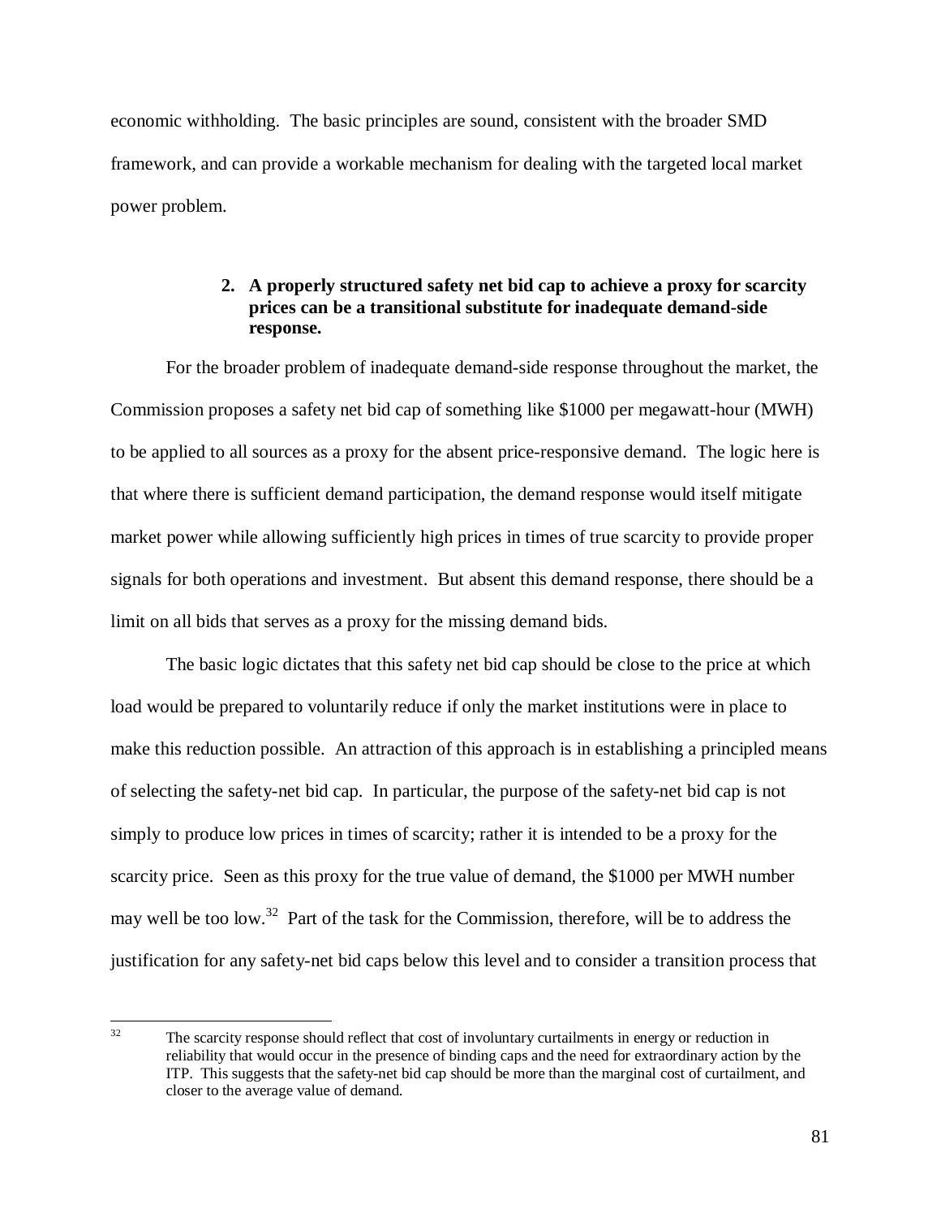economic withholding. The basic principles are sound, consistent with the broader SMD framework, and can provide a workable mechanism for dealing with the targeted local market power problem.

### 2. A properly structured safety net bid cap to achieve a proxy for scarcity prices can be a transitional substitute for inadequate demand-side response.

For the broader problem of inadequate demand-side response throughout the market, the Commission proposes a safety net bid cap of something like $1000 per megawatt-hour (MWH) to be applied to all sources as a proxy for the absent price-responsive demand. The logic here is that where there is sufficient demand participation, the demand response would itself mitigate market power while allowing sufficiently high prices in times of true scarcity to provide proper signals for both operations and investment. But absent this demand response, there should be a limit on all bids that serves as a proxy for the missing demand bids.

The basic logic dictates that this safety net bid cap should be close to the price at which load would be prepared to voluntarily reduce if only the market institutions were in place to make this reduction possible. An attraction of this approach is in establishing a principled means of selecting the safety-net bid cap. In particular, the purpose of the safety-net bid cap is not simply to produce low prices in times of scarcity; rather it is intended to be a proxy for the scarcity price. Seen as this proxy for the true value of demand, the $1000 per MWH number may well be too low.[32] Part of the task for the Commission, therefore, will be to address the justification for any safety-net bid caps below this level and to consider a transition process that

---

[32] The scarcity response should reflect that cost of involuntary curtailments in energy or reduction in reliability that would occur in the presence of binding caps and the need for extraordinary action by the ITP. This suggests that the safety-net bid cap should be more than the marginal cost of curtailment, and closer to the average value of demand.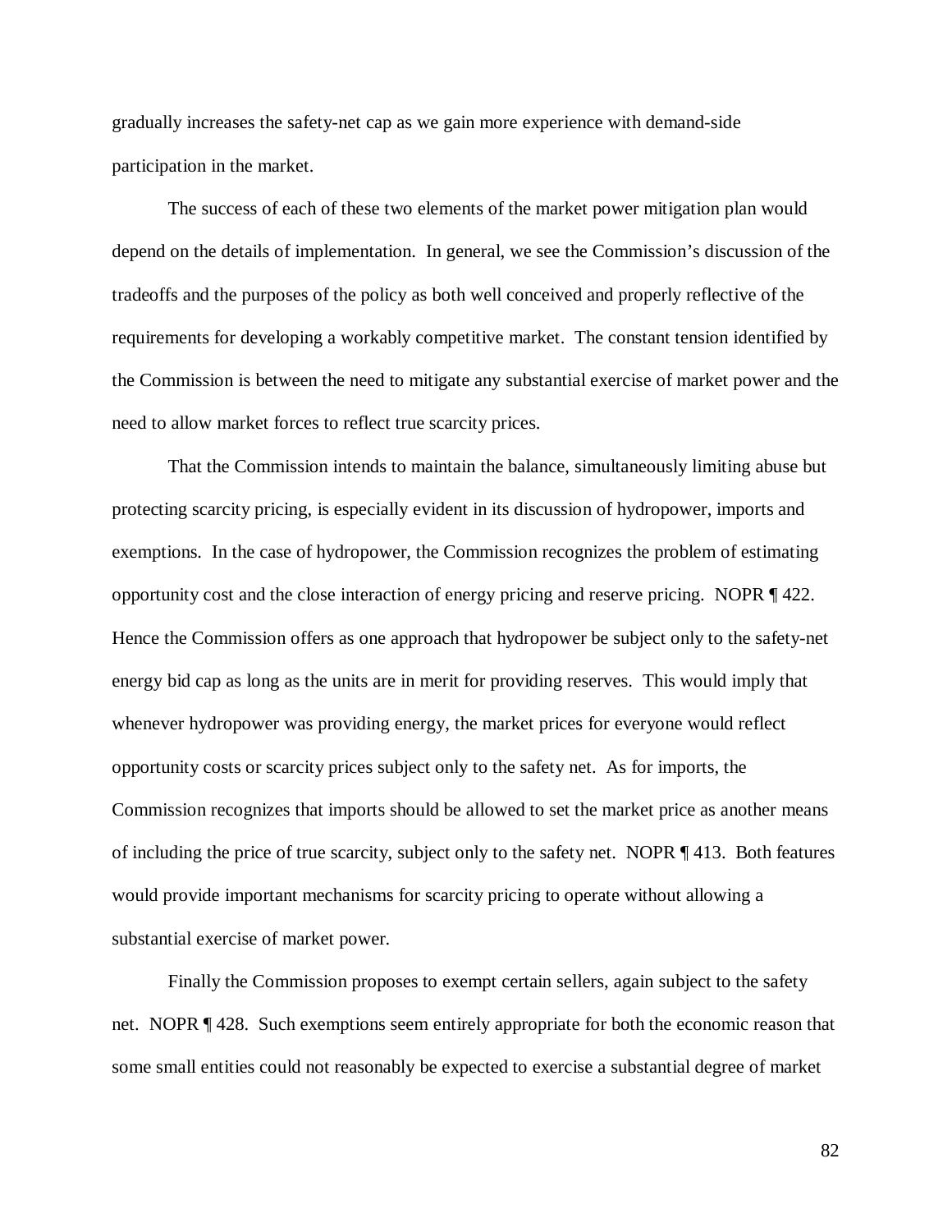gradually increases the safety-net cap as we gain more experience with demand-side participation in the market.

The success of each of these two elements of the market power mitigation plan would depend on the details of implementation. In general, we see the Commission's discussion of the tradeoffs and the purposes of the policy as both well conceived and properly reflective of the requirements for developing a workably competitive market. The constant tension identified by the Commission is between the need to mitigate any substantial exercise of market power and the need to allow market forces to reflect true scarcity prices.

That the Commission intends to maintain the balance, simultaneously limiting abuse but protecting scarcity pricing, is especially evident in its discussion of hydropower, imports and exemptions. In the case of hydropower, the Commission recognizes the problem of estimating opportunity cost and the close interaction of energy pricing and reserve pricing. NOPR ¶ 422. Hence the Commission offers as one approach that hydropower be subject only to the safety-net energy bid cap as long as the units are in merit for providing reserves. This would imply that whenever hydropower was providing energy, the market prices for everyone would reflect opportunity costs or scarcity prices subject only to the safety net. As for imports, the Commission recognizes that imports should be allowed to set the market price as another means of including the price of true scarcity, subject only to the safety net. NOPR ¶ 413. Both features would provide important mechanisms for scarcity pricing to operate without allowing a substantial exercise of market power.

Finally the Commission proposes to exempt certain sellers, again subject to the safety net. NOPR ¶ 428. Such exemptions seem entirely appropriate for both the economic reason that some small entities could not reasonably be expected to exercise a substantial degree of market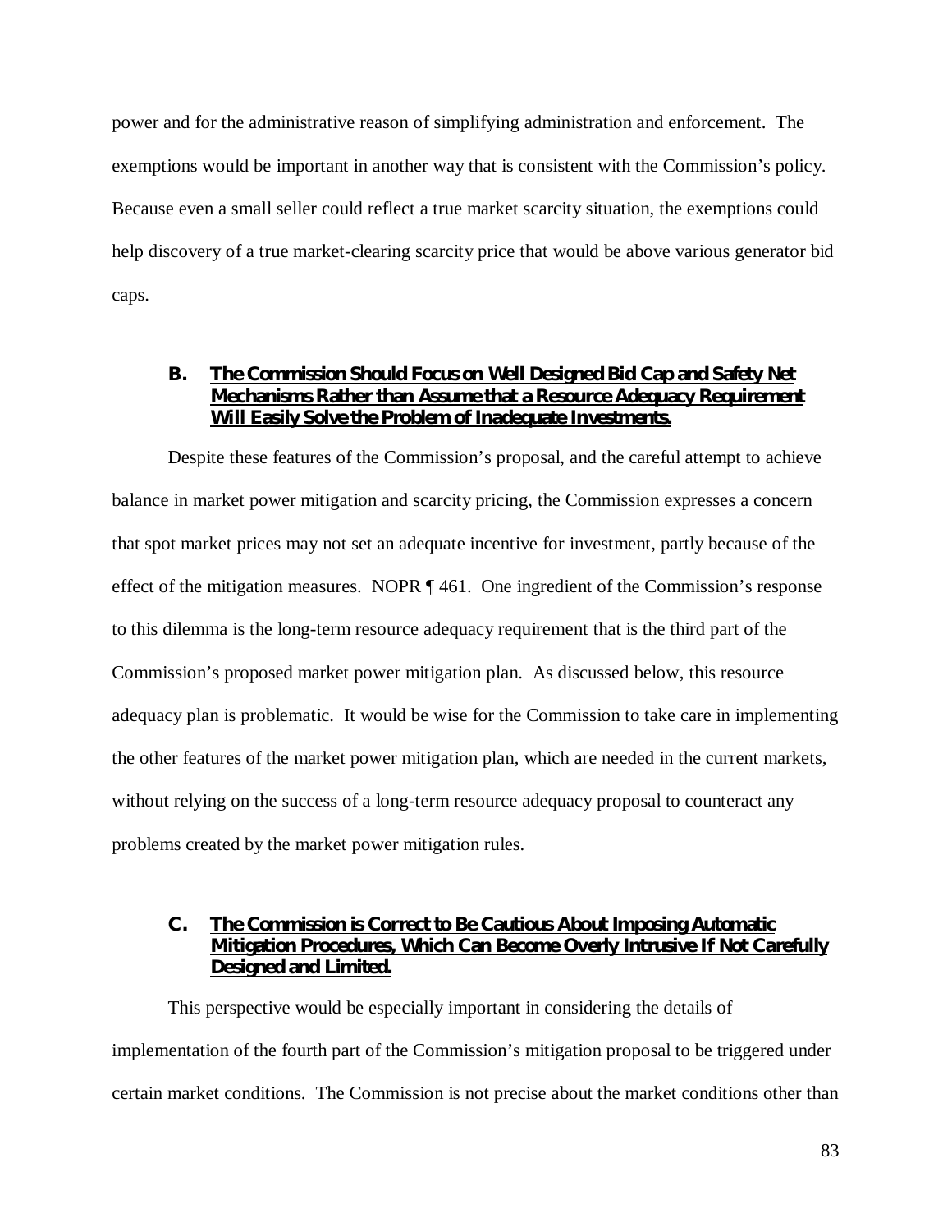power and for the administrative reason of simplifying administration and enforcement. The exemptions would be important in another way that is consistent with the Commission's policy. Because even a small seller could reflect a true market scarcity situation, the exemptions could help discovery of a true market-clearing scarcity price that would be above various generator bid caps.

### B. The Commission Should Focus on Well Designed Bid Cap and Safety Net Mechanisms Rather than Assume that a Resource Adequacy Requirement Will Easily Solve the Problem of Inadequate Investments.

Despite these features of the Commission's proposal, and the careful attempt to achieve balance in market power mitigation and scarcity pricing, the Commission expresses a concern that spot market prices may not set an adequate incentive for investment, partly because of the effect of the mitigation measures. NOPR ¶ 461. One ingredient of the Commission's response to this dilemma is the long-term resource adequacy requirement that is the third part of the Commission's proposed market power mitigation plan. As discussed below, this resource adequacy plan is problematic. It would be wise for the Commission to take care in implementing the other features of the market power mitigation plan, which are needed in the current markets, without relying on the success of a long-term resource adequacy proposal to counteract any problems created by the market power mitigation rules.

### C. The Commission is Correct to Be Cautious About Imposing Automatic Mitigation Procedures, Which Can Become Overly Intrusive If Not Carefully Designed and Limited.

This perspective would be especially important in considering the details of implementation of the fourth part of the Commission's mitigation proposal to be triggered under certain market conditions. The Commission is not precise about the market conditions other than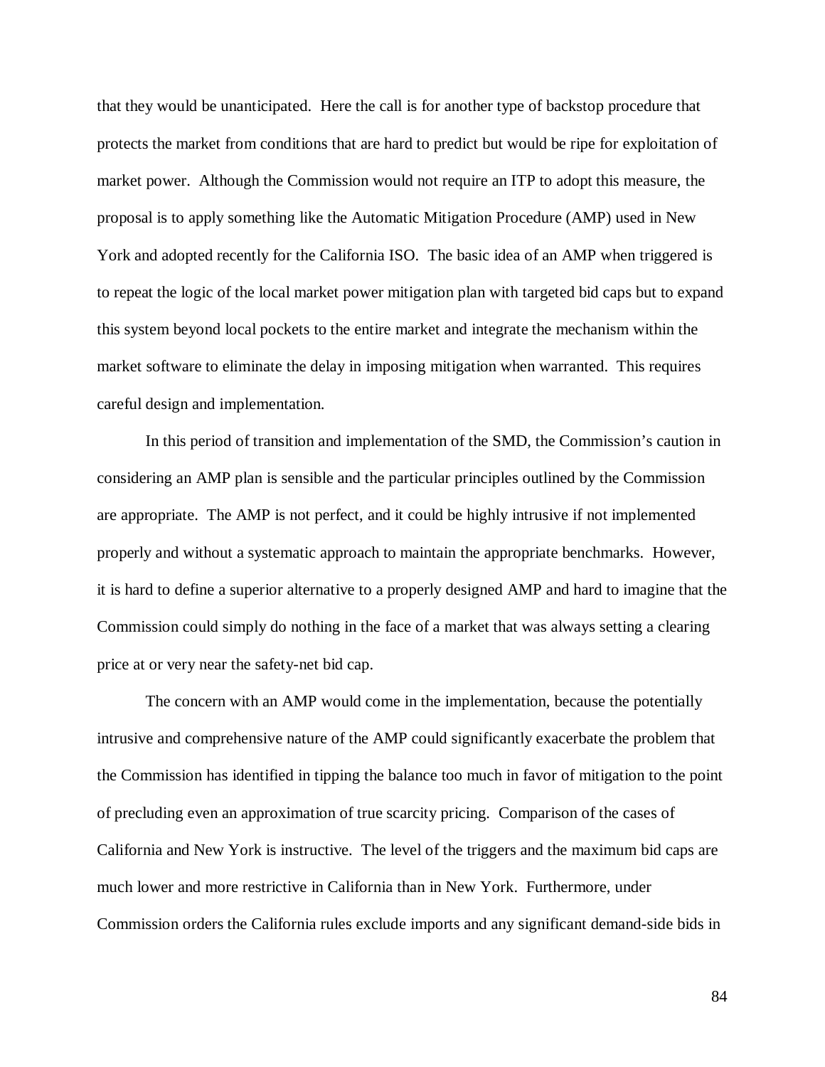that they would be unanticipated. Here the call is for another type of backstop procedure that protects the market from conditions that are hard to predict but would be ripe for exploitation of market power. Although the Commission would not require an ITP to adopt this measure, the proposal is to apply something like the Automatic Mitigation Procedure (AMP) used in New York and adopted recently for the California ISO. The basic idea of an AMP when triggered is to repeat the logic of the local market power mitigation plan with targeted bid caps but to expand this system beyond local pockets to the entire market and integrate the mechanism within the market software to eliminate the delay in imposing mitigation when warranted. This requires careful design and implementation.

In this period of transition and implementation of the SMD, the Commission's caution in considering an AMP plan is sensible and the particular principles outlined by the Commission are appropriate. The AMP is not perfect, and it could be highly intrusive if not implemented properly and without a systematic approach to maintain the appropriate benchmarks. However, it is hard to define a superior alternative to a properly designed AMP and hard to imagine that the Commission could simply do nothing in the face of a market that was always setting a clearing price at or very near the safety-net bid cap.

The concern with an AMP would come in the implementation, because the potentially intrusive and comprehensive nature of the AMP could significantly exacerbate the problem that the Commission has identified in tipping the balance too much in favor of mitigation to the point of precluding even an approximation of true scarcity pricing. Comparison of the cases of California and New York is instructive. The level of the triggers and the maximum bid caps are much lower and more restrictive in California than in New York. Furthermore, under Commission orders the California rules exclude imports and any significant demand-side bids in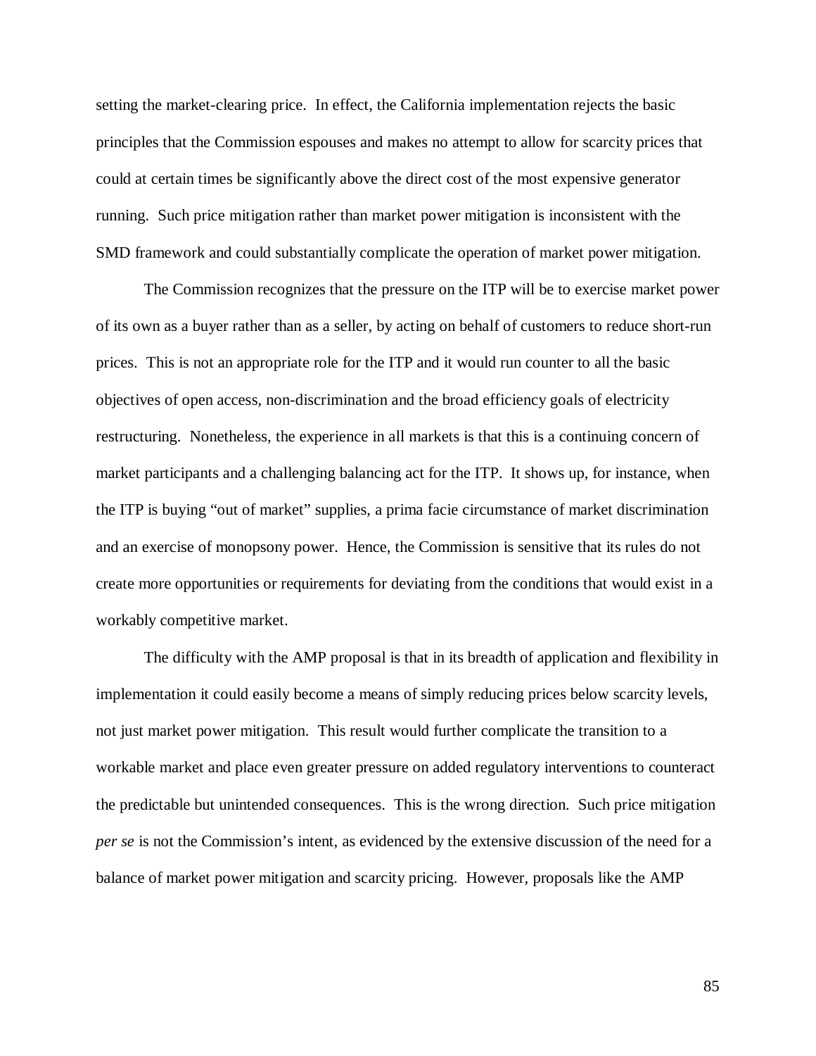setting the market-clearing price. In effect, the California implementation rejects the basic principles that the Commission espouses and makes no attempt to allow for scarcity prices that could at certain times be significantly above the direct cost of the most expensive generator running. Such price mitigation rather than market power mitigation is inconsistent with the SMD framework and could substantially complicate the operation of market power mitigation.

The Commission recognizes that the pressure on the ITP will be to exercise market power of its own as a buyer rather than as a seller, by acting on behalf of customers to reduce short-run prices. This is not an appropriate role for the ITP and it would run counter to all the basic objectives of open access, non-discrimination and the broad efficiency goals of electricity restructuring. Nonetheless, the experience in all markets is that this is a continuing concern of market participants and a challenging balancing act for the ITP. It shows up, for instance, when the ITP is buying "out of market" supplies, a prima facie circumstance of market discrimination and an exercise of monopsony power. Hence, the Commission is sensitive that its rules do not create more opportunities or requirements for deviating from the conditions that would exist in a workably competitive market.

The difficulty with the AMP proposal is that in its breadth of application and flexibility in implementation it could easily become a means of simply reducing prices below scarcity levels, not just market power mitigation. This result would further complicate the transition to a workable market and place even greater pressure on added regulatory interventions to counteract the predictable but unintended consequences. This is the wrong direction. Such price mitigation *per se* is not the Commission's intent, as evidenced by the extensive discussion of the need for a balance of market power mitigation and scarcity pricing. However, proposals like the AMP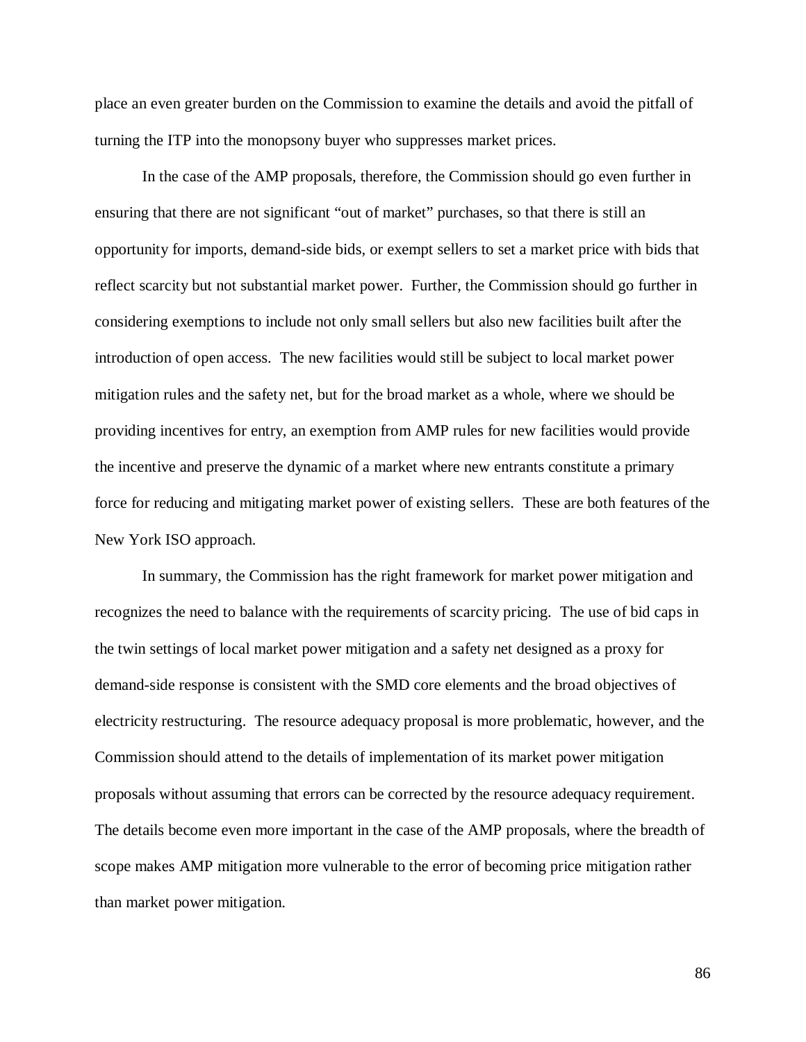place an even greater burden on the Commission to examine the details and avoid the pitfall of turning the ITP into the monopsony buyer who suppresses market prices.

In the case of the AMP proposals, therefore, the Commission should go even further in ensuring that there are not significant "out of market" purchases, so that there is still an opportunity for imports, demand-side bids, or exempt sellers to set a market price with bids that reflect scarcity but not substantial market power. Further, the Commission should go further in considering exemptions to include not only small sellers but also new facilities built after the introduction of open access. The new facilities would still be subject to local market power mitigation rules and the safety net, but for the broad market as a whole, where we should be providing incentives for entry, an exemption from AMP rules for new facilities would provide the incentive and preserve the dynamic of a market where new entrants constitute a primary force for reducing and mitigating market power of existing sellers. These are both features of the New York ISO approach.

In summary, the Commission has the right framework for market power mitigation and recognizes the need to balance with the requirements of scarcity pricing. The use of bid caps in the twin settings of local market power mitigation and a safety net designed as a proxy for demand-side response is consistent with the SMD core elements and the broad objectives of electricity restructuring. The resource adequacy proposal is more problematic, however, and the Commission should attend to the details of implementation of its market power mitigation proposals without assuming that errors can be corrected by the resource adequacy requirement. The details become even more important in the case of the AMP proposals, where the breadth of scope makes AMP mitigation more vulnerable to the error of becoming price mitigation rather than market power mitigation.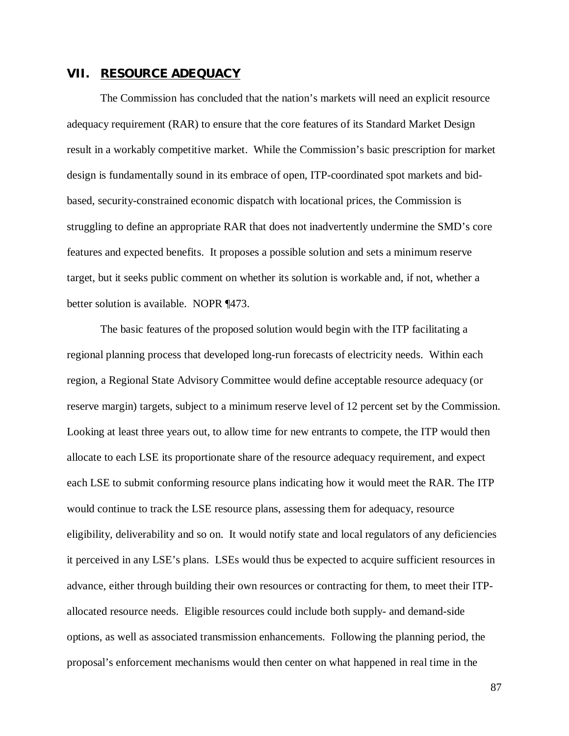## VII. <u>RESOURCE ADEQUACY</u>

The Commission has concluded that the nation's markets will need an explicit resource adequacy requirement (RAR) to ensure that the core features of its Standard Market Design result in a workably competitive market. While the Commission's basic prescription for market design is fundamentally sound in its embrace of open, ITP-coordinated spot markets and bid-based, security-constrained economic dispatch with locational prices, the Commission is struggling to define an appropriate RAR that does not inadvertently undermine the SMD's core features and expected benefits. It proposes a possible solution and sets a minimum reserve target, but it seeks public comment on whether its solution is workable and, if not, whether a better solution is available. NOPR ¶473.

The basic features of the proposed solution would begin with the ITP facilitating a regional planning process that developed long-run forecasts of electricity needs. Within each region, a Regional State Advisory Committee would define acceptable resource adequacy (or reserve margin) targets, subject to a minimum reserve level of 12 percent set by the Commission. Looking at least three years out, to allow time for new entrants to compete, the ITP would then allocate to each LSE its proportionate share of the resource adequacy requirement, and expect each LSE to submit conforming resource plans indicating how it would meet the RAR. The ITP would continue to track the LSE resource plans, assessing them for adequacy, resource eligibility, deliverability and so on. It would notify state and local regulators of any deficiencies it perceived in any LSE's plans. LSEs would thus be expected to acquire sufficient resources in advance, either through building their own resources or contracting for them, to meet their ITP-allocated resource needs. Eligible resources could include both supply- and demand-side options, as well as associated transmission enhancements. Following the planning period, the proposal's enforcement mechanisms would then center on what happened in real time in the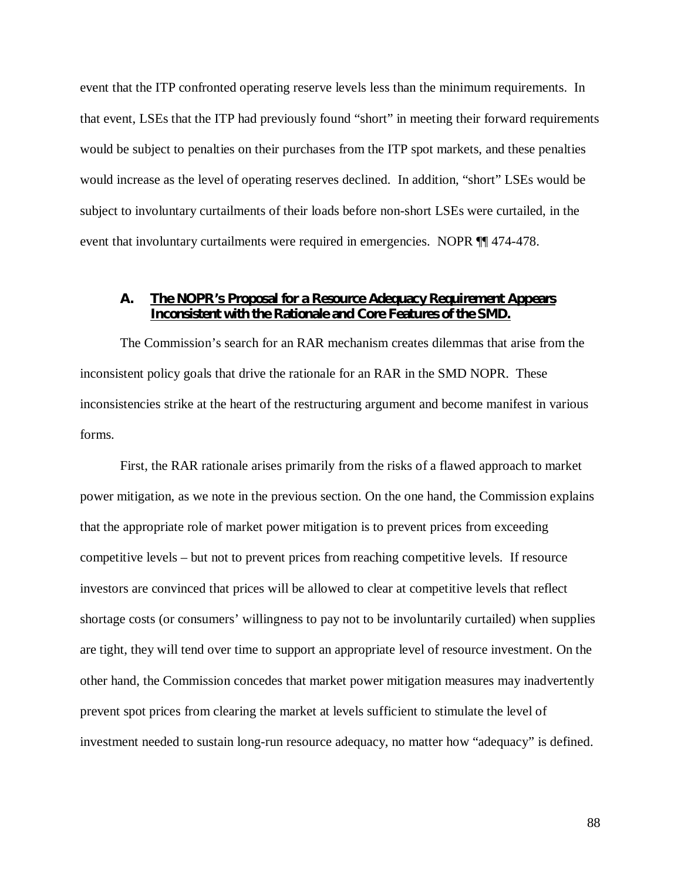event that the ITP confronted operating reserve levels less than the minimum requirements. In that event, LSEs that the ITP had previously found "short" in meeting their forward requirements would be subject to penalties on their purchases from the ITP spot markets, and these penalties would increase as the level of operating reserves declined. In addition, "short" LSEs would be subject to involuntary curtailments of their loads before non-short LSEs were curtailed, in the event that involuntary curtailments were required in emergencies. NOPR ¶¶ 474-478.

### A. The NOPR's Proposal for a Resource Adequacy Requirement Appears Inconsistent with the Rationale and Core Features of the SMD.

The Commission's search for an RAR mechanism creates dilemmas that arise from the inconsistent policy goals that drive the rationale for an RAR in the SMD NOPR. These inconsistencies strike at the heart of the restructuring argument and become manifest in various forms.

First, the RAR rationale arises primarily from the risks of a flawed approach to market power mitigation, as we note in the previous section. On the one hand, the Commission explains that the appropriate role of market power mitigation is to prevent prices from exceeding competitive levels – but not to prevent prices from reaching competitive levels. If resource investors are convinced that prices will be allowed to clear at competitive levels that reflect shortage costs (or consumers' willingness to pay not to be involuntarily curtailed) when supplies are tight, they will tend over time to support an appropriate level of resource investment. On the other hand, the Commission concedes that market power mitigation measures may inadvertently prevent spot prices from clearing the market at levels sufficient to stimulate the level of investment needed to sustain long-run resource adequacy, no matter how "adequacy" is defined.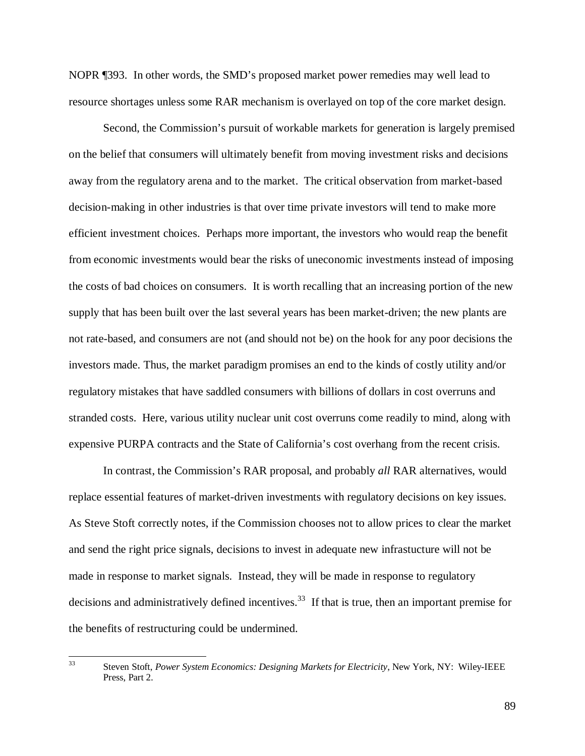NOPR ¶393. In other words, the SMD's proposed market power remedies may well lead to resource shortages unless some RAR mechanism is overlayed on top of the core market design.

Second, the Commission's pursuit of workable markets for generation is largely premised on the belief that consumers will ultimately benefit from moving investment risks and decisions away from the regulatory arena and to the market. The critical observation from market-based decision-making in other industries is that over time private investors will tend to make more efficient investment choices. Perhaps more important, the investors who would reap the benefit from economic investments would bear the risks of uneconomic investments instead of imposing the costs of bad choices on consumers. It is worth recalling that an increasing portion of the new supply that has been built over the last several years has been market-driven; the new plants are not rate-based, and consumers are not (and should not be) on the hook for any poor decisions the investors made. Thus, the market paradigm promises an end to the kinds of costly utility and/or regulatory mistakes that have saddled consumers with billions of dollars in cost overruns and stranded costs. Here, various utility nuclear unit cost overruns come readily to mind, along with expensive PURPA contracts and the State of California's cost overhang from the recent crisis.

In contrast, the Commission's RAR proposal, and probably *all* RAR alternatives, would replace essential features of market-driven investments with regulatory decisions on key issues. As Steve Stoft correctly notes, if the Commission chooses not to allow prices to clear the market and send the right price signals, decisions to invest in adequate new infrastucture will not be made in response to market signals. Instead, they will be made in response to regulatory decisions and administratively defined incentives.[33] If that is true, then an important premise for the benefits of restructuring could be undermined.

---

[33] Steven Stoft, *Power System Economics: Designing Markets for Electricity*, New York, NY: Wiley-IEEE Press, Part 2.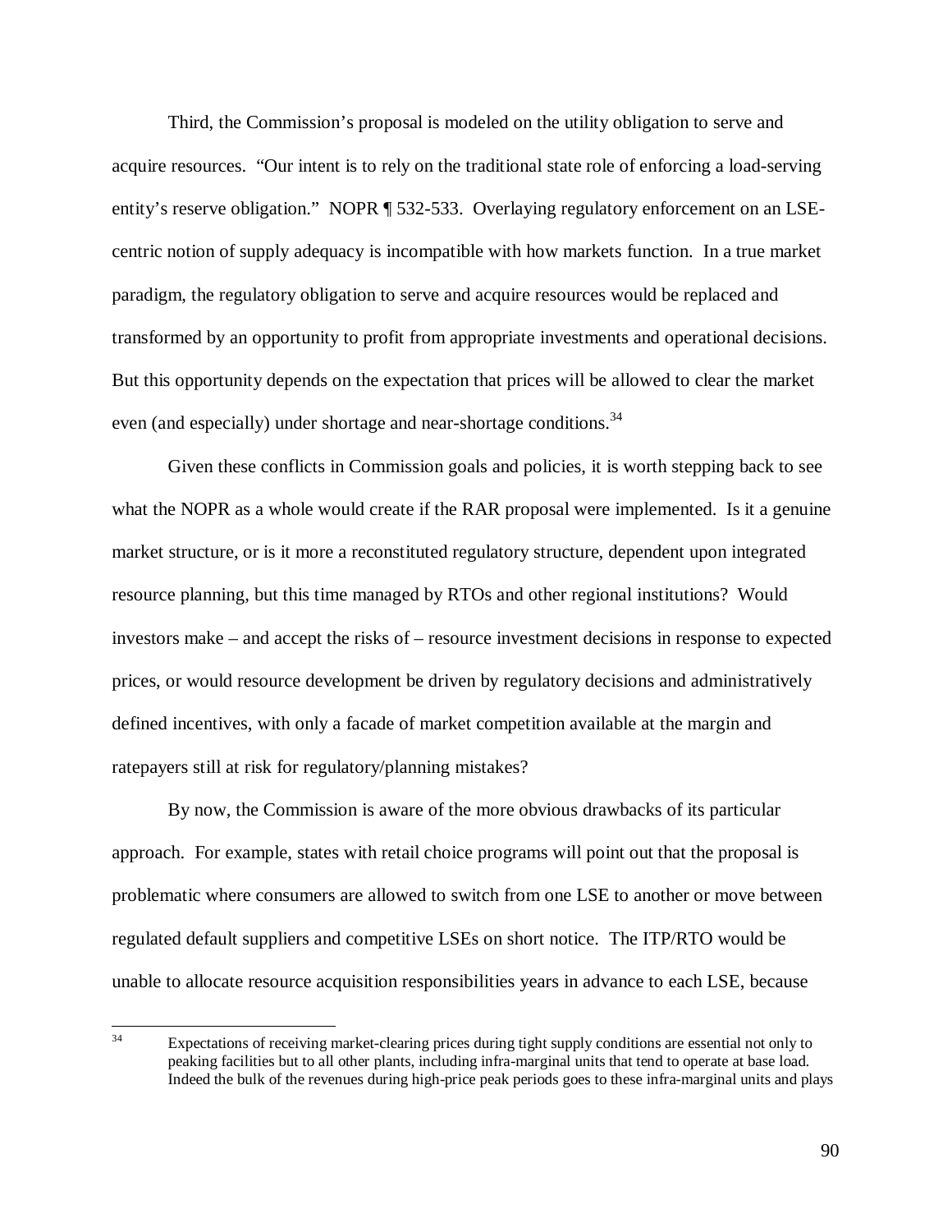Third, the Commission's proposal is modeled on the utility obligation to serve and acquire resources. "Our intent is to rely on the traditional state role of enforcing a load-serving entity's reserve obligation." NOPR ¶ 532-533. Overlaying regulatory enforcement on an LSE-centric notion of supply adequacy is incompatible with how markets function. In a true market paradigm, the regulatory obligation to serve and acquire resources would be replaced and transformed by an opportunity to profit from appropriate investments and operational decisions. But this opportunity depends on the expectation that prices will be allowed to clear the market even (and especially) under shortage and near-shortage conditions.[34]

Given these conflicts in Commission goals and policies, it is worth stepping back to see what the NOPR as a whole would create if the RAR proposal were implemented. Is it a genuine market structure, or is it more a reconstituted regulatory structure, dependent upon integrated resource planning, but this time managed by RTOs and other regional institutions? Would investors make – and accept the risks of – resource investment decisions in response to expected prices, or would resource development be driven by regulatory decisions and administratively defined incentives, with only a facade of market competition available at the margin and ratepayers still at risk for regulatory/planning mistakes?

By now, the Commission is aware of the more obvious drawbacks of its particular approach. For example, states with retail choice programs will point out that the proposal is problematic where consumers are allowed to switch from one LSE to another or move between regulated default suppliers and competitive LSEs on short notice. The ITP/RTO would be unable to allocate resource acquisition responsibilities years in advance to each LSE, because

[34] Expectations of receiving market-clearing prices during tight supply conditions are essential not only to peaking facilities but to all other plants, including infra-marginal units that tend to operate at base load. Indeed the bulk of the revenues during high-price peak periods goes to these infra-marginal units and plays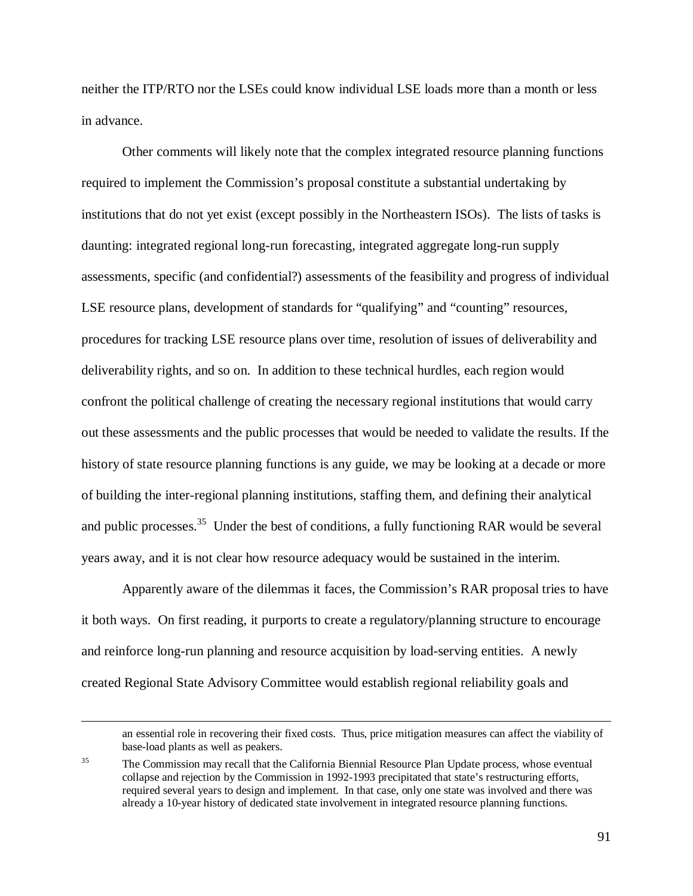neither the ITP/RTO nor the LSEs could know individual LSE loads more than a month or less in advance.

Other comments will likely note that the complex integrated resource planning functions required to implement the Commission's proposal constitute a substantial undertaking by institutions that do not yet exist (except possibly in the Northeastern ISOs). The lists of tasks is daunting: integrated regional long-run forecasting, integrated aggregate long-run supply assessments, specific (and confidential?) assessments of the feasibility and progress of individual LSE resource plans, development of standards for "qualifying" and "counting" resources, procedures for tracking LSE resource plans over time, resolution of issues of deliverability and deliverability rights, and so on. In addition to these technical hurdles, each region would confront the political challenge of creating the necessary regional institutions that would carry out these assessments and the public processes that would be needed to validate the results. If the history of state resource planning functions is any guide, we may be looking at a decade or more of building the inter-regional planning institutions, staffing them, and defining their analytical and public processes.[35] Under the best of conditions, a fully functioning RAR would be several years away, and it is not clear how resource adequacy would be sustained in the interim.

Apparently aware of the dilemmas it faces, the Commission's RAR proposal tries to have it both ways. On first reading, it purports to create a regulatory/planning structure to encourage and reinforce long-run planning and resource acquisition by load-serving entities. A newly created Regional State Advisory Committee would establish regional reliability goals and

---

an essential role in recovering their fixed costs. Thus, price mitigation measures can affect the viability of base-load plants as well as peakers.

[35] The Commission may recall that the California Biennial Resource Plan Update process, whose eventual collapse and rejection by the Commission in 1992-1993 precipitated that state's restructuring efforts, required several years to design and implement. In that case, only one state was involved and there was already a 10-year history of dedicated state involvement in integrated resource planning functions.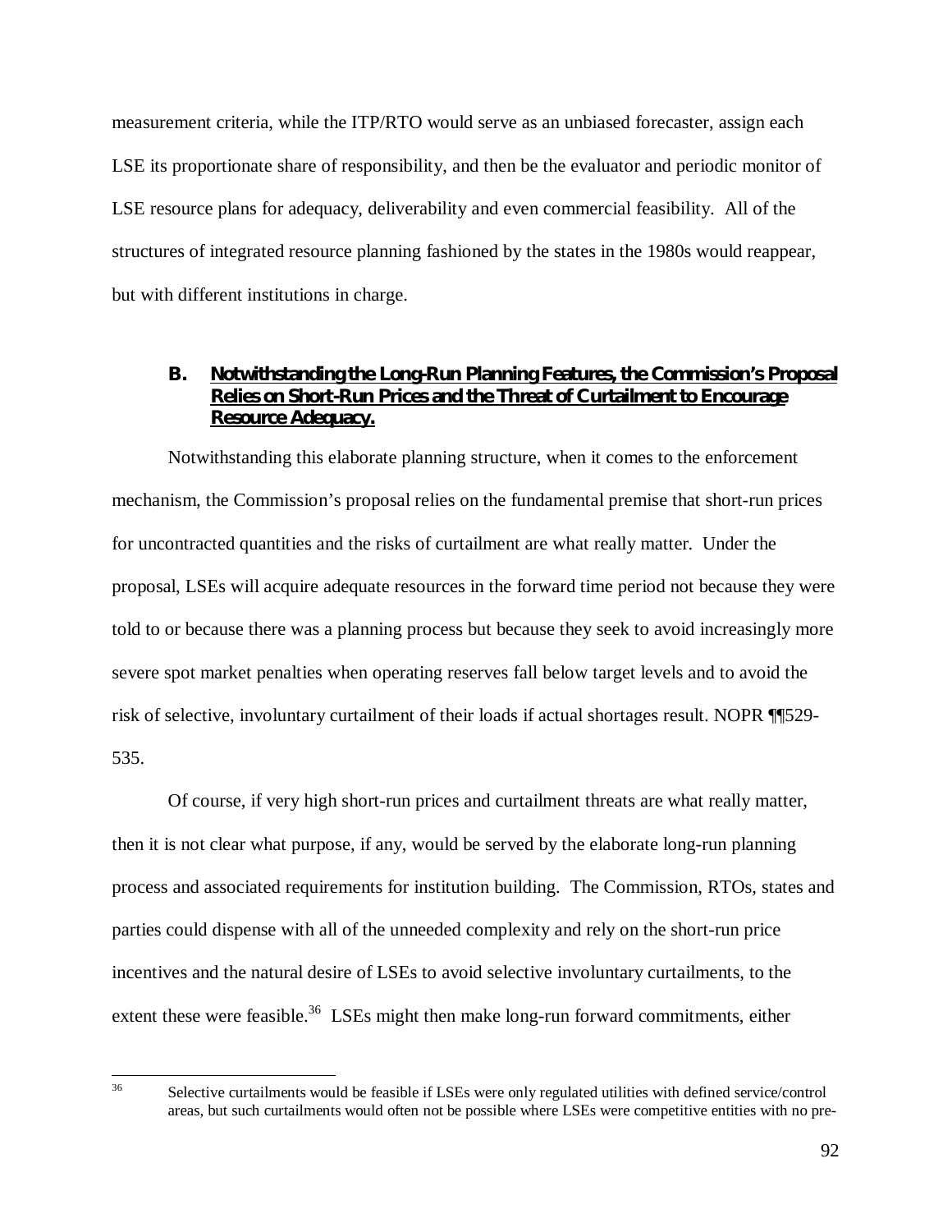measurement criteria, while the ITP/RTO would serve as an unbiased forecaster, assign each LSE its proportionate share of responsibility, and then be the evaluator and periodic monitor of LSE resource plans for adequacy, deliverability and even commercial feasibility. All of the structures of integrated resource planning fashioned by the states in the 1980s would reappear, but with different institutions in charge.

### B. **Notwithstanding the Long-Run Planning Features, the Commission's Proposal Relies on Short-Run Prices and the Threat of Curtailment to Encourage Resource Adequacy.**

Notwithstanding this elaborate planning structure, when it comes to the enforcement mechanism, the Commission's proposal relies on the fundamental premise that short-run prices for uncontracted quantities and the risks of curtailment are what really matter. Under the proposal, LSEs will acquire adequate resources in the forward time period not because they were told to or because there was a planning process but because they seek to avoid increasingly more severe spot market penalties when operating reserves fall below target levels and to avoid the risk of selective, involuntary curtailment of their loads if actual shortages result. NOPR ¶¶529-535.

Of course, if very high short-run prices and curtailment threats are what really matter, then it is not clear what purpose, if any, would be served by the elaborate long-run planning process and associated requirements for institution building. The Commission, RTOs, states and parties could dispense with all of the unneeded complexity and rely on the short-run price incentives and the natural desire of LSEs to avoid selective involuntary curtailments, to the extent these were feasible.[36] LSEs might then make long-run forward commitments, either

---

[36] Selective curtailments would be feasible if LSEs were only regulated utilities with defined service/control areas, but such curtailments would often not be possible where LSEs were competitive entities with no pre-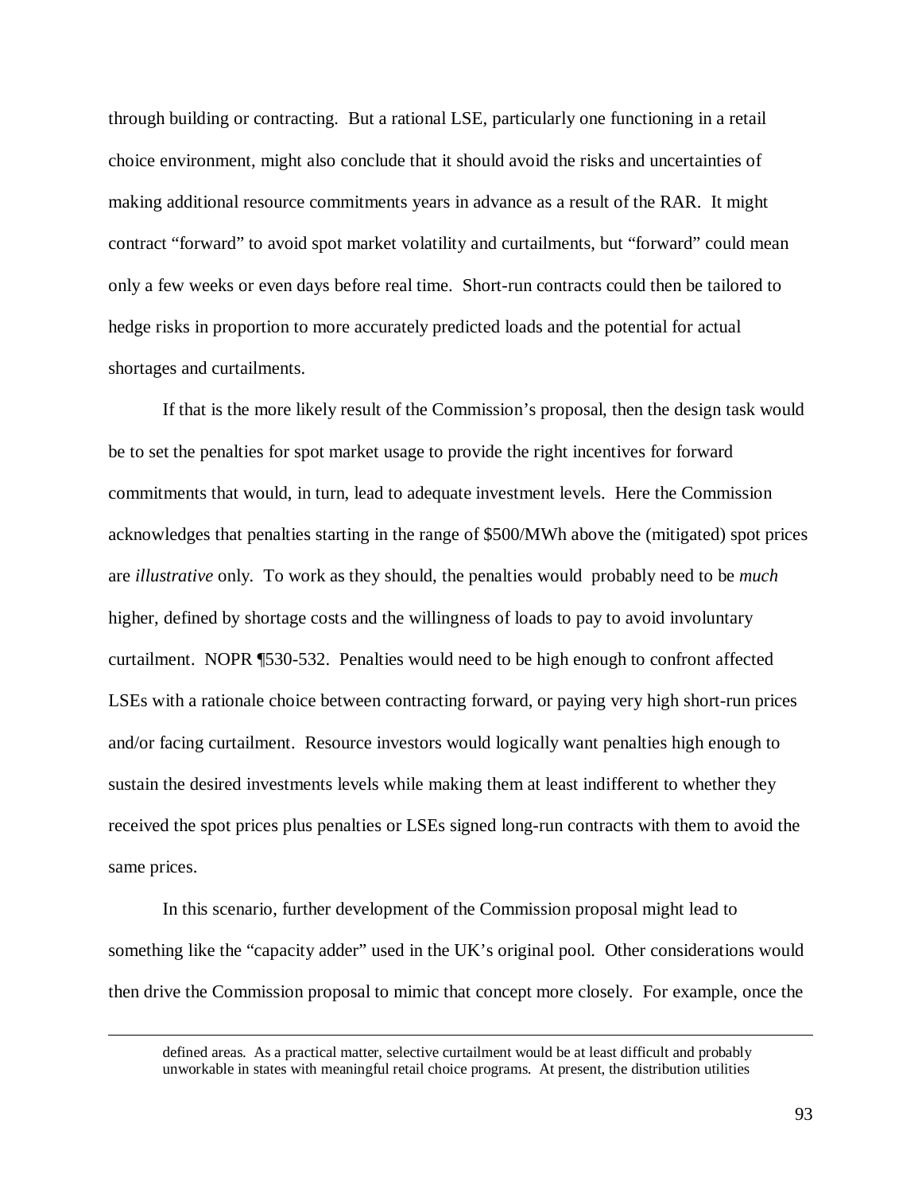through building or contracting. But a rational LSE, particularly one functioning in a retail choice environment, might also conclude that it should avoid the risks and uncertainties of making additional resource commitments years in advance as a result of the RAR. It might contract "forward" to avoid spot market volatility and curtailments, but "forward" could mean only a few weeks or even days before real time. Short-run contracts could then be tailored to hedge risks in proportion to more accurately predicted loads and the potential for actual shortages and curtailments.

If that is the more likely result of the Commission's proposal, then the design task would be to set the penalties for spot market usage to provide the right incentives for forward commitments that would, in turn, lead to adequate investment levels. Here the Commission acknowledges that penalties starting in the range of $500/MWh above the (mitigated) spot prices are *illustrative* only. To work as they should, the penalties would probably need to be *much* higher, defined by shortage costs and the willingness of loads to pay to avoid involuntary curtailment. NOPR ¶530-532. Penalties would need to be high enough to confront affected LSEs with a rationale choice between contracting forward, or paying very high short-run prices and/or facing curtailment. Resource investors would logically want penalties high enough to sustain the desired investments levels while making them at least indifferent to whether they received the spot prices plus penalties or LSEs signed long-run contracts with them to avoid the same prices.

In this scenario, further development of the Commission proposal might lead to something like the "capacity adder" used in the UK's original pool. Other considerations would then drive the Commission proposal to mimic that concept more closely. For example, once the

---

defined areas. As a practical matter, selective curtailment would be at least difficult and probably unworkable in states with meaningful retail choice programs. At present, the distribution utilities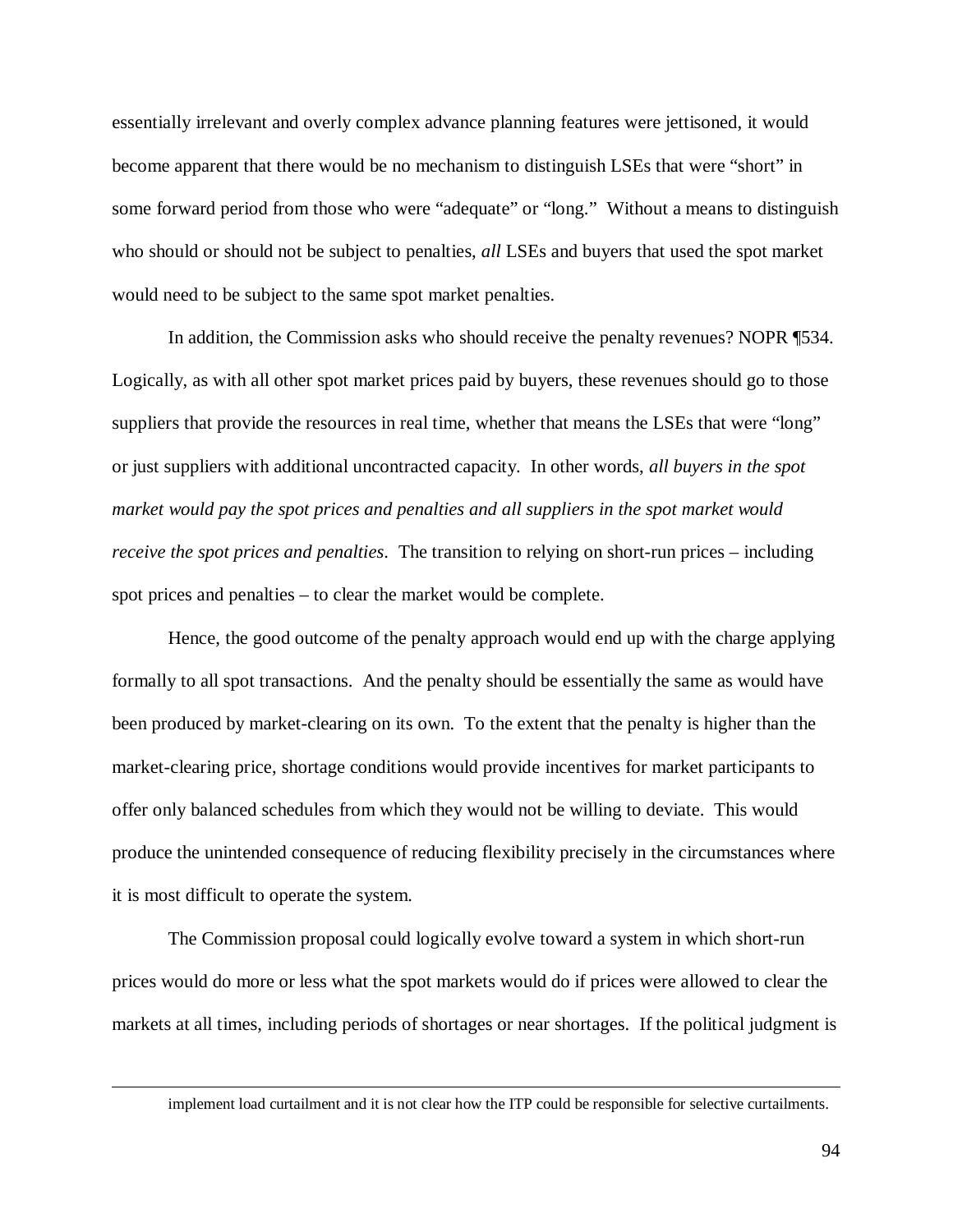essentially irrelevant and overly complex advance planning features were jettisoned, it would become apparent that there would be no mechanism to distinguish LSEs that were "short" in some forward period from those who were "adequate" or "long." Without a means to distinguish who should or should not be subject to penalties, *all* LSEs and buyers that used the spot market would need to be subject to the same spot market penalties.

In addition, the Commission asks who should receive the penalty revenues? NOPR ¶534. Logically, as with all other spot market prices paid by buyers, these revenues should go to those suppliers that provide the resources in real time, whether that means the LSEs that were "long" or just suppliers with additional uncontracted capacity. In other words, *all buyers in the spot market would pay the spot prices and penalties and all suppliers in the spot market would receive the spot prices and penalties*. The transition to relying on short-run prices – including spot prices and penalties – to clear the market would be complete.

Hence, the good outcome of the penalty approach would end up with the charge applying formally to all spot transactions. And the penalty should be essentially the same as would have been produced by market-clearing on its own. To the extent that the penalty is higher than the market-clearing price, shortage conditions would provide incentives for market participants to offer only balanced schedules from which they would not be willing to deviate. This would produce the unintended consequence of reducing flexibility precisely in the circumstances where it is most difficult to operate the system.

The Commission proposal could logically evolve toward a system in which short-run prices would do more or less what the spot markets would do if prices were allowed to clear the markets at all times, including periods of shortages or near shortages. If the political judgment is

---

implement load curtailment and it is not clear how the ITP could be responsible for selective curtailments.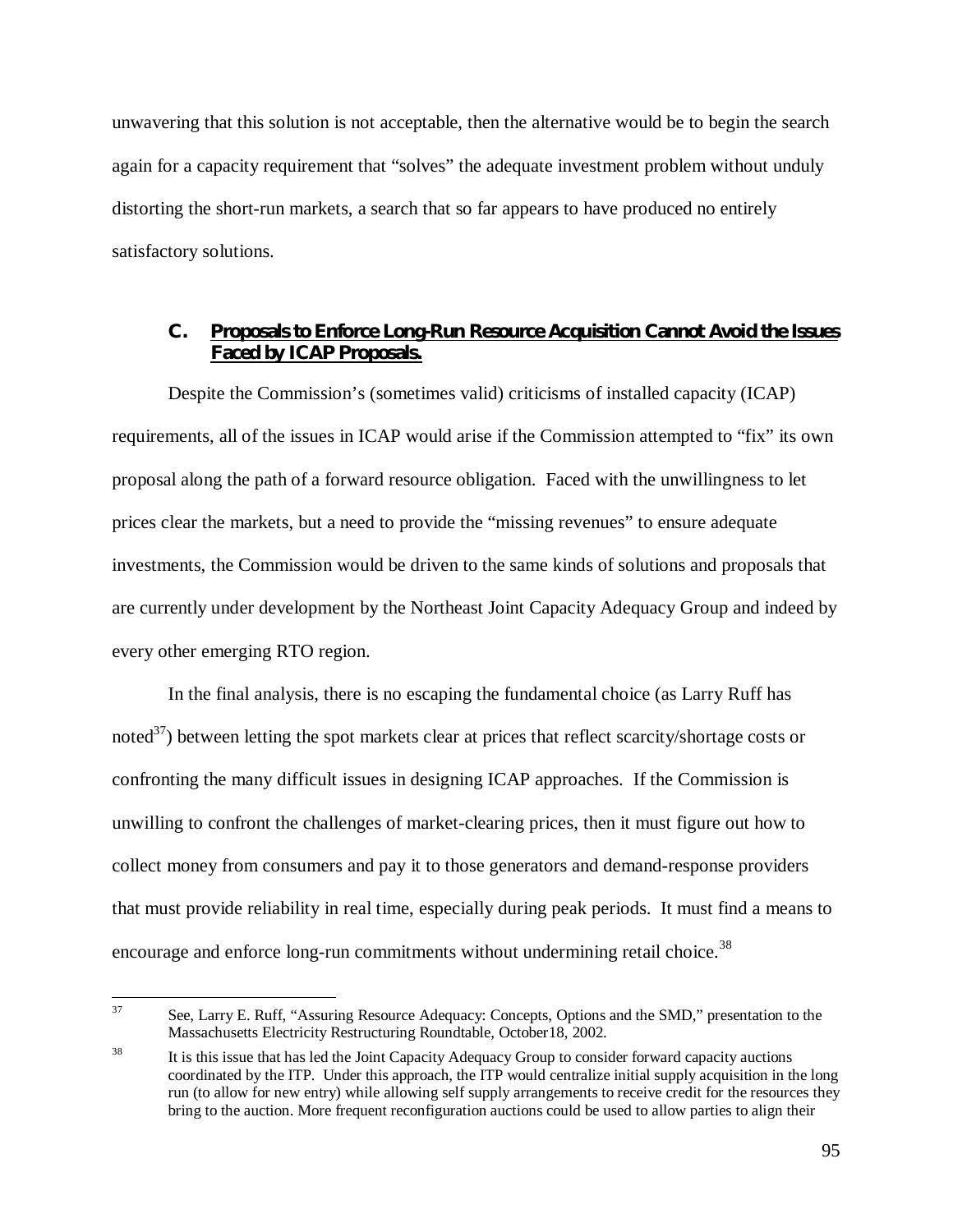unwavering that this solution is not acceptable, then the alternative would be to begin the search again for a capacity requirement that "solves" the adequate investment problem without unduly distorting the short-run markets, a search that so far appears to have produced no entirely satisfactory solutions.

### C. Proposals to Enforce Long-Run Resource Acquisition Cannot Avoid the Issues Faced by ICAP Proposals.

Despite the Commission's (sometimes valid) criticisms of installed capacity (ICAP) requirements, all of the issues in ICAP would arise if the Commission attempted to "fix" its own proposal along the path of a forward resource obligation. Faced with the unwillingness to let prices clear the markets, but a need to provide the "missing revenues" to ensure adequate investments, the Commission would be driven to the same kinds of solutions and proposals that are currently under development by the Northeast Joint Capacity Adequacy Group and indeed by every other emerging RTO region.

In the final analysis, there is no escaping the fundamental choice (as Larry Ruff has noted[37]) between letting the spot markets clear at prices that reflect scarcity/shortage costs or confronting the many difficult issues in designing ICAP approaches. If the Commission is unwilling to confront the challenges of market-clearing prices, then it must figure out how to collect money from consumers and pay it to those generators and demand-response providers that must provide reliability in real time, especially during peak periods. It must find a means to encourage and enforce long-run commitments without undermining retail choice.[38]

---

[37] See, Larry E. Ruff, "Assuring Resource Adequacy: Concepts, Options and the SMD," presentation to the Massachusetts Electricity Restructuring Roundtable, October18, 2002.

[38] It is this issue that has led the Joint Capacity Adequacy Group to consider forward capacity auctions coordinated by the ITP. Under this approach, the ITP would centralize initial supply acquisition in the long run (to allow for new entry) while allowing self supply arrangements to receive credit for the resources they bring to the auction. More frequent reconfiguration auctions could be used to allow parties to align their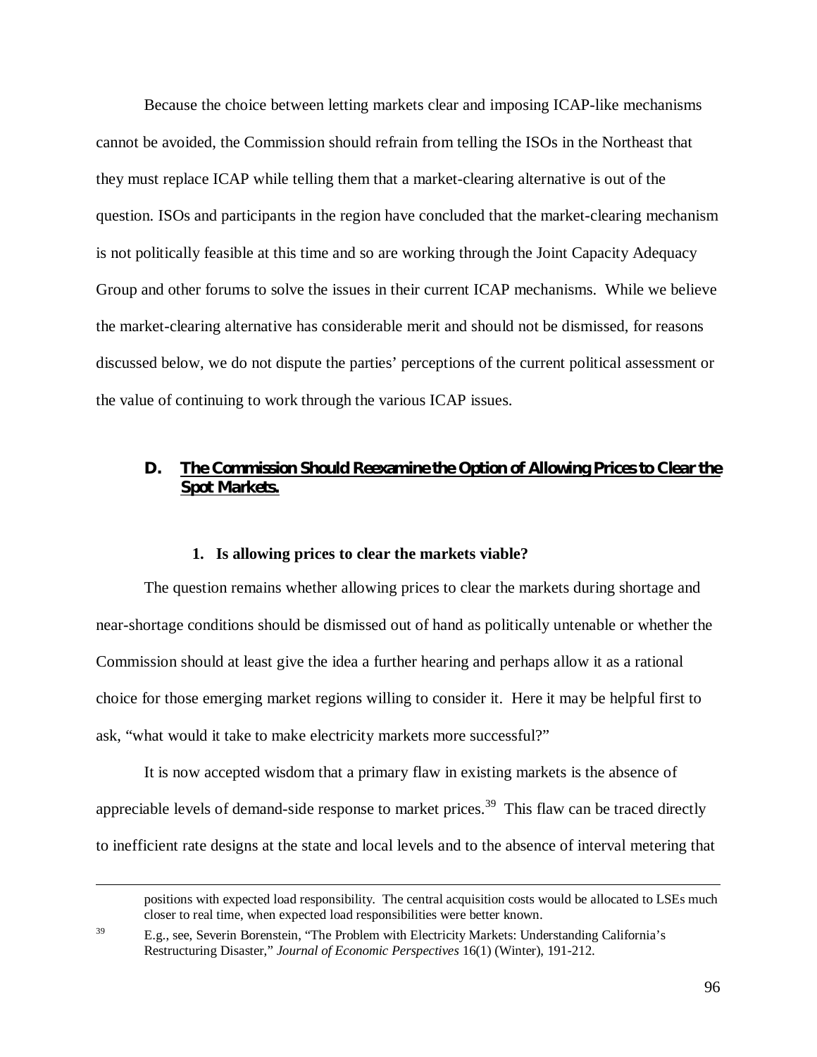Because the choice between letting markets clear and imposing ICAP-like mechanisms cannot be avoided, the Commission should refrain from telling the ISOs in the Northeast that they must replace ICAP while telling them that a market-clearing alternative is out of the question. ISOs and participants in the region have concluded that the market-clearing mechanism is not politically feasible at this time and so are working through the Joint Capacity Adequacy Group and other forums to solve the issues in their current ICAP mechanisms. While we believe the market-clearing alternative has considerable merit and should not be dismissed, for reasons discussed below, we do not dispute the parties' perceptions of the current political assessment or the value of continuing to work through the various ICAP issues.

## D. The Commission Should Reexamine the Option of Allowing Prices to Clear the Spot Markets.

### 1. Is allowing prices to clear the markets viable?

The question remains whether allowing prices to clear the markets during shortage and near-shortage conditions should be dismissed out of hand as politically untenable or whether the Commission should at least give the idea a further hearing and perhaps allow it as a rational choice for those emerging market regions willing to consider it. Here it may be helpful first to ask, "what would it take to make electricity markets more successful?"

It is now accepted wisdom that a primary flaw in existing markets is the absence of appreciable levels of demand-side response to market prices.[39] This flaw can be traced directly to inefficient rate designs at the state and local levels and to the absence of interval metering that

---

positions with expected load responsibility. The central acquisition costs would be allocated to LSEs much closer to real time, when expected load responsibilities were better known.

[39] E.g., see, Severin Borenstein, "The Problem with Electricity Markets: Understanding California's Restructuring Disaster," *Journal of Economic Perspectives* 16(1) (Winter), 191-212.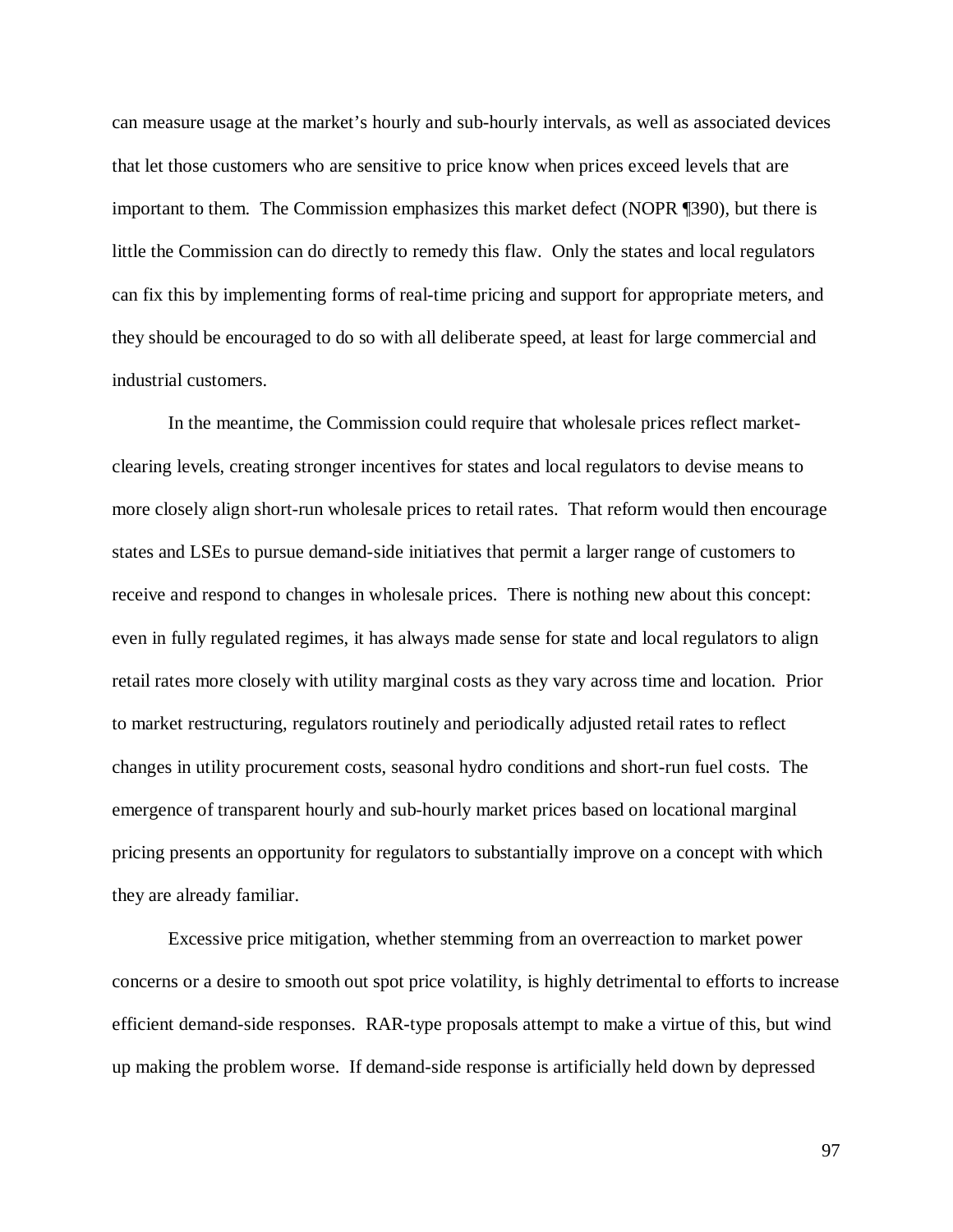can measure usage at the market's hourly and sub-hourly intervals, as well as associated devices that let those customers who are sensitive to price know when prices exceed levels that are important to them. The Commission emphasizes this market defect (NOPR ¶390), but there is little the Commission can do directly to remedy this flaw. Only the states and local regulators can fix this by implementing forms of real-time pricing and support for appropriate meters, and they should be encouraged to do so with all deliberate speed, at least for large commercial and industrial customers.

In the meantime, the Commission could require that wholesale prices reflect market-clearing levels, creating stronger incentives for states and local regulators to devise means to more closely align short-run wholesale prices to retail rates. That reform would then encourage states and LSEs to pursue demand-side initiatives that permit a larger range of customers to receive and respond to changes in wholesale prices. There is nothing new about this concept: even in fully regulated regimes, it has always made sense for state and local regulators to align retail rates more closely with utility marginal costs as they vary across time and location. Prior to market restructuring, regulators routinely and periodically adjusted retail rates to reflect changes in utility procurement costs, seasonal hydro conditions and short-run fuel costs. The emergence of transparent hourly and sub-hourly market prices based on locational marginal pricing presents an opportunity for regulators to substantially improve on a concept with which they are already familiar.

Excessive price mitigation, whether stemming from an overreaction to market power concerns or a desire to smooth out spot price volatility, is highly detrimental to efforts to increase efficient demand-side responses. RAR-type proposals attempt to make a virtue of this, but wind up making the problem worse. If demand-side response is artificially held down by depressed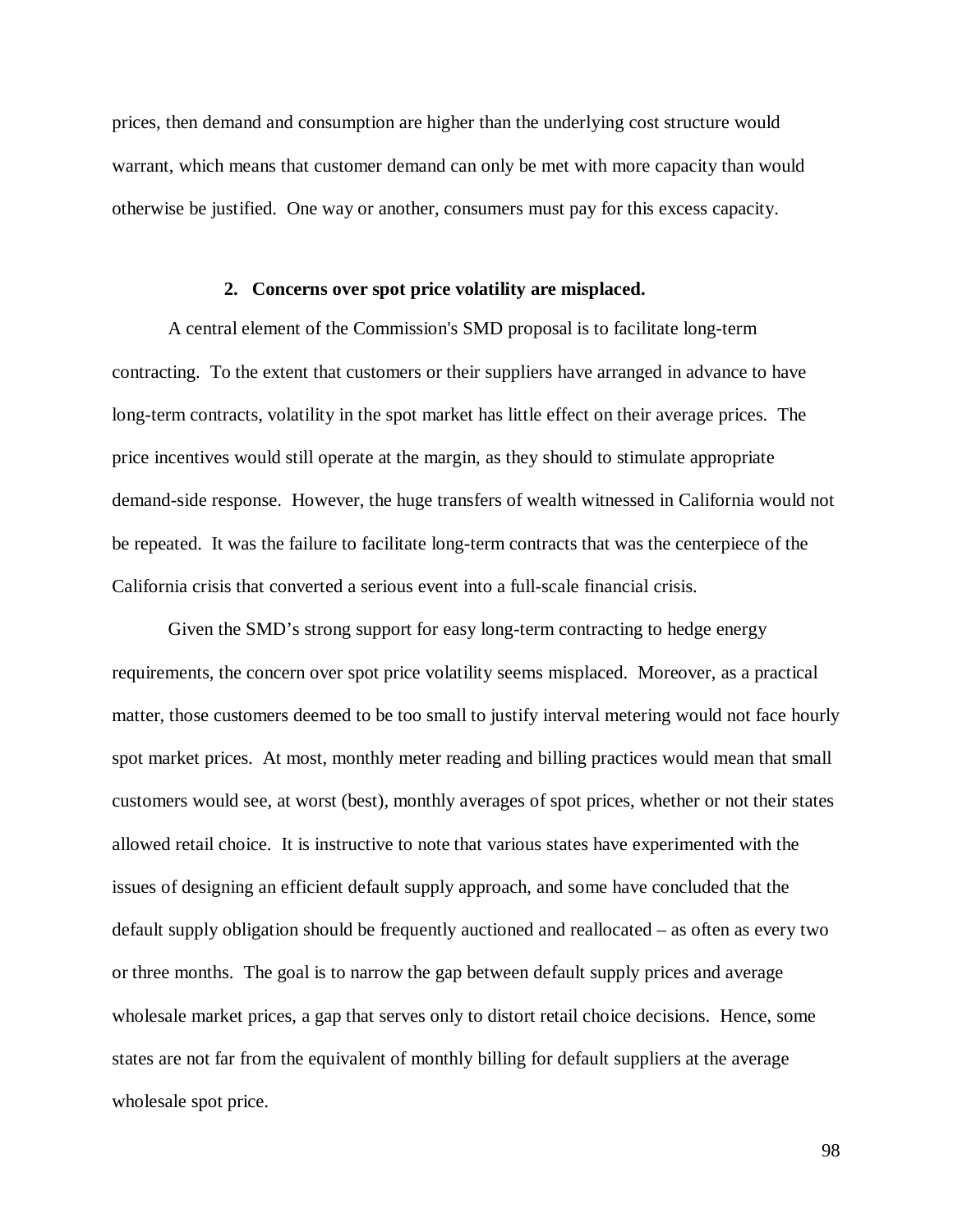prices, then demand and consumption are higher than the underlying cost structure would warrant, which means that customer demand can only be met with more capacity than would otherwise be justified. One way or another, consumers must pay for this excess capacity.

### 2. Concerns over spot price volatility are misplaced.

A central element of the Commission's SMD proposal is to facilitate long-term contracting. To the extent that customers or their suppliers have arranged in advance to have long-term contracts, volatility in the spot market has little effect on their average prices. The price incentives would still operate at the margin, as they should to stimulate appropriate demand-side response. However, the huge transfers of wealth witnessed in California would not be repeated. It was the failure to facilitate long-term contracts that was the centerpiece of the California crisis that converted a serious event into a full-scale financial crisis.

Given the SMD's strong support for easy long-term contracting to hedge energy requirements, the concern over spot price volatility seems misplaced. Moreover, as a practical matter, those customers deemed to be too small to justify interval metering would not face hourly spot market prices. At most, monthly meter reading and billing practices would mean that small customers would see, at worst (best), monthly averages of spot prices, whether or not their states allowed retail choice. It is instructive to note that various states have experimented with the issues of designing an efficient default supply approach, and some have concluded that the default supply obligation should be frequently auctioned and reallocated – as often as every two or three months. The goal is to narrow the gap between default supply prices and average wholesale market prices, a gap that serves only to distort retail choice decisions. Hence, some states are not far from the equivalent of monthly billing for default suppliers at the average wholesale spot price.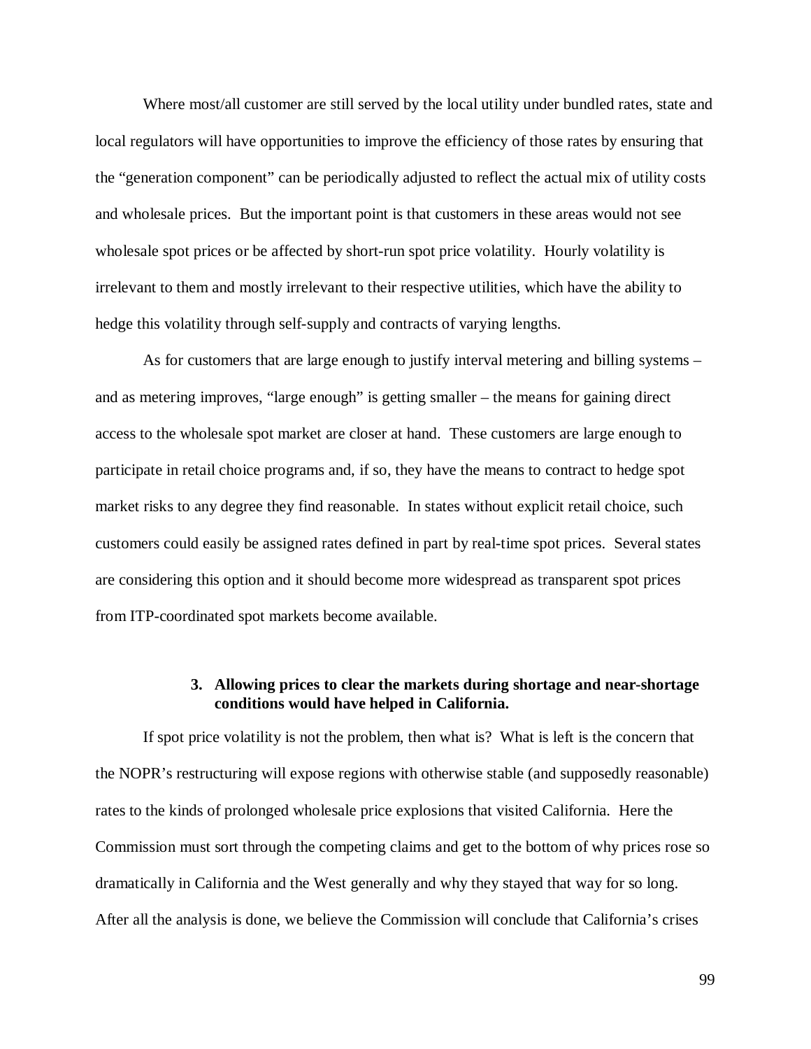Where most/all customer are still served by the local utility under bundled rates, state and local regulators will have opportunities to improve the efficiency of those rates by ensuring that the "generation component" can be periodically adjusted to reflect the actual mix of utility costs and wholesale prices. But the important point is that customers in these areas would not see wholesale spot prices or be affected by short-run spot price volatility. Hourly volatility is irrelevant to them and mostly irrelevant to their respective utilities, which have the ability to hedge this volatility through self-supply and contracts of varying lengths.

As for customers that are large enough to justify interval metering and billing systems – and as metering improves, "large enough" is getting smaller – the means for gaining direct access to the wholesale spot market are closer at hand. These customers are large enough to participate in retail choice programs and, if so, they have the means to contract to hedge spot market risks to any degree they find reasonable. In states without explicit retail choice, such customers could easily be assigned rates defined in part by real-time spot prices. Several states are considering this option and it should become more widespread as transparent spot prices from ITP-coordinated spot markets become available.

### 3. Allowing prices to clear the markets during shortage and near-shortage conditions would have helped in California.

If spot price volatility is not the problem, then what is? What is left is the concern that the NOPR's restructuring will expose regions with otherwise stable (and supposedly reasonable) rates to the kinds of prolonged wholesale price explosions that visited California. Here the Commission must sort through the competing claims and get to the bottom of why prices rose so dramatically in California and the West generally and why they stayed that way for so long. After all the analysis is done, we believe the Commission will conclude that California's crises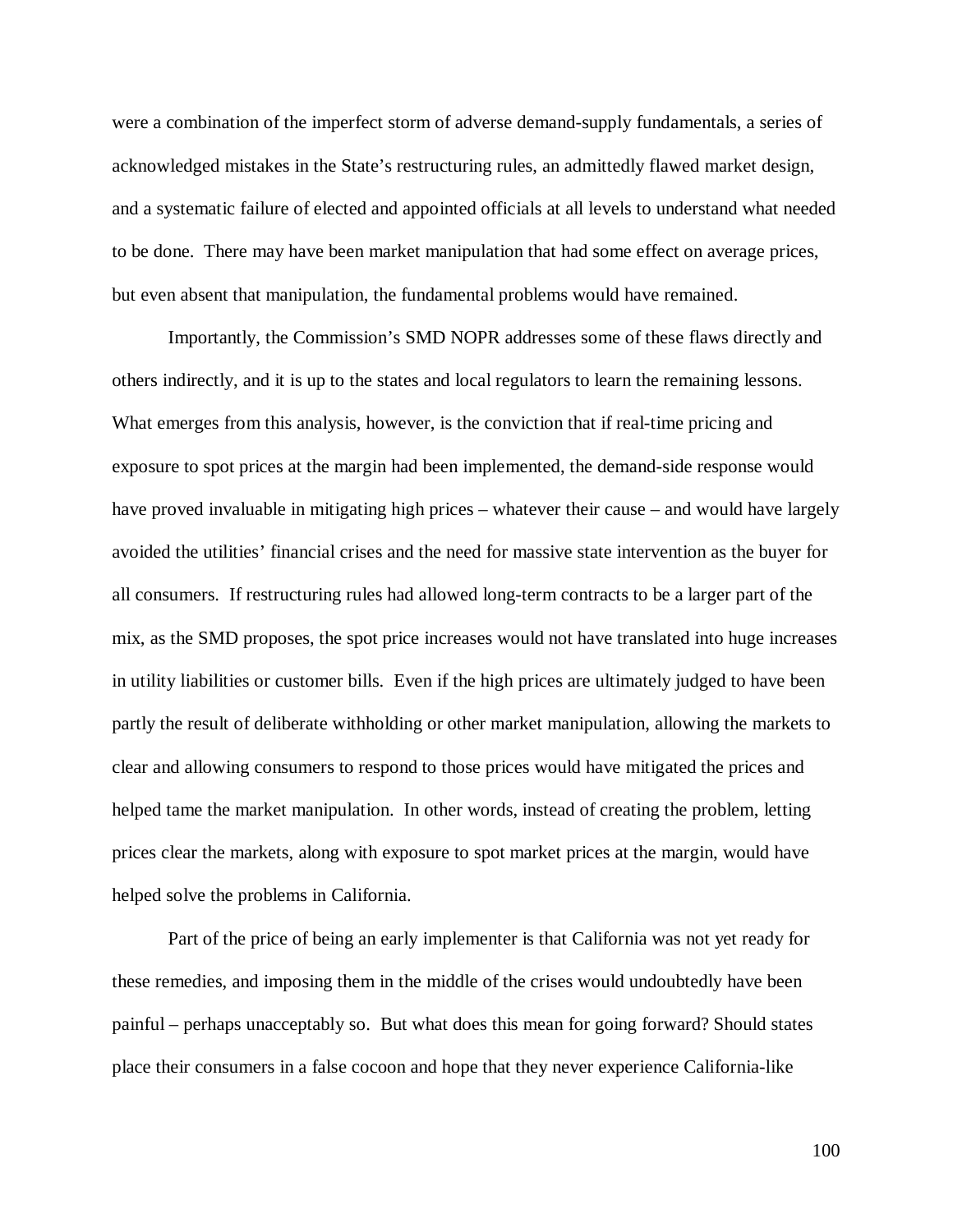were a combination of the imperfect storm of adverse demand-supply fundamentals, a series of acknowledged mistakes in the State's restructuring rules, an admittedly flawed market design, and a systematic failure of elected and appointed officials at all levels to understand what needed to be done. There may have been market manipulation that had some effect on average prices, but even absent that manipulation, the fundamental problems would have remained.

Importantly, the Commission's SMD NOPR addresses some of these flaws directly and others indirectly, and it is up to the states and local regulators to learn the remaining lessons. What emerges from this analysis, however, is the conviction that if real-time pricing and exposure to spot prices at the margin had been implemented, the demand-side response would have proved invaluable in mitigating high prices – whatever their cause – and would have largely avoided the utilities' financial crises and the need for massive state intervention as the buyer for all consumers. If restructuring rules had allowed long-term contracts to be a larger part of the mix, as the SMD proposes, the spot price increases would not have translated into huge increases in utility liabilities or customer bills. Even if the high prices are ultimately judged to have been partly the result of deliberate withholding or other market manipulation, allowing the markets to clear and allowing consumers to respond to those prices would have mitigated the prices and helped tame the market manipulation. In other words, instead of creating the problem, letting prices clear the markets, along with exposure to spot market prices at the margin, would have helped solve the problems in California.

Part of the price of being an early implementer is that California was not yet ready for these remedies, and imposing them in the middle of the crises would undoubtedly have been painful – perhaps unacceptably so. But what does this mean for going forward? Should states place their consumers in a false cocoon and hope that they never experience California-like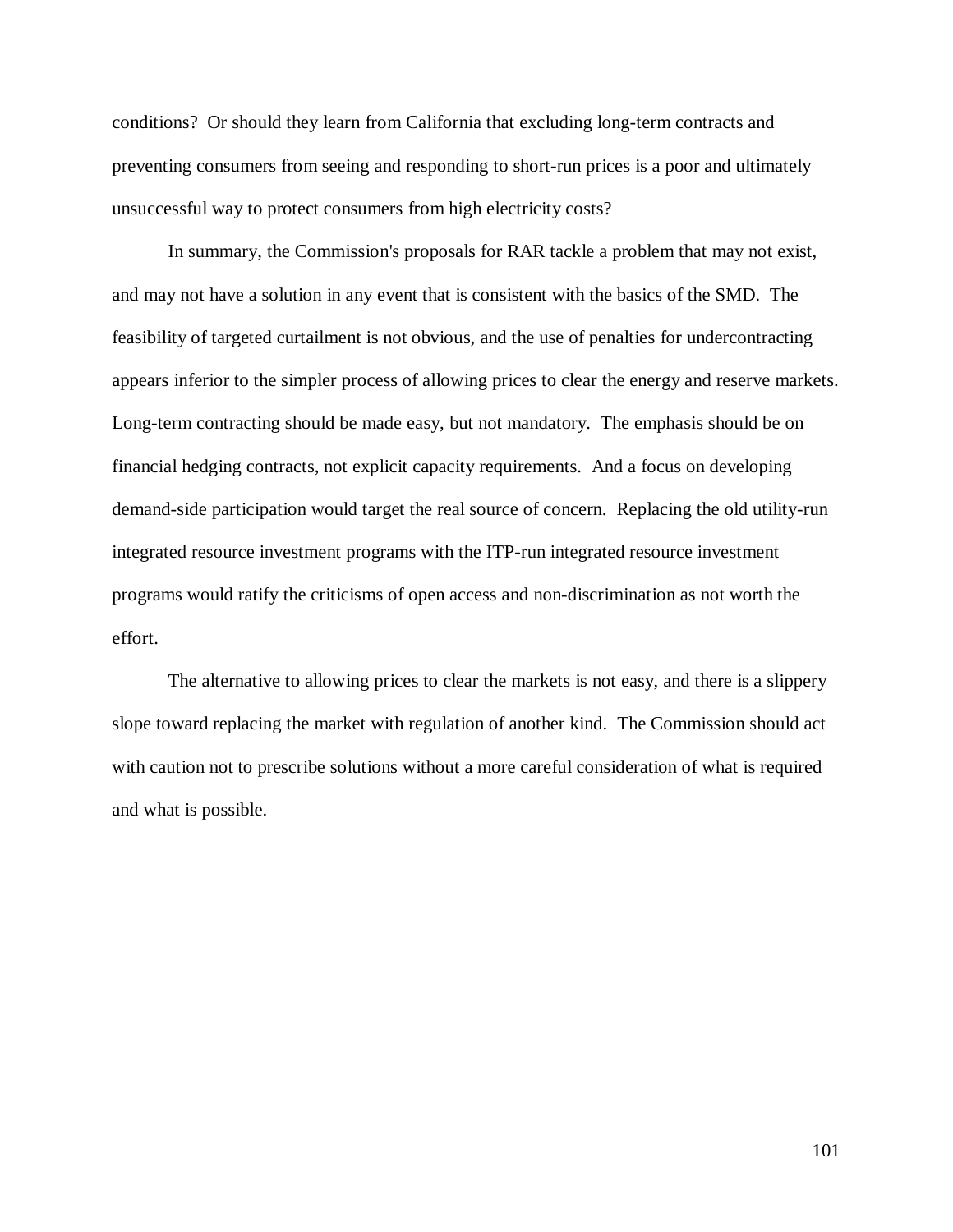conditions? Or should they learn from California that excluding long-term contracts and preventing consumers from seeing and responding to short-run prices is a poor and ultimately unsuccessful way to protect consumers from high electricity costs?

In summary, the Commission's proposals for RAR tackle a problem that may not exist, and may not have a solution in any event that is consistent with the basics of the SMD. The feasibility of targeted curtailment is not obvious, and the use of penalties for undercontracting appears inferior to the simpler process of allowing prices to clear the energy and reserve markets. Long-term contracting should be made easy, but not mandatory. The emphasis should be on financial hedging contracts, not explicit capacity requirements. And a focus on developing demand-side participation would target the real source of concern. Replacing the old utility-run integrated resource investment programs with the ITP-run integrated resource investment programs would ratify the criticisms of open access and non-discrimination as not worth the effort.

The alternative to allowing prices to clear the markets is not easy, and there is a slippery slope toward replacing the market with regulation of another kind. The Commission should act with caution not to prescribe solutions without a more careful consideration of what is required and what is possible.